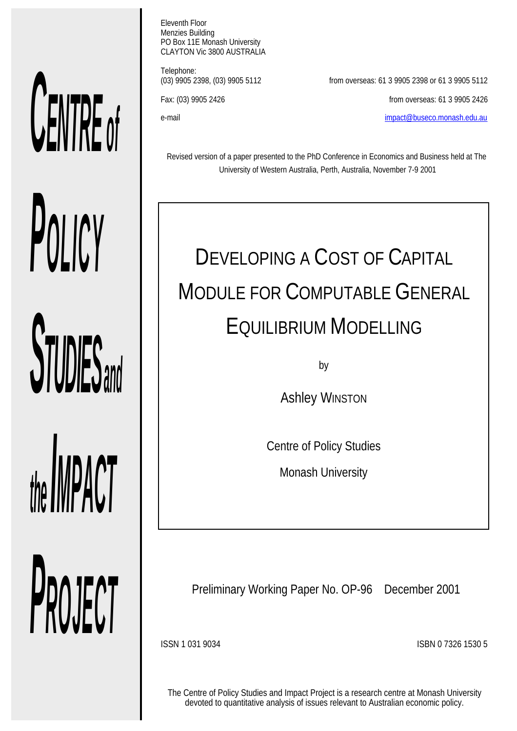CENTRE of POLICY STUDIES and the IMPACT PROJECT

Eleventh Floor
Menzies Building
PO Box 11E Monash University
CLAYTON Vic 3800 AUSTRALIA

Telephone:
(03) 9905 2398, (03) 9905 5112 from overseas: 61 3 9905 2398 or 61 3 9905 5112

Fax: (03) 9905 2426 from overseas: 61 3 9905 2426

e-mail impact@buseco.monash.edu.au

Revised version of a paper presented to the PhD Conference in Economics and Business held at The University of Western Australia, Perth, Australia, November 7-9 2001

# DEVELOPING A COST OF CAPITAL MODULE FOR COMPUTABLE GENERAL EQUILIBRIUM MODELLING

by

Ashley WINSTON

Centre of Policy Studies

Monash University

Preliminary Working Paper No. OP-96 December 2001

ISSN 1 031 9034 ISBN 0 7326 1530 5

The Centre of Policy Studies and Impact Project is a research centre at Monash University devoted to quantitative analysis of issues relevant to Australian economic policy.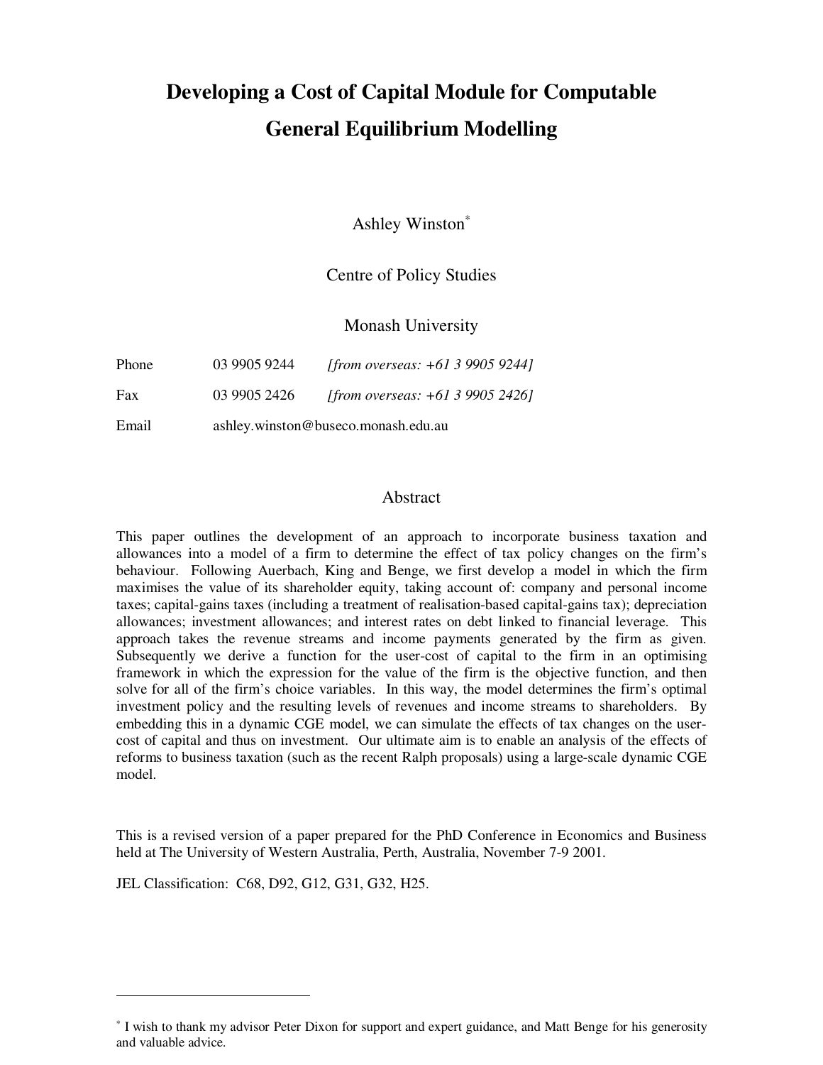# Developing a Cost of Capital Module for Computable General Equilibrium Modelling

Ashley Winston[*]

Centre of Policy Studies

Monash University

Phone 03 9905 9244 *[from overseas: +61 3 9905 9244]*

Fax 03 9905 2426 *[from overseas: +61 3 9905 2426]*

Email ashley.winston@buseco.monash.edu.au

## Abstract

This paper outlines the development of an approach to incorporate business taxation and allowances into a model of a firm to determine the effect of tax policy changes on the firm's behaviour. Following Auerbach, King and Benge, we first develop a model in which the firm maximises the value of its shareholder equity, taking account of: company and personal income taxes; capital-gains taxes (including a treatment of realisation-based capital-gains tax); depreciation allowances; investment allowances; and interest rates on debt linked to financial leverage. This approach takes the revenue streams and income payments generated by the firm as given. Subsequently we derive a function for the user-cost of capital to the firm in an optimising framework in which the expression for the value of the firm is the objective function, and then solve for all of the firm's choice variables. In this way, the model determines the firm's optimal investment policy and the resulting levels of revenues and income streams to shareholders. By embedding this in a dynamic CGE model, we can simulate the effects of tax changes on the user-cost of capital and thus on investment. Our ultimate aim is to enable an analysis of the effects of reforms to business taxation (such as the recent Ralph proposals) using a large-scale dynamic CGE model.

This is a revised version of a paper prepared for the PhD Conference in Economics and Business held at The University of Western Australia, Perth, Australia, November 7-9 2001.

JEL Classification: C68, D92, G12, G31, G32, H25.

---

[*] I wish to thank my advisor Peter Dixon for support and expert guidance, and Matt Benge for his generosity and valuable advice.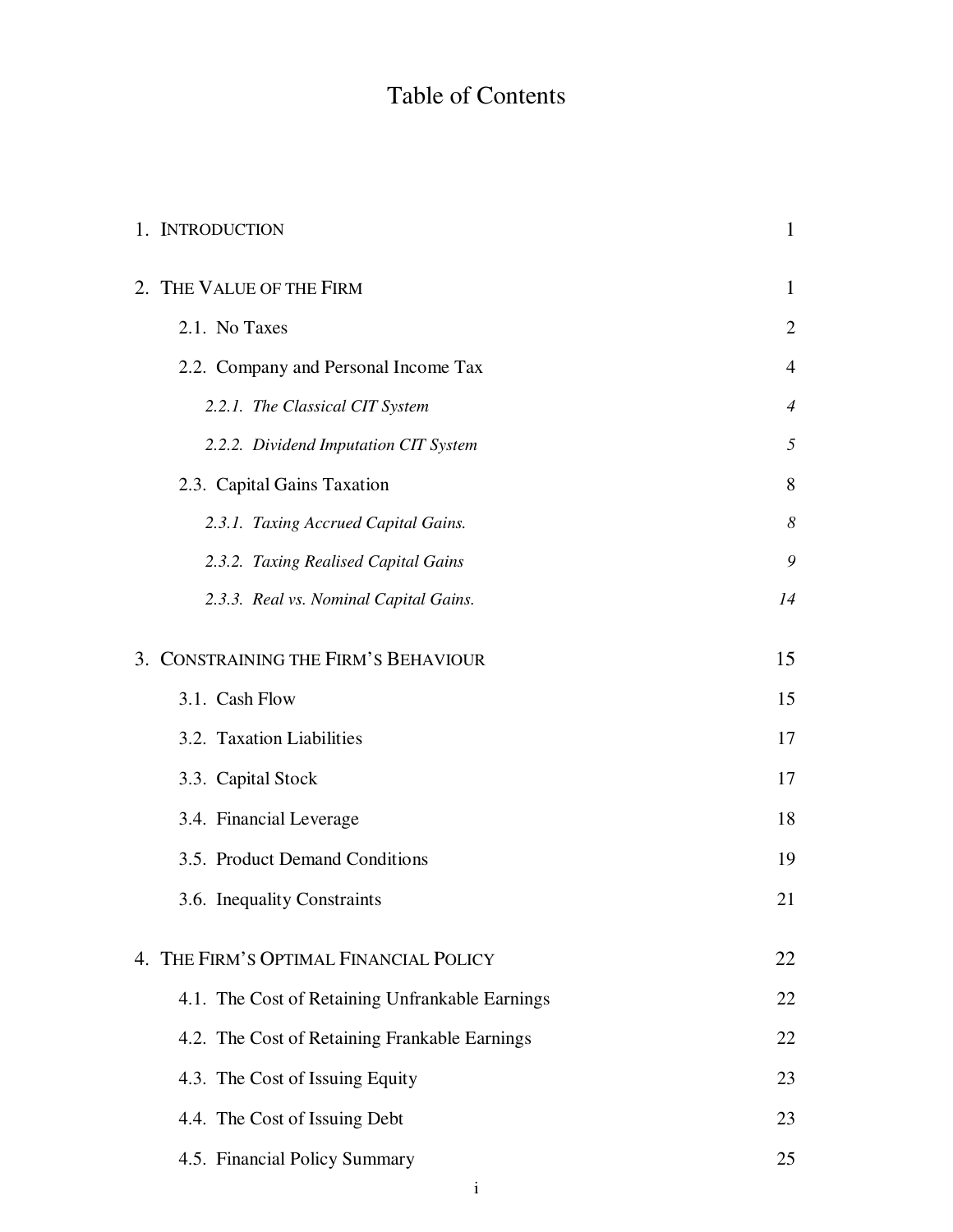# Table of Contents

| | |
|---|---|
| 1. INTRODUCTION | 1 |
| 2. THE VALUE OF THE FIRM | 1 |
| 2.1. No Taxes | 2 |
| 2.2. Company and Personal Income Tax | 4 |
| *2.2.1. The Classical CIT System* | *4* |
| *2.2.2. Dividend Imputation CIT System* | *5* |
| 2.3. Capital Gains Taxation | 8 |
| *2.3.1. Taxing Accrued Capital Gains.* | *8* |
| *2.3.2. Taxing Realised Capital Gains* | *9* |
| *2.3.3. Real vs. Nominal Capital Gains.* | *14* |
| 3. CONSTRAINING THE FIRM'S BEHAVIOUR | 15 |
| 3.1. Cash Flow | 15 |
| 3.2. Taxation Liabilities | 17 |
| 3.3. Capital Stock | 17 |
| 3.4. Financial Leverage | 18 |
| 3.5. Product Demand Conditions | 19 |
| 3.6. Inequality Constraints | 21 |
| 4. THE FIRM'S OPTIMAL FINANCIAL POLICY | 22 |
| 4.1. The Cost of Retaining Unfrankable Earnings | 22 |
| 4.2. The Cost of Retaining Frankable Earnings | 22 |
| 4.3. The Cost of Issuing Equity | 23 |
| 4.4. The Cost of Issuing Debt | 23 |
| 4.5. Financial Policy Summary | 25 |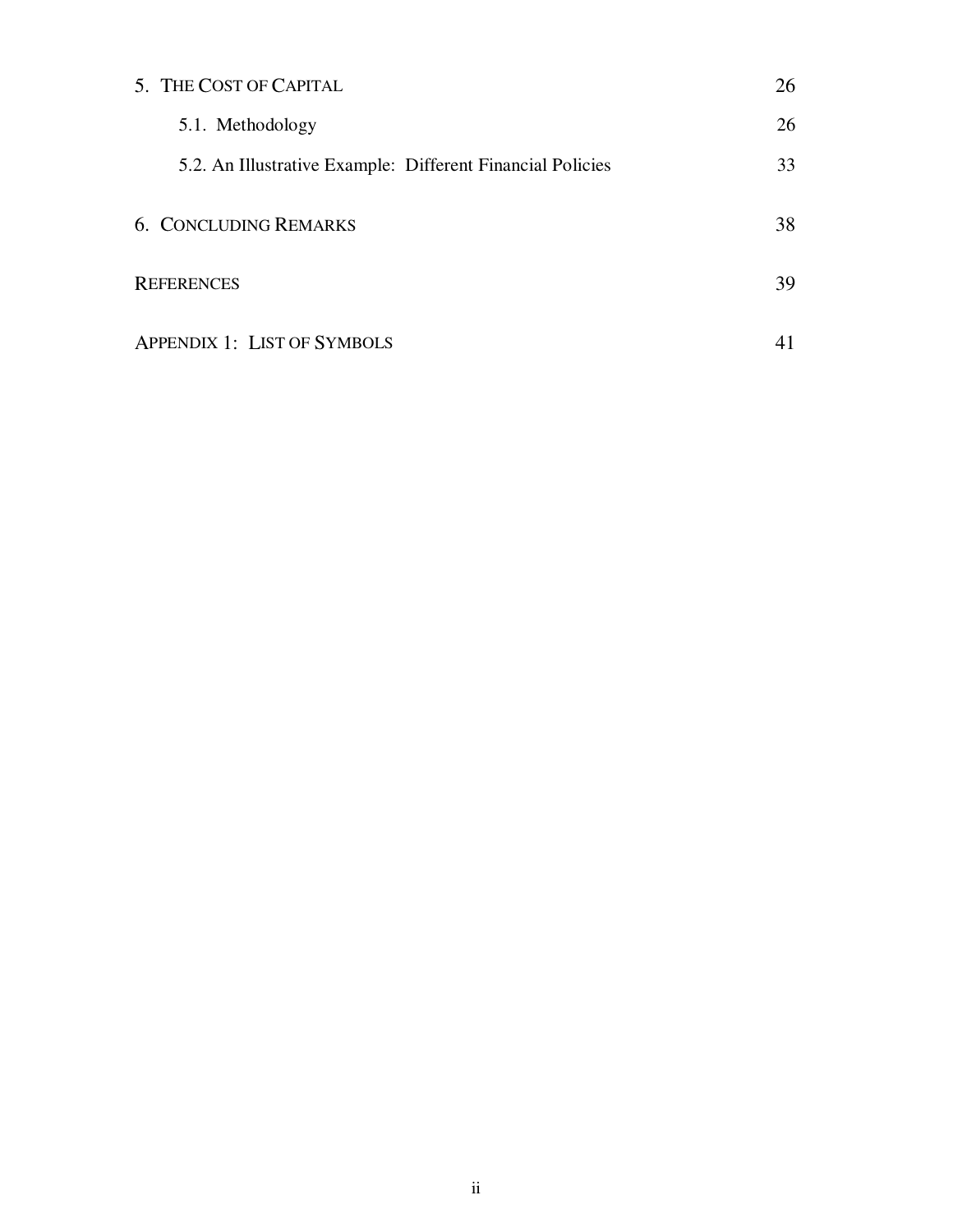| | |
|---|---|
| 5. THE COST OF CAPITAL | 26 |
| 5.1. Methodology | 26 |
| 5.2. An Illustrative Example: Different Financial Policies | 33 |
| 6. CONCLUDING REMARKS | 38 |
| REFERENCES | 39 |
| APPENDIX 1: LIST OF SYMBOLS | 41 |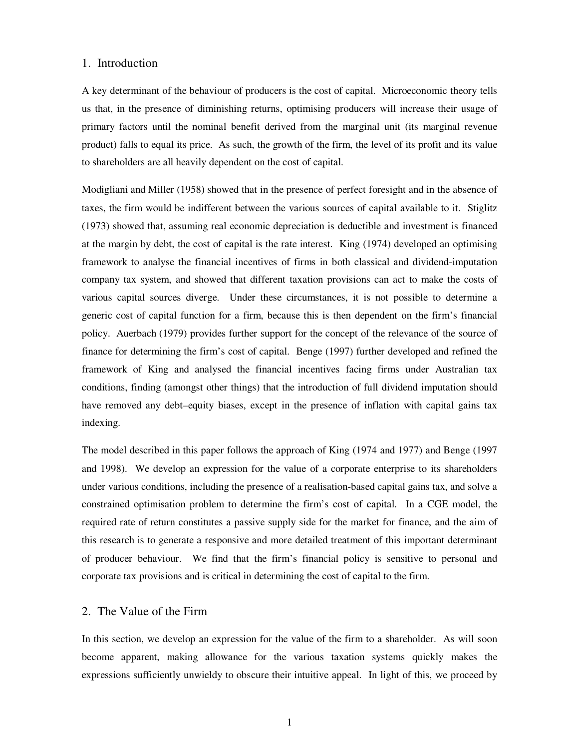## 1. Introduction

A key determinant of the behaviour of producers is the cost of capital. Microeconomic theory tells us that, in the presence of diminishing returns, optimising producers will increase their usage of primary factors until the nominal benefit derived from the marginal unit (its marginal revenue product) falls to equal its price. As such, the growth of the firm, the level of its profit and its value to shareholders are all heavily dependent on the cost of capital.

Modigliani and Miller (1958) showed that in the presence of perfect foresight and in the absence of taxes, the firm would be indifferent between the various sources of capital available to it. Stiglitz (1973) showed that, assuming real economic depreciation is deductible and investment is financed at the margin by debt, the cost of capital is the rate interest. King (1974) developed an optimising framework to analyse the financial incentives of firms in both classical and dividend-imputation company tax system, and showed that different taxation provisions can act to make the costs of various capital sources diverge. Under these circumstances, it is not possible to determine a generic cost of capital function for a firm, because this is then dependent on the firm's financial policy. Auerbach (1979) provides further support for the concept of the relevance of the source of finance for determining the firm's cost of capital. Benge (1997) further developed and refined the framework of King and analysed the financial incentives facing firms under Australian tax conditions, finding (amongst other things) that the introduction of full dividend imputation should have removed any debt–equity biases, except in the presence of inflation with capital gains tax indexing.

The model described in this paper follows the approach of King (1974 and 1977) and Benge (1997 and 1998). We develop an expression for the value of a corporate enterprise to its shareholders under various conditions, including the presence of a realisation-based capital gains tax, and solve a constrained optimisation problem to determine the firm's cost of capital. In a CGE model, the required rate of return constitutes a passive supply side for the market for finance, and the aim of this research is to generate a responsive and more detailed treatment of this important determinant of producer behaviour. We find that the firm's financial policy is sensitive to personal and corporate tax provisions and is critical in determining the cost of capital to the firm.

## 2. The Value of the Firm

In this section, we develop an expression for the value of the firm to a shareholder. As will soon become apparent, making allowance for the various taxation systems quickly makes the expressions sufficiently unwieldy to obscure their intuitive appeal. In light of this, we proceed by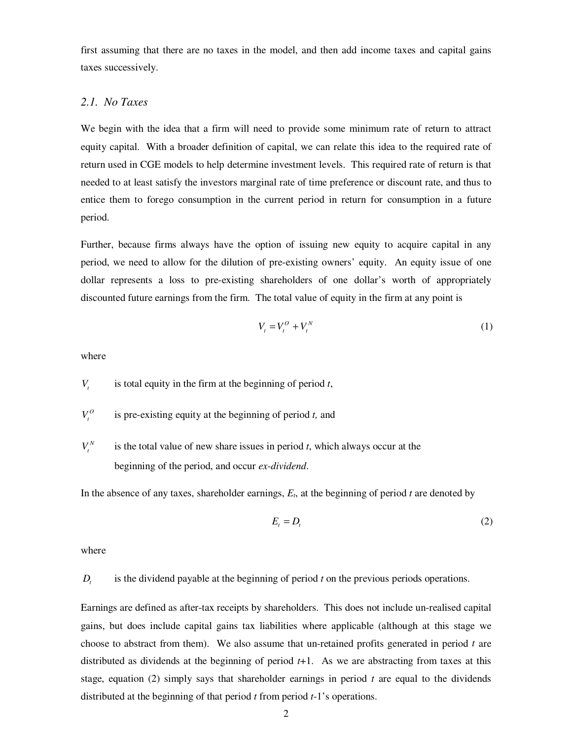first assuming that there are no taxes in the model, and then add income taxes and capital gains taxes successively.

### 2.1. *No Taxes*

We begin with the idea that a firm will need to provide some minimum rate of return to attract equity capital. With a broader definition of capital, we can relate this idea to the required rate of return used in CGE models to help determine investment levels. This required rate of return is that needed to at least satisfy the investors marginal rate of time preference or discount rate, and thus to entice them to forego consumption in the current period in return for consumption in a future period.

Further, because firms always have the option of issuing new equity to acquire capital in any period, we need to allow for the dilution of pre-existing owners' equity. An equity issue of one dollar represents a loss to pre-existing shareholders of one dollar's worth of appropriately discounted future earnings from the firm. The total value of equity in the firm at any point is

$$V_t = V_t^O + V_t^N \tag{1}$$

where

$V_t$ is total equity in the firm at the beginning of period $t$,

$V_t^O$ is pre-existing equity at the beginning of period $t$, and

$V_t^N$ is the total value of new share issues in period $t$, which always occur at the beginning of the period, and occur *ex-dividend*.

In the absence of any taxes, shareholder earnings, $E_t$, at the beginning of period $t$ are denoted by

$$E_t = D_t \tag{2}$$

where

$D_t$ is the dividend payable at the beginning of period $t$ on the previous periods operations.

Earnings are defined as after-tax receipts by shareholders. This does not include un-realised capital gains, but does include capital gains tax liabilities where applicable (although at this stage we choose to abstract from them). We also assume that un-retained profits generated in period $t$ are distributed as dividends at the beginning of period $t$+1. As we are abstracting from taxes at this stage, equation (2) simply says that shareholder earnings in period $t$ are equal to the dividends distributed at the beginning of that period $t$ from period $t$-1's operations.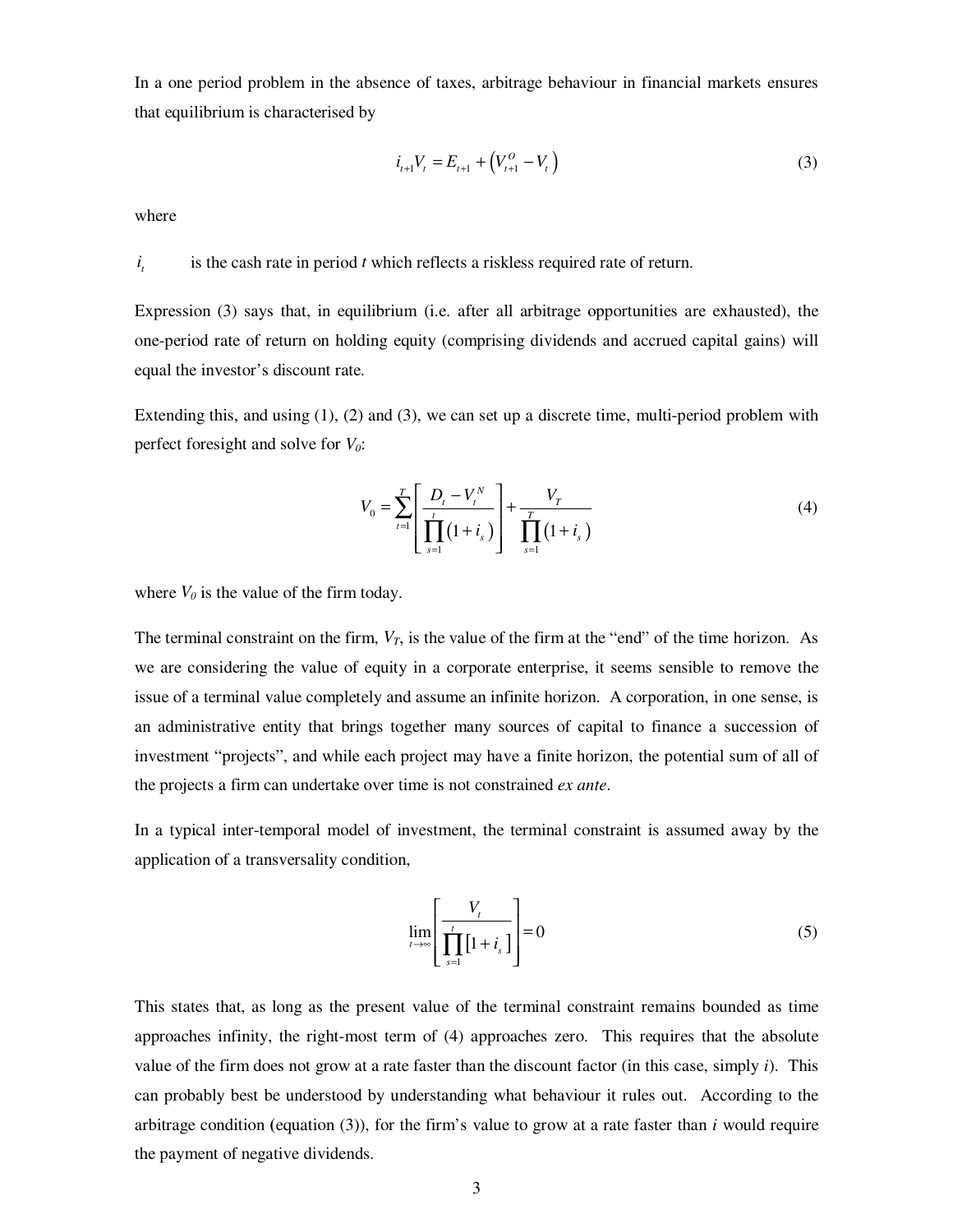In a one period problem in the absence of taxes, arbitrage behaviour in financial markets ensures that equilibrium is characterised by

$$i_{t+1}V_t = E_{t+1} + \left(V_{t+1}^O - V_t\right) \tag{3}$$

where

$i_t$ is the cash rate in period *t* which reflects a riskless required rate of return.

Expression (3) says that, in equilibrium (i.e. after all arbitrage opportunities are exhausted), the one-period rate of return on holding equity (comprising dividends and accrued capital gains) will equal the investor's discount rate.

Extending this, and using (1), (2) and (3), we can set up a discrete time, multi-period problem with perfect foresight and solve for $V_0$:

$$V_0 = \sum_{t=1}^{T}\left[\frac{D_t - V_t^N}{\prod_{s=1}^{t}(1+i_s)}\right] + \frac{V_T}{\prod_{s=1}^{T}(1+i_s)} \tag{4}$$

where $V_0$ is the value of the firm today.

The terminal constraint on the firm, $V_T$, is the value of the firm at the "end" of the time horizon. As we are considering the value of equity in a corporate enterprise, it seems sensible to remove the issue of a terminal value completely and assume an infinite horizon. A corporation, in one sense, is an administrative entity that brings together many sources of capital to finance a succession of investment "projects", and while each project may have a finite horizon, the potential sum of all of the projects a firm can undertake over time is not constrained *ex ante*.

In a typical inter-temporal model of investment, the terminal constraint is assumed away by the application of a transversality condition,

$$\lim_{t\to\infty}\left[\frac{V_t}{\prod_{s=1}^{t}[1+i_s]}\right] = 0 \tag{5}$$

This states that, as long as the present value of the terminal constraint remains bounded as time approaches infinity, the right-most term of (4) approaches zero. This requires that the absolute value of the firm does not grow at a rate faster than the discount factor (in this case, simply *i*). This can probably best be understood by understanding what behaviour it rules out. According to the arbitrage condition (equation (3)), for the firm's value to grow at a rate faster than *i* would require the payment of negative dividends.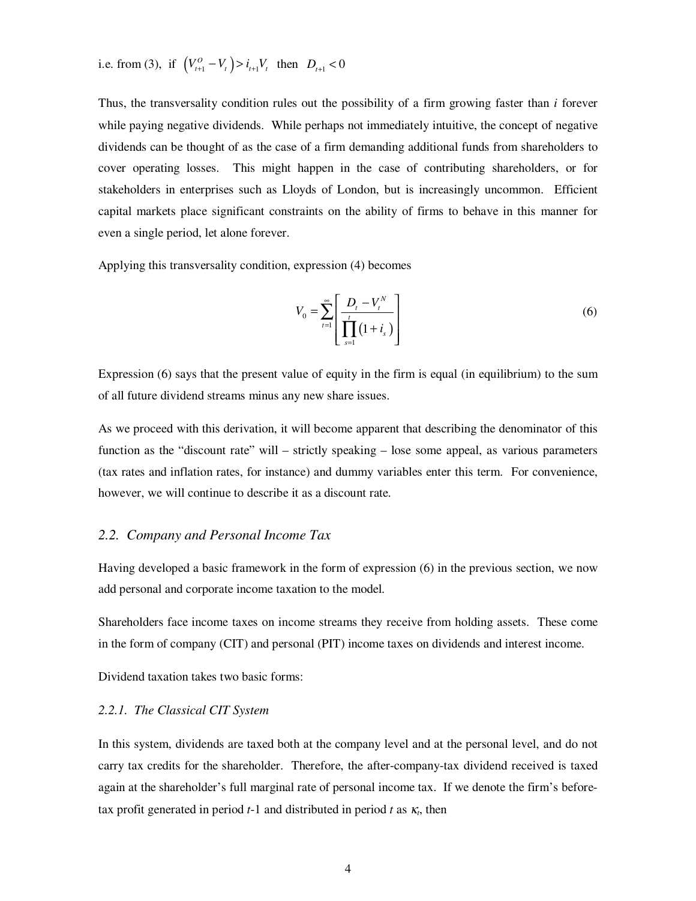i.e. from (3), if $\left(V_{t+1}^{O} - V_t\right) > i_{t+1} V_t$ then $D_{t+1} < 0$

Thus, the transversality condition rules out the possibility of a firm growing faster than *i* forever while paying negative dividends. While perhaps not immediately intuitive, the concept of negative dividends can be thought of as the case of a firm demanding additional funds from shareholders to cover operating losses. This might happen in the case of contributing shareholders, or for stakeholders in enterprises such as Lloyds of London, but is increasingly uncommon. Efficient capital markets place significant constraints on the ability of firms to behave in this manner for even a single period, let alone forever.

Applying this transversality condition, expression (4) becomes

$$V_0 = \sum_{t=1}^{\infty} \left[ \frac{D_t - V_t^N}{\prod_{s=1}^{t} \left(1 + i_s\right)} \right] \tag{6}$$

Expression (6) says that the present value of equity in the firm is equal (in equilibrium) to the sum of all future dividend streams minus any new share issues.

As we proceed with this derivation, it will become apparent that describing the denominator of this function as the "discount rate" will – strictly speaking – lose some appeal, as various parameters (tax rates and inflation rates, for instance) and dummy variables enter this term. For convenience, however, we will continue to describe it as a discount rate.

## *2.2. Company and Personal Income Tax*

Having developed a basic framework in the form of expression (6) in the previous section, we now add personal and corporate income taxation to the model.

Shareholders face income taxes on income streams they receive from holding assets. These come in the form of company (CIT) and personal (PIT) income taxes on dividends and interest income.

Dividend taxation takes two basic forms:

### *2.2.1. The Classical CIT System*

In this system, dividends are taxed both at the company level and at the personal level, and do not carry tax credits for the shareholder. Therefore, the after-company-tax dividend received is taxed again at the shareholder's full marginal rate of personal income tax. If we denote the firm's before-tax profit generated in period *t*-1 and distributed in period *t* as $\kappa_t$, then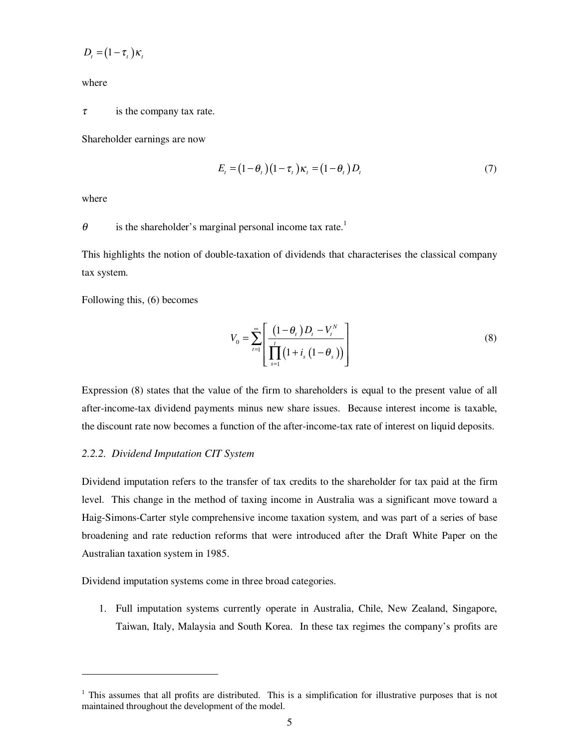$$D_t = (1-\tau_t)\kappa_t$$

where

$\tau$ is the company tax rate.

Shareholder earnings are now

$$E_t = (1-\theta_t)(1-\tau_t)\kappa_t = (1-\theta_t)D_t \tag{7}$$

where

$\theta$ is the shareholder's marginal personal income tax rate.[1]

This highlights the notion of double-taxation of dividends that characterises the classical company tax system.

Following this, (6) becomes

$$V_0 = \sum_{t=1}^{\infty}\left[\frac{(1-\theta_t)D_t - V_t^N}{\prod_{s=1}^{t}\left(1+i_s(1-\theta_s)\right)}\right] \tag{8}$$

Expression (8) states that the value of the firm to shareholders is equal to the present value of all after-income-tax dividend payments minus new share issues. Because interest income is taxable, the discount rate now becomes a function of the after-income-tax rate of interest on liquid deposits.

*2.2.2. Dividend Imputation CIT System*

Dividend imputation refers to the transfer of tax credits to the shareholder for tax paid at the firm level. This change in the method of taxing income in Australia was a significant move toward a Haig-Simons-Carter style comprehensive income taxation system, and was part of a series of base broadening and rate reduction reforms that were introduced after the Draft White Paper on the Australian taxation system in 1985.

Dividend imputation systems come in three broad categories.

1. Full imputation systems currently operate in Australia, Chile, New Zealand, Singapore, Taiwan, Italy, Malaysia and South Korea. In these tax regimes the company's profits are

[1] This assumes that all profits are distributed. This is a simplification for illustrative purposes that is not maintained throughout the development of the model.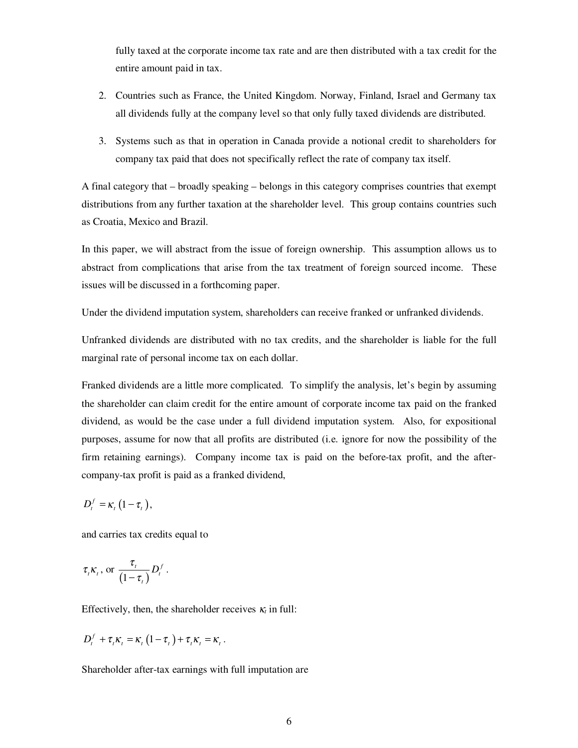fully taxed at the corporate income tax rate and are then distributed with a tax credit for the entire amount paid in tax.

2. Countries such as France, the United Kingdom. Norway, Finland, Israel and Germany tax all dividends fully at the company level so that only fully taxed dividends are distributed.

3. Systems such as that in operation in Canada provide a notional credit to shareholders for company tax paid that does not specifically reflect the rate of company tax itself.

A final category that – broadly speaking – belongs in this category comprises countries that exempt distributions from any further taxation at the shareholder level. This group contains countries such as Croatia, Mexico and Brazil.

In this paper, we will abstract from the issue of foreign ownership. This assumption allows us to abstract from complications that arise from the tax treatment of foreign sourced income. These issues will be discussed in a forthcoming paper.

Under the dividend imputation system, shareholders can receive franked or unfranked dividends.

Unfranked dividends are distributed with no tax credits, and the shareholder is liable for the full marginal rate of personal income tax on each dollar.

Franked dividends are a little more complicated. To simplify the analysis, let's begin by assuming the shareholder can claim credit for the entire amount of corporate income tax paid on the franked dividend, as would be the case under a full dividend imputation system. Also, for expositional purposes, assume for now that all profits are distributed (i.e. ignore for now the possibility of the firm retaining earnings). Company income tax is paid on the before-tax profit, and the after-company-tax profit is paid as a franked dividend,

$$D_t^f = \kappa_t \left(1 - \tau_t\right),$$

and carries tax credits equal to

$$\tau_t \kappa_t \text{, or } \frac{\tau_t}{\left(1 - \tau_t\right)} D_t^f .$$

Effectively, then, the shareholder receives $\kappa_t$ in full:

$$D_t^f + \tau_t \kappa_t = \kappa_t \left(1 - \tau_t\right) + \tau_t \kappa_t = \kappa_t .$$

Shareholder after-tax earnings with full imputation are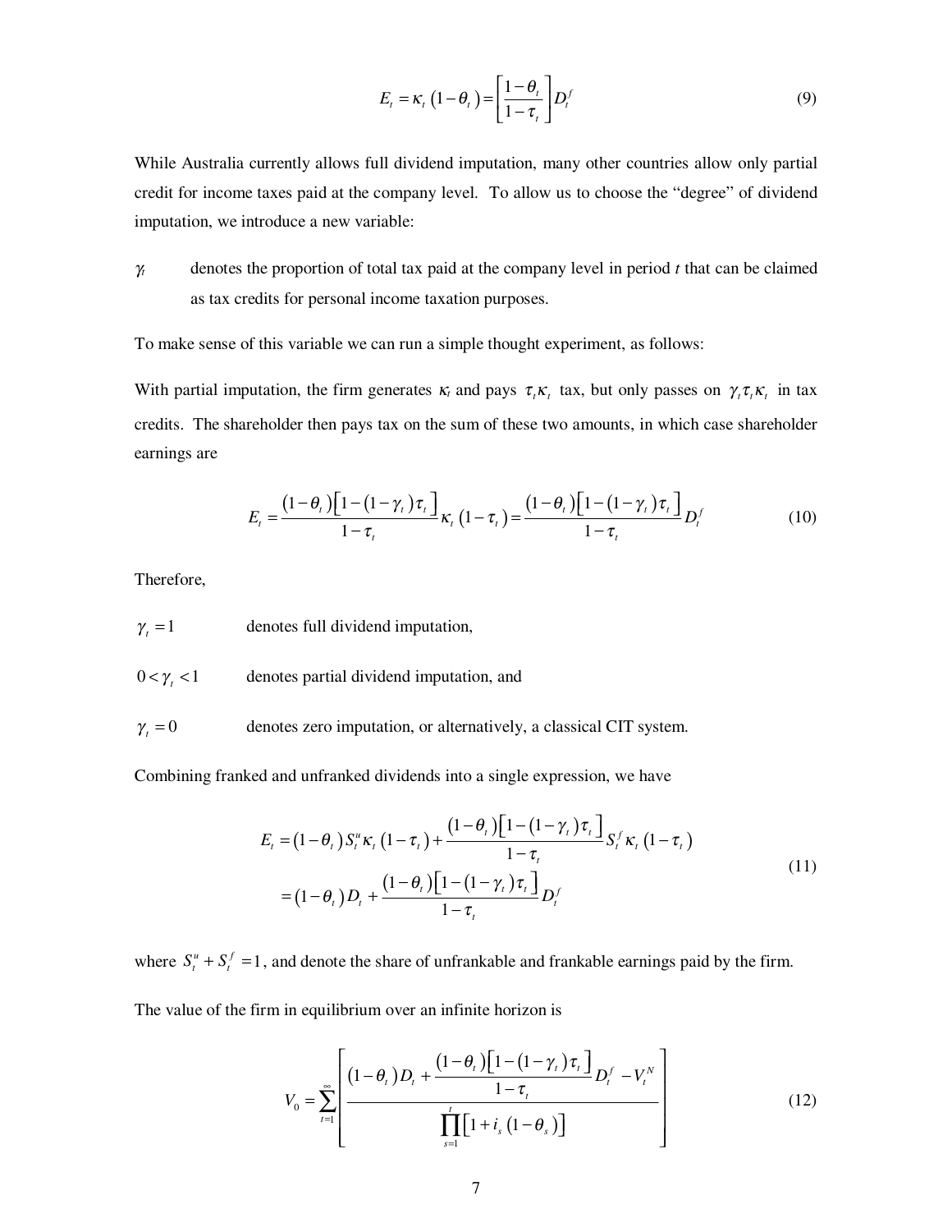$$E_t = \kappa_t \left(1-\theta_t\right) = \left[\frac{1-\theta_t}{1-\tau_t}\right] D_t^f \tag{9}$$

While Australia currently allows full dividend imputation, many other countries allow only partial credit for income taxes paid at the company level. To allow us to choose the "degree" of dividend imputation, we introduce a new variable:

$\gamma_t$ denotes the proportion of total tax paid at the company level in period $t$ that can be claimed as tax credits for personal income taxation purposes.

To make sense of this variable we can run a simple thought experiment, as follows:

With partial imputation, the firm generates $\kappa_t$ and pays $\tau_t \kappa_t$ tax, but only passes on $\gamma_t \tau_t \kappa_t$ in tax credits. The shareholder then pays tax on the sum of these two amounts, in which case shareholder earnings are

$$E_t = \frac{\left(1-\theta_t\right)\left[1-\left(1-\gamma_t\right)\tau_t\right]}{1-\tau_t} \kappa_t \left(1-\tau_t\right) = \frac{\left(1-\theta_t\right)\left[1-\left(1-\gamma_t\right)\tau_t\right]}{1-\tau_t} D_t^f \tag{10}$$

Therefore,

$\gamma_t = 1$ denotes full dividend imputation,

$0 < \gamma_t < 1$ denotes partial dividend imputation, and

$\gamma_t = 0$ denotes zero imputation, or alternatively, a classical CIT system.

Combining franked and unfranked dividends into a single expression, we have

$$\begin{aligned} E_t &= \left(1-\theta_t\right) S_t^u \kappa_t \left(1-\tau_t\right) + \frac{\left(1-\theta_t\right)\left[1-\left(1-\gamma_t\right)\tau_t\right]}{1-\tau_t} S_t^f \kappa_t \left(1-\tau_t\right) \\ &= \left(1-\theta_t\right) D_t + \frac{\left(1-\theta_t\right)\left[1-\left(1-\gamma_t\right)\tau_t\right]}{1-\tau_t} D_t^f \end{aligned} \tag{11}$$

where $S_t^u + S_t^f = 1$, and denote the share of unfrankable and frankable earnings paid by the firm.

The value of the firm in equilibrium over an infinite horizon is

$$V_0 = \sum_{t=1}^{\infty} \left[ \frac{\left(1-\theta_t\right) D_t + \dfrac{\left(1-\theta_t\right)\left[1-\left(1-\gamma_t\right)\tau_t\right]}{1-\tau_t} D_t^f - V_t^N}{\prod_{s=1}^{t} \left[1 + i_s \left(1-\theta_s\right)\right]} \right] \tag{12}$$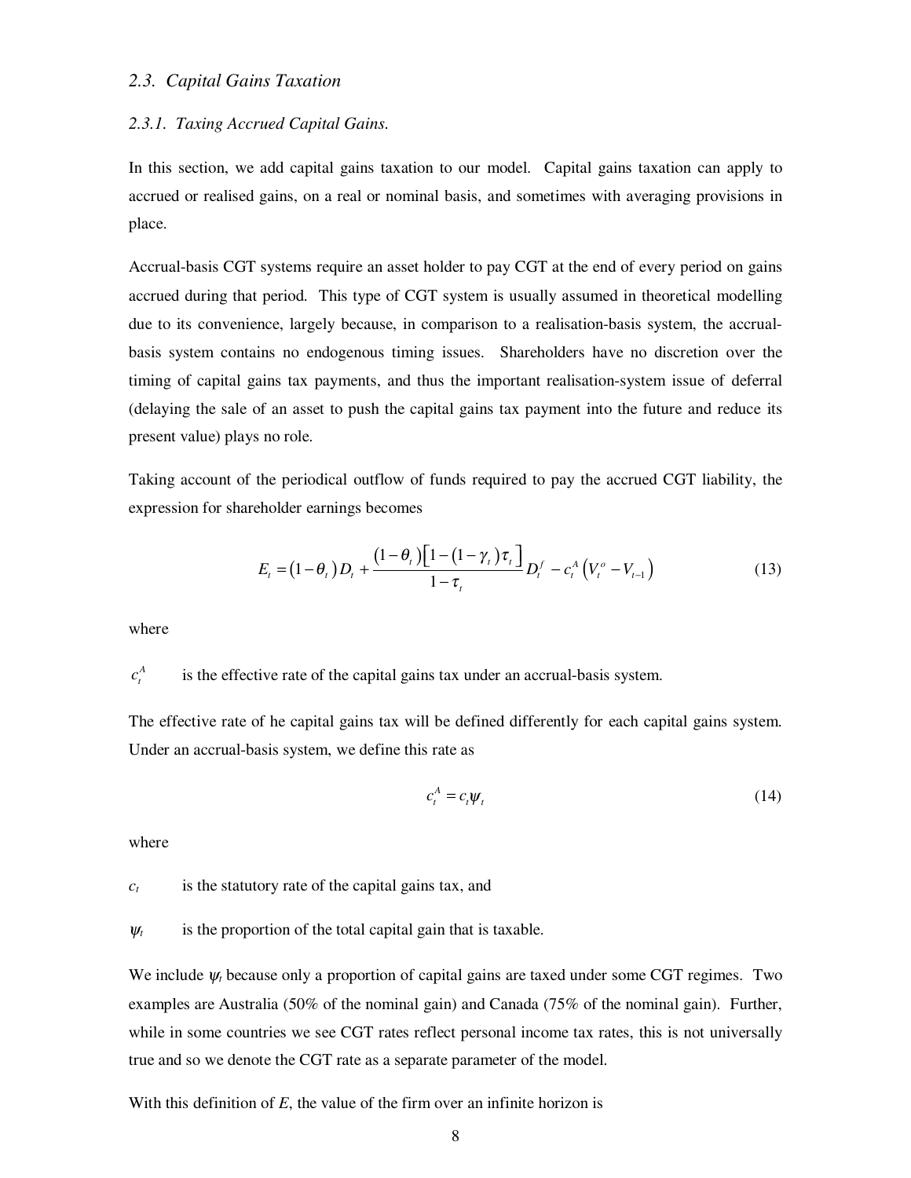### *2.3. Capital Gains Taxation*

#### *2.3.1. Taxing Accrued Capital Gains.*

In this section, we add capital gains taxation to our model. Capital gains taxation can apply to accrued or realised gains, on a real or nominal basis, and sometimes with averaging provisions in place.

Accrual-basis CGT systems require an asset holder to pay CGT at the end of every period on gains accrued during that period. This type of CGT system is usually assumed in theoretical modelling due to its convenience, largely because, in comparison to a realisation-basis system, the accrual-basis system contains no endogenous timing issues. Shareholders have no discretion over the timing of capital gains tax payments, and thus the important realisation-system issue of deferral (delaying the sale of an asset to push the capital gains tax payment into the future and reduce its present value) plays no role.

Taking account of the periodical outflow of funds required to pay the accrued CGT liability, the expression for shareholder earnings becomes

$$E_t = (1-\theta_t) D_t + \frac{(1-\theta_t)\left[1-(1-\gamma_t)\tau_t\right]}{1-\tau_t} D_t^f - c_t^A \left(V_t^o - V_{t-1}\right) \tag{13}$$

where

$c_t^A$ is the effective rate of the capital gains tax under an accrual-basis system.

The effective rate of he capital gains tax will be defined differently for each capital gains system. Under an accrual-basis system, we define this rate as

$$c_t^A = c_t \psi_t \tag{14}$$

where

$c_t$ is the statutory rate of the capital gains tax, and

$\psi_t$ is the proportion of the total capital gain that is taxable.

We include $\psi_t$ because only a proportion of capital gains are taxed under some CGT regimes. Two examples are Australia (50% of the nominal gain) and Canada (75% of the nominal gain). Further, while in some countries we see CGT rates reflect personal income tax rates, this is not universally true and so we denote the CGT rate as a separate parameter of the model.

With this definition of *E*, the value of the firm over an infinite horizon is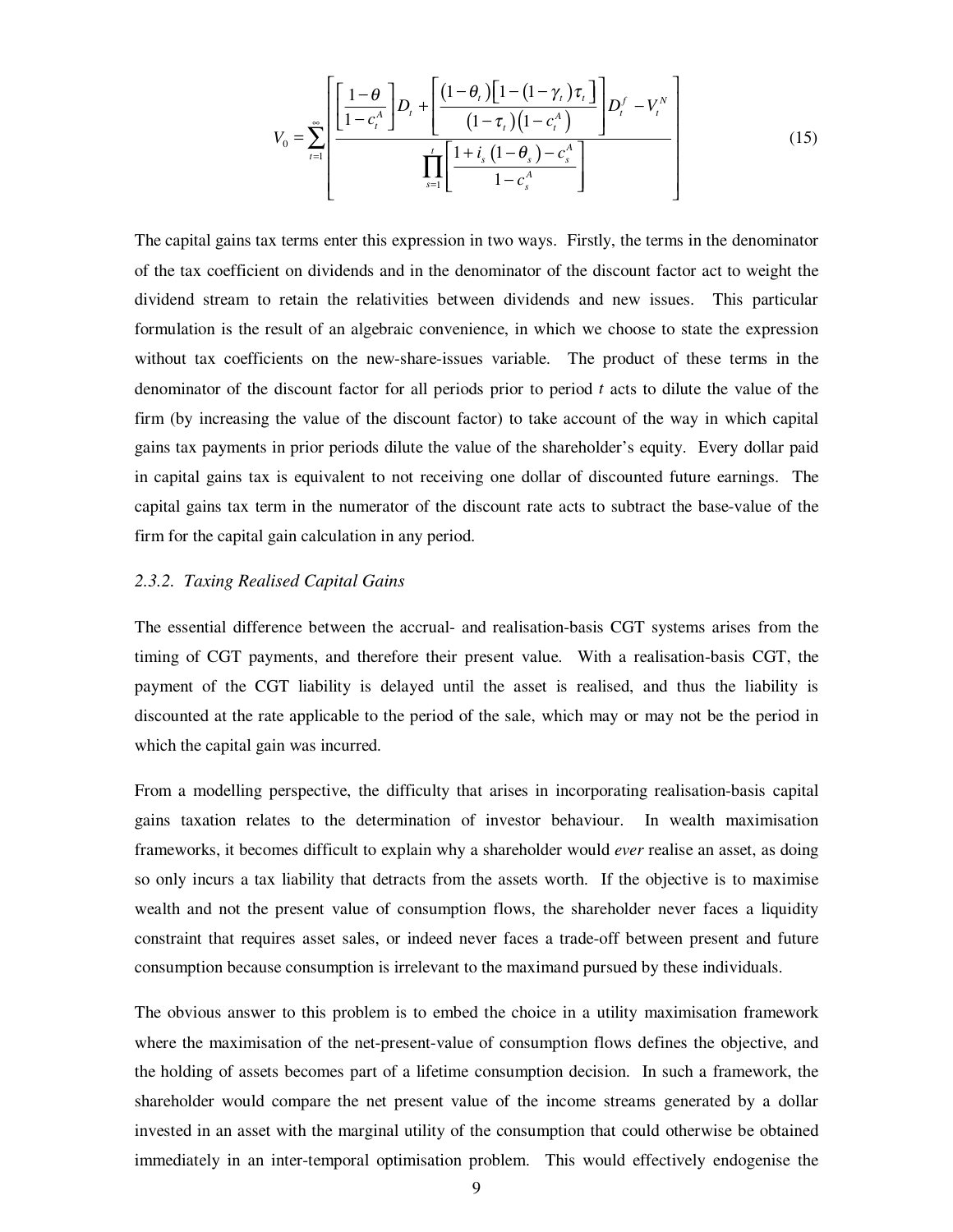$$V_0 = \sum_{t=1}^{\infty} \left[ \frac{\left[\frac{1-\theta}{1-c_t^A}\right] D_t + \left[\frac{(1-\theta_t)\left[1-(1-\gamma_t)\tau_t\right]}{(1-\tau_t)\left(1-c_t^A\right)}\right] D_t^f - V_t^N}{\prod_{s=1}^{t}\left[\frac{1+i_s(1-\theta_s)-c_s^A}{1-c_s^A}\right]} \right] \tag{15}$$

The capital gains tax terms enter this expression in two ways. Firstly, the terms in the denominator of the tax coefficient on dividends and in the denominator of the discount factor act to weight the dividend stream to retain the relativities between dividends and new issues. This particular formulation is the result of an algebraic convenience, in which we choose to state the expression without tax coefficients on the new-share-issues variable. The product of these terms in the denominator of the discount factor for all periods prior to period *t* acts to dilute the value of the firm (by increasing the value of the discount factor) to take account of the way in which capital gains tax payments in prior periods dilute the value of the shareholder's equity. Every dollar paid in capital gains tax is equivalent to not receiving one dollar of discounted future earnings. The capital gains tax term in the numerator of the discount rate acts to subtract the base-value of the firm for the capital gain calculation in any period.

### *2.3.2. Taxing Realised Capital Gains*

The essential difference between the accrual- and realisation-basis CGT systems arises from the timing of CGT payments, and therefore their present value. With a realisation-basis CGT, the payment of the CGT liability is delayed until the asset is realised, and thus the liability is discounted at the rate applicable to the period of the sale, which may or may not be the period in which the capital gain was incurred.

From a modelling perspective, the difficulty that arises in incorporating realisation-basis capital gains taxation relates to the determination of investor behaviour. In wealth maximisation frameworks, it becomes difficult to explain why a shareholder would *ever* realise an asset, as doing so only incurs a tax liability that detracts from the assets worth. If the objective is to maximise wealth and not the present value of consumption flows, the shareholder never faces a liquidity constraint that requires asset sales, or indeed never faces a trade-off between present and future consumption because consumption is irrelevant to the maximand pursued by these individuals.

The obvious answer to this problem is to embed the choice in a utility maximisation framework where the maximisation of the net-present-value of consumption flows defines the objective, and the holding of assets becomes part of a lifetime consumption decision. In such a framework, the shareholder would compare the net present value of the income streams generated by a dollar invested in an asset with the marginal utility of the consumption that could otherwise be obtained immediately in an inter-temporal optimisation problem. This would effectively endogenise the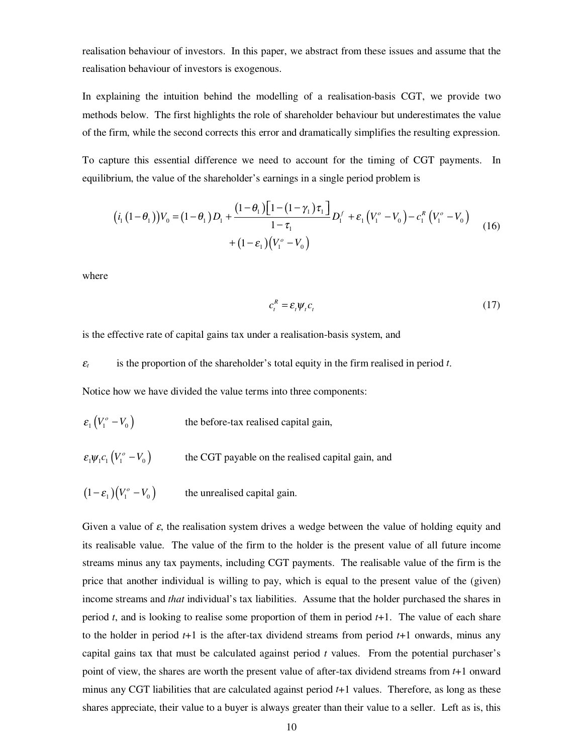realisation behaviour of investors. In this paper, we abstract from these issues and assume that the realisation behaviour of investors is exogenous.

In explaining the intuition behind the modelling of a realisation-basis CGT, we provide two methods below. The first highlights the role of shareholder behaviour but underestimates the value of the firm, while the second corrects this error and dramatically simplifies the resulting expression.

To capture this essential difference we need to account for the timing of CGT payments. In equilibrium, the value of the shareholder's earnings in a single period problem is

$$\left(i_1\left(1-\theta_1\right)\right)V_0=\left(1-\theta_1\right)D_1+\frac{\left(1-\theta_1\right)\left[1-\left(1-\gamma_1\right)\tau_1\right]}{1-\tau_1}D_1^f+\varepsilon_1\left(V_1^o-V_0\right)-c_1^R\left(V_1^o-V_0\right)+\left(1-\varepsilon_1\right)\left(V_1^o-V_0\right) \tag{16}$$

where

$$c_t^R=\varepsilon_t\psi_t c_t \tag{17}$$

is the effective rate of capital gains tax under a realisation-basis system, and

$\varepsilon_t$ is the proportion of the shareholder's total equity in the firm realised in period $t$.

Notice how we have divided the value terms into three components:

$\varepsilon_1\left(V_1^o-V_0\right)$ the before-tax realised capital gain,

$\varepsilon_1\psi_1 c_1\left(V_1^o-V_0\right)$ the CGT payable on the realised capital gain, and

$\left(1-\varepsilon_1\right)\left(V_1^o-V_0\right)$ the unrealised capital gain.

Given a value of $\varepsilon$, the realisation system drives a wedge between the value of holding equity and its realisable value. The value of the firm to the holder is the present value of all future income streams minus any tax payments, including CGT payments. The realisable value of the firm is the price that another individual is willing to pay, which is equal to the present value of the (given) income streams and *that* individual's tax liabilities. Assume that the holder purchased the shares in period $t$, and is looking to realise some proportion of them in period $t$+1. The value of each share to the holder in period $t$+1 is the after-tax dividend streams from period $t$+1 onwards, minus any capital gains tax that must be calculated against period $t$ values. From the potential purchaser's point of view, the shares are worth the present value of after-tax dividend streams from $t$+1 onward minus any CGT liabilities that are calculated against period $t$+1 values. Therefore, as long as these shares appreciate, their value to a buyer is always greater than their value to a seller. Left as is, this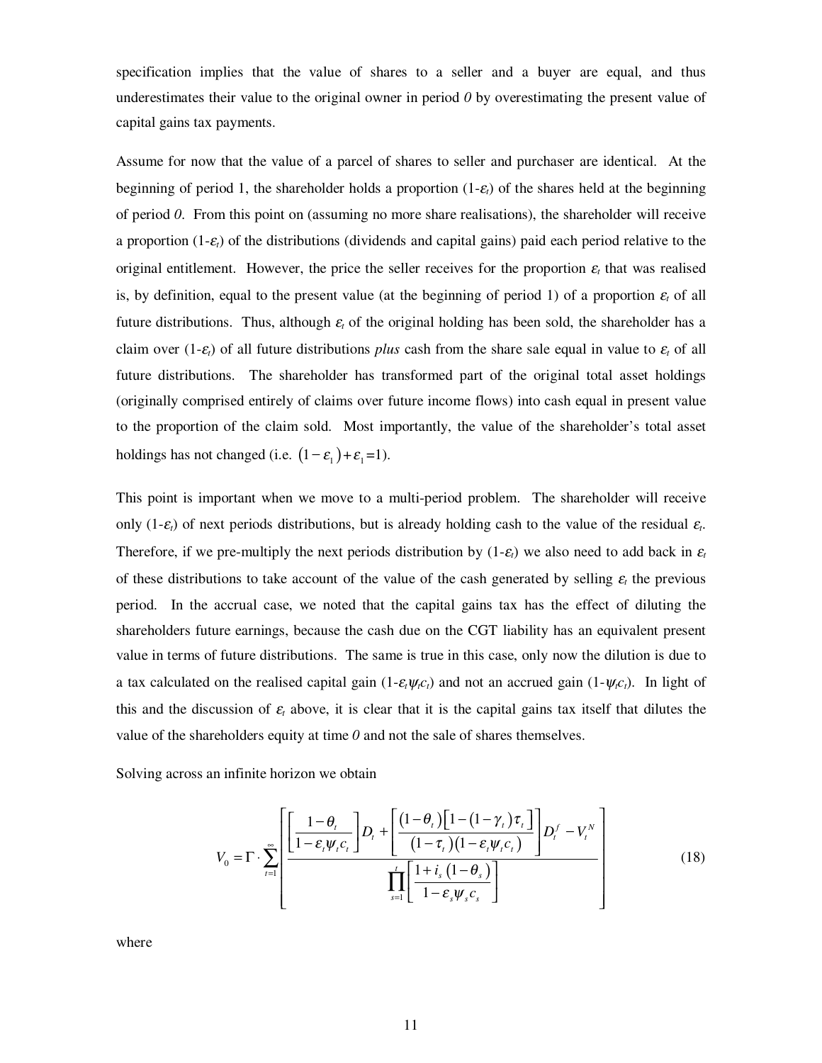specification implies that the value of shares to a seller and a buyer are equal, and thus underestimates their value to the original owner in period *0* by overestimating the present value of capital gains tax payments.

Assume for now that the value of a parcel of shares to seller and purchaser are identical. At the beginning of period 1, the shareholder holds a proportion $(1-\varepsilon_t)$ of the shares held at the beginning of period *0*. From this point on (assuming no more share realisations), the shareholder will receive a proportion $(1-\varepsilon_t)$ of the distributions (dividends and capital gains) paid each period relative to the original entitlement. However, the price the seller receives for the proportion $\varepsilon_t$ that was realised is, by definition, equal to the present value (at the beginning of period 1) of a proportion $\varepsilon_t$ of all future distributions. Thus, although $\varepsilon_t$ of the original holding has been sold, the shareholder has a claim over $(1-\varepsilon_t)$ of all future distributions *plus* cash from the share sale equal in value to $\varepsilon_t$ of all future distributions. The shareholder has transformed part of the original total asset holdings (originally comprised entirely of claims over future income flows) into cash equal in present value to the proportion of the claim sold. Most importantly, the value of the shareholder's total asset holdings has not changed (i.e. $(1-\varepsilon_1)+\varepsilon_1=1$).

This point is important when we move to a multi-period problem. The shareholder will receive only $(1-\varepsilon_t)$ of next periods distributions, but is already holding cash to the value of the residual $\varepsilon_t$. Therefore, if we pre-multiply the next periods distribution by $(1-\varepsilon_t)$ we also need to add back in $\varepsilon_t$ of these distributions to take account of the value of the cash generated by selling $\varepsilon_t$ the previous period. In the accrual case, we noted that the capital gains tax has the effect of diluting the shareholders future earnings, because the cash due on the CGT liability has an equivalent present value in terms of future distributions. The same is true in this case, only now the dilution is due to a tax calculated on the realised capital gain $(1-\varepsilon_t\psi_t c_t)$ and not an accrued gain $(1-\psi_t c_t)$. In light of this and the discussion of $\varepsilon_t$ above, it is clear that it is the capital gains tax itself that dilutes the value of the shareholders equity at time *0* and not the sale of shares themselves.

Solving across an infinite horizon we obtain

$$V_0 = \Gamma \cdot \sum_{t=1}^{\infty} \left[ \frac{\left[\dfrac{1-\theta_t}{1-\varepsilon_t\psi_t c_t}\right] D_t + \left[\dfrac{(1-\theta_t)\left[1-(1-\gamma_t)\tau_t\right]}{(1-\tau_t)(1-\varepsilon_t\psi_t c_t)}\right] D_t^f - V_t^N}{\prod_{s=1}^{t}\left[\dfrac{1+i_s(1-\theta_s)}{1-\varepsilon_s\psi_s c_s}\right]} \right] \tag{18}$$

where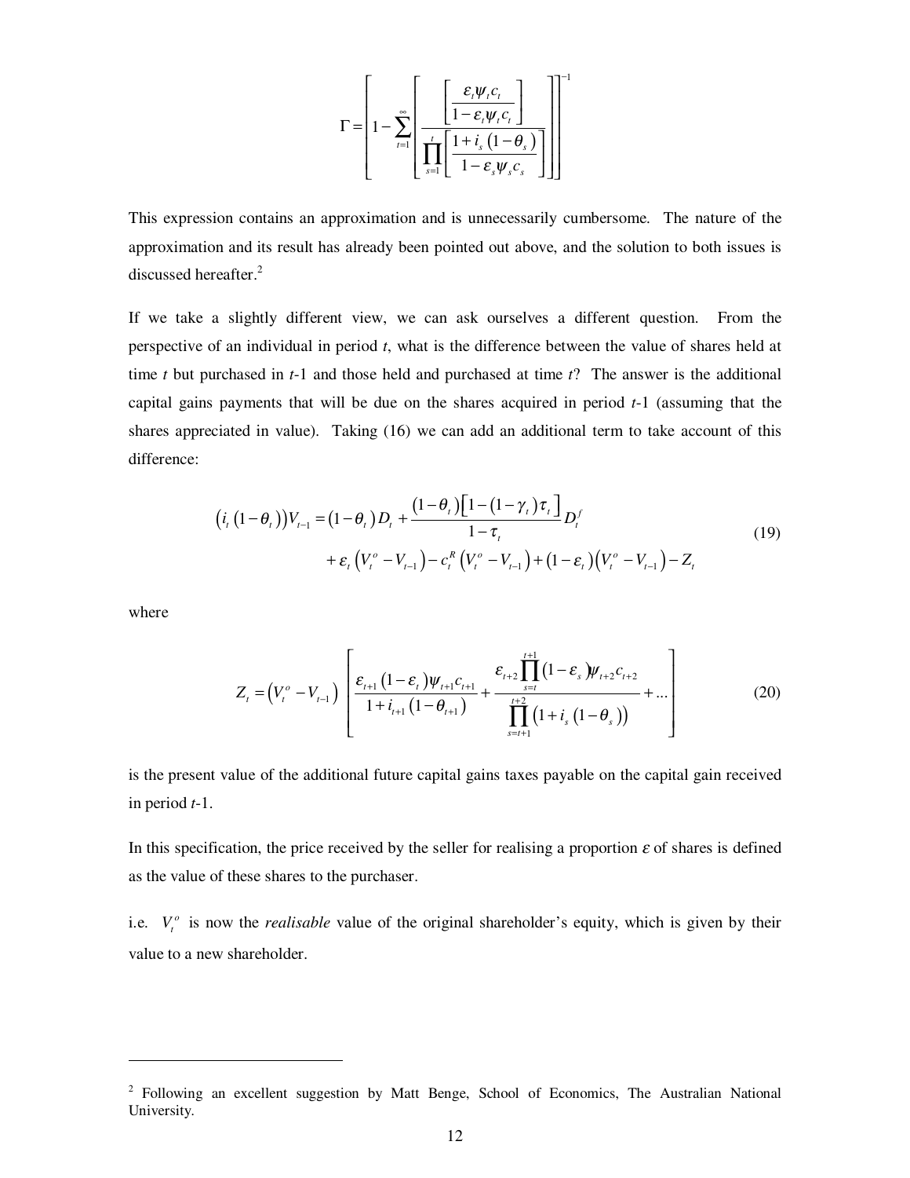$$\Gamma = \left[1 - \sum_{t=1}^{\infty}\left[\frac{\left[\dfrac{\varepsilon_t \psi_t c_t}{1-\varepsilon_t \psi_t c_t}\right]}{\prod_{s=1}^{t}\left[\dfrac{1+i_s\left(1-\theta_s\right)}{1-\varepsilon_s \psi_s c_s}\right]}\right]\right]^{-1}$$

This expression contains an approximation and is unnecessarily cumbersome. The nature of the approximation and its result has already been pointed out above, and the solution to both issues is discussed hereafter.[2]

If we take a slightly different view, we can ask ourselves a different question. From the perspective of an individual in period *t*, what is the difference between the value of shares held at time *t* but purchased in *t*-1 and those held and purchased at time *t*? The answer is the additional capital gains payments that will be due on the shares acquired in period *t*-1 (assuming that the shares appreciated in value). Taking (16) we can add an additional term to take account of this difference:

$$\begin{aligned}\left(i_t\left(1-\theta_t\right)\right)V_{t-1} = \left(1-\theta_t\right)D_t + \frac{\left(1-\theta_t\right)\left[1-\left(1-\gamma_t\right)\tau_t\right]}{1-\tau_t}D_t^f \\ + \varepsilon_t\left(V_t^o - V_{t-1}\right) - c_t^R\left(V_t^o - V_{t-1}\right) + \left(1-\varepsilon_t\right)\left(V_t^o - V_{t-1}\right) - Z_t\end{aligned} \tag{19}$$

where

$$Z_t = \left(V_t^o - V_{t-1}\right)\left[\frac{\varepsilon_{t+1}\left(1-\varepsilon_t\right)\psi_{t+1}c_{t+1}}{1+i_{t+1}\left(1-\theta_{t+1}\right)} + \frac{\varepsilon_{t+2}\prod_{s=t}^{t+1}\left(1-\varepsilon_s\right)\psi_{t+2}c_{t+2}}{\prod_{s=t+1}^{t+2}\left(1+i_s\left(1-\theta_s\right)\right)} + \ldots\right] \tag{20}$$

is the present value of the additional future capital gains taxes payable on the capital gain received in period *t*-1.

In this specification, the price received by the seller for realising a proportion $\varepsilon$ of shares is defined as the value of these shares to the purchaser.

i.e. $V_t^o$ is now the *realisable* value of the original shareholder's equity, which is given by their value to a new shareholder.

---

[2] Following an excellent suggestion by Matt Benge, School of Economics, The Australian National University.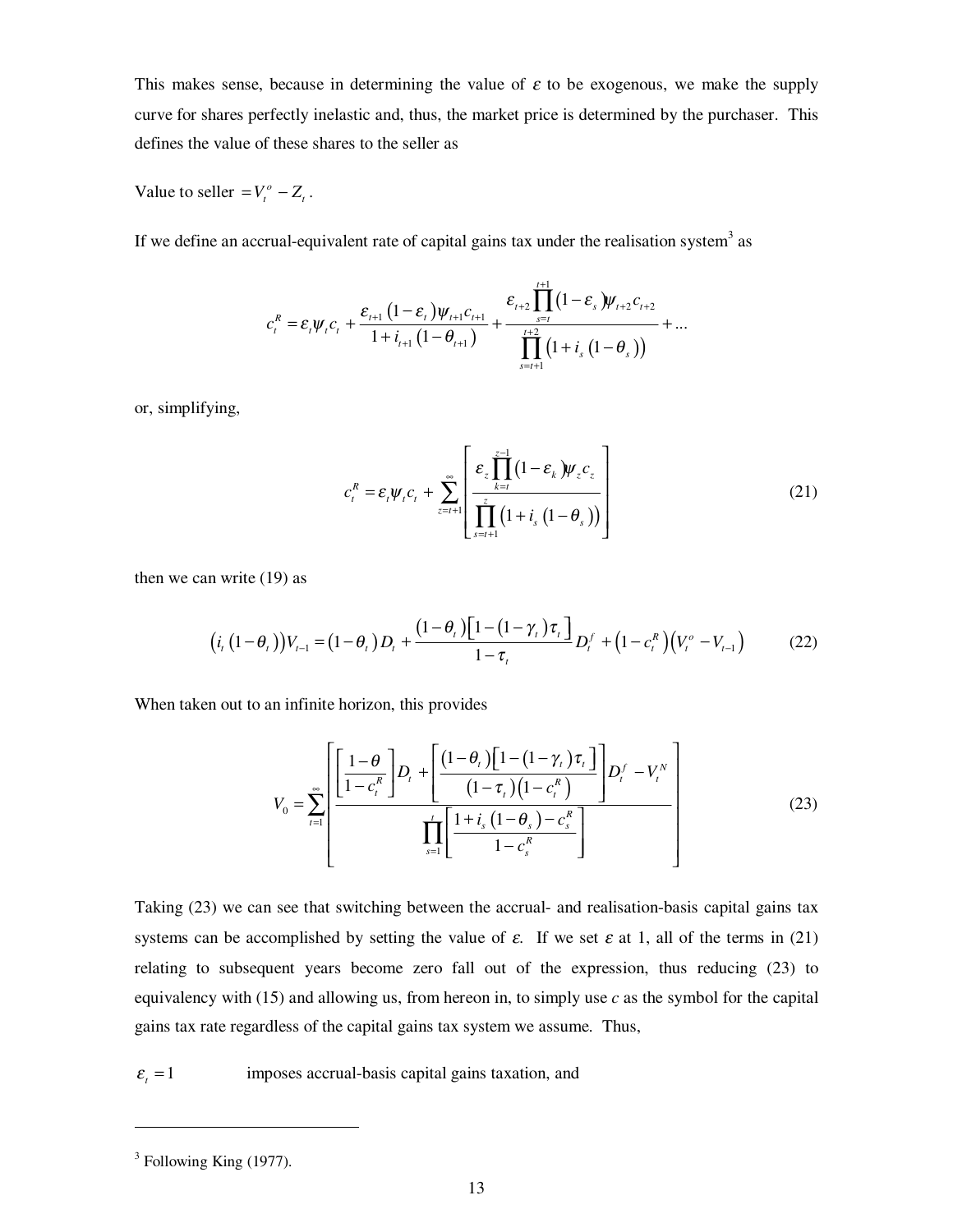This makes sense, because in determining the value of $\varepsilon$ to be exogenous, we make the supply curve for shares perfectly inelastic and, thus, the market price is determined by the purchaser. This defines the value of these shares to the seller as

Value to seller $= V_t^o - Z_t$.

If we define an accrual-equivalent rate of capital gains tax under the realisation system[3] as

$$c_t^R = \varepsilon_t \psi_t c_t + \frac{\varepsilon_{t+1}(1-\varepsilon_t)\psi_{t+1}c_{t+1}}{1+i_{t+1}(1-\theta_{t+1})} + \frac{\varepsilon_{t+2}\prod_{s=t}^{t+1}(1-\varepsilon_s)\psi_{t+2}c_{t+2}}{\prod_{s=t+1}^{t+2}(1+i_s(1-\theta_s))} + \ldots$$

or, simplifying,

$$c_t^R = \varepsilon_t \psi_t c_t + \sum_{z=t+1}^{\infty}\left[\frac{\varepsilon_z \prod_{k=t}^{z-1}(1-\varepsilon_k)\psi_z c_z}{\prod_{s=t+1}^{z}(1+i_s(1-\theta_s))}\right] \tag{21}$$

then we can write (19) as

$$\left(i_t(1-\theta_t)\right)V_{t-1} = (1-\theta_t)D_t + \frac{(1-\theta_t)\left[1-(1-\gamma_t)\tau_t\right]}{1-\tau_t}D_t^f + \left(1-c_t^R\right)\left(V_t^o - V_{t-1}\right) \tag{22}$$

When taken out to an infinite horizon, this provides

$$V_0 = \sum_{t=1}^{\infty}\left[\frac{\left[\frac{1-\theta}{1-c_t^R}\right]D_t + \left[\frac{(1-\theta_t)\left[1-(1-\gamma_t)\tau_t\right]}{(1-\tau_t)\left(1-c_t^R\right)}\right]D_t^f - V_t^N}{\prod_{s=1}^{t}\left[\frac{1+i_s(1-\theta_s)-c_s^R}{1-c_s^R}\right]}\right] \tag{23}$$

Taking (23) we can see that switching between the accrual- and realisation-basis capital gains tax systems can be accomplished by setting the value of $\varepsilon$. If we set $\varepsilon$ at 1, all of the terms in (21) relating to subsequent years become zero fall out of the expression, thus reducing (23) to equivalency with (15) and allowing us, from hereon in, to simply use $c$ as the symbol for the capital gains tax rate regardless of the capital gains tax system we assume. Thus,

$\varepsilon_t = 1$ imposes accrual-basis capital gains taxation, and

---

[3] Following King (1977).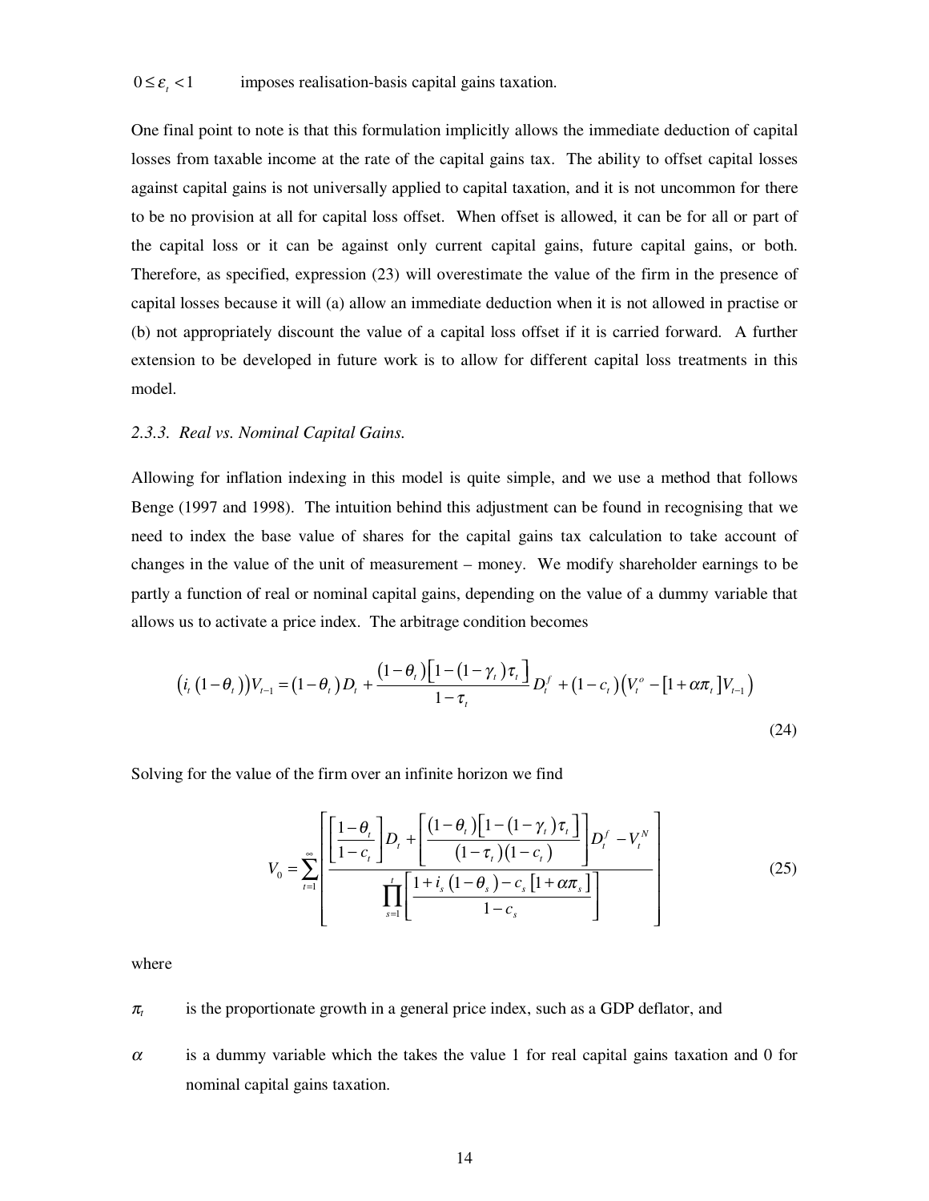$0 \le \varepsilon_t < 1$ imposes realisation-basis capital gains taxation.

One final point to note is that this formulation implicitly allows the immediate deduction of capital losses from taxable income at the rate of the capital gains tax. The ability to offset capital losses against capital gains is not universally applied to capital taxation, and it is not uncommon for there to be no provision at all for capital loss offset. When offset is allowed, it can be for all or part of the capital loss or it can be against only current capital gains, future capital gains, or both. Therefore, as specified, expression (23) will overestimate the value of the firm in the presence of capital losses because it will (a) allow an immediate deduction when it is not allowed in practise or (b) not appropriately discount the value of a capital loss offset if it is carried forward. A further extension to be developed in future work is to allow for different capital loss treatments in this model.

### 2.3.3. *Real vs. Nominal Capital Gains.*

Allowing for inflation indexing in this model is quite simple, and we use a method that follows Benge (1997 and 1998). The intuition behind this adjustment can be found in recognising that we need to index the base value of shares for the capital gains tax calculation to take account of changes in the value of the unit of measurement – money. We modify shareholder earnings to be partly a function of real or nominal capital gains, depending on the value of a dummy variable that allows us to activate a price index. The arbitrage condition becomes

$$\left(i_t\left(1-\theta_t\right)\right)V_{t-1} = \left(1-\theta_t\right)D_t + \frac{\left(1-\theta_t\right)\left[1-\left(1-\gamma_t\right)\tau_t\right]}{1-\tau_t}D_t^f + \left(1-c_t\right)\left(V_t^o - \left[1+\alpha\pi_t\right]V_{t-1}\right) \tag{24}$$

Solving for the value of the firm over an infinite horizon we find

$$V_0 = \sum_{t=1}^{\infty}\left[\frac{\left[\frac{1-\theta_t}{1-c_t}\right]D_t + \left[\frac{\left(1-\theta_t\right)\left[1-\left(1-\gamma_t\right)\tau_t\right]}{\left(1-\tau_t\right)\left(1-c_t\right)}\right]D_t^f - V_t^N}{\prod_{s=1}^{t}\left[\frac{1+i_s\left(1-\theta_s\right)-c_s\left[1+\alpha\pi_s\right]}{1-c_s}\right]}\right] \tag{25}$$

where

$\pi_t$ is the proportionate growth in a general price index, such as a GDP deflator, and

$\alpha$ is a dummy variable which the takes the value 1 for real capital gains taxation and 0 for nominal capital gains taxation.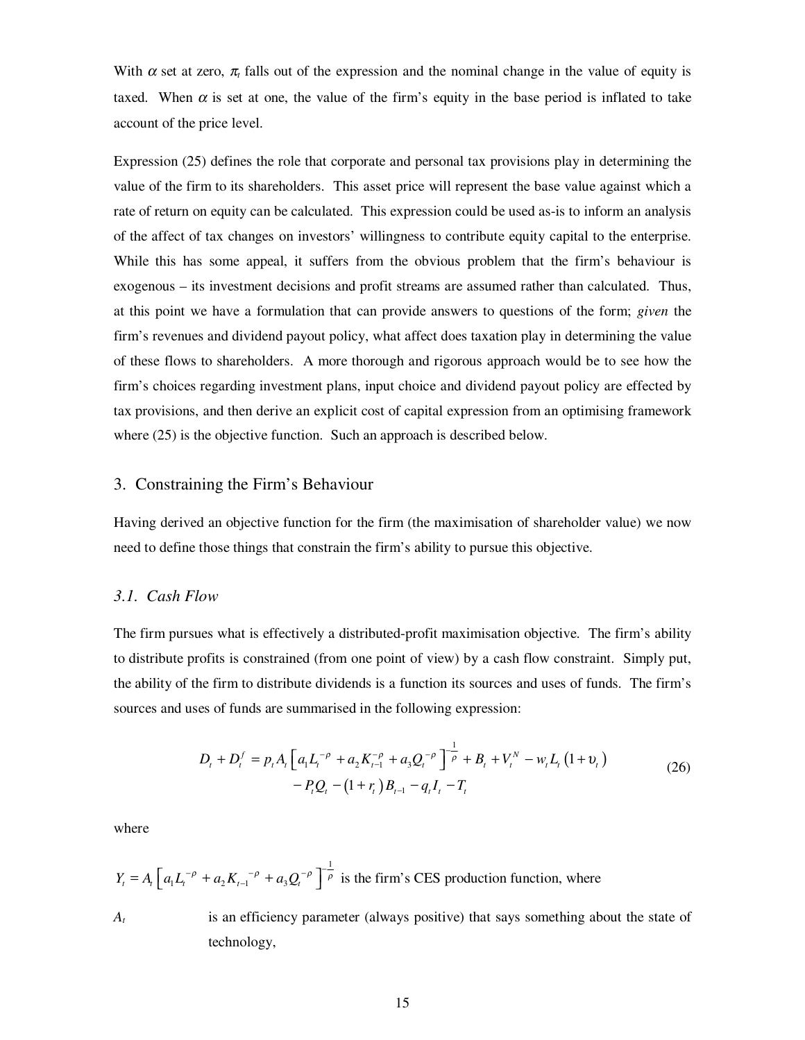With $\alpha$ set at zero, $\pi_t$ falls out of the expression and the nominal change in the value of equity is taxed. When $\alpha$ is set at one, the value of the firm's equity in the base period is inflated to take account of the price level.

Expression (25) defines the role that corporate and personal tax provisions play in determining the value of the firm to its shareholders. This asset price will represent the base value against which a rate of return on equity can be calculated. This expression could be used as-is to inform an analysis of the affect of tax changes on investors' willingness to contribute equity capital to the enterprise. While this has some appeal, it suffers from the obvious problem that the firm's behaviour is exogenous – its investment decisions and profit streams are assumed rather than calculated. Thus, at this point we have a formulation that can provide answers to questions of the form; *given* the firm's revenues and dividend payout policy, what affect does taxation play in determining the value of these flows to shareholders. A more thorough and rigorous approach would be to see how the firm's choices regarding investment plans, input choice and dividend payout policy are effected by tax provisions, and then derive an explicit cost of capital expression from an optimising framework where (25) is the objective function. Such an approach is described below.

## 3. Constraining the Firm's Behaviour

Having derived an objective function for the firm (the maximisation of shareholder value) we now need to define those things that constrain the firm's ability to pursue this objective.

### *3.1. Cash Flow*

The firm pursues what is effectively a distributed-profit maximisation objective. The firm's ability to distribute profits is constrained (from one point of view) by a cash flow constraint. Simply put, the ability of the firm to distribute dividends is a function its sources and uses of funds. The firm's sources and uses of funds are summarised in the following expression:

$$
\begin{aligned}
D_t + D_t^f = {} & p_t A_t \left[ a_1 L_t^{-\rho} + a_2 K_{t-1}^{-\rho} + a_3 Q_t^{-\rho} \right]^{-\frac{1}{\rho}} + B_t + V_t^N - w_t L_t \left(1 + \upsilon_t\right) \\
& - P_t Q_t - \left(1 + r_t\right) B_{t-1} - q_t I_t - T_t
\end{aligned} \tag{26}
$$

where

$Y_t = A_t \left[ a_1 L_t^{-\rho} + a_2 K_{t-1}^{-\rho} + a_3 Q_t^{-\rho} \right]^{-\frac{1}{\rho}}$ is the firm's CES production function, where

$A_t$ is an efficiency parameter (always positive) that says something about the state of technology,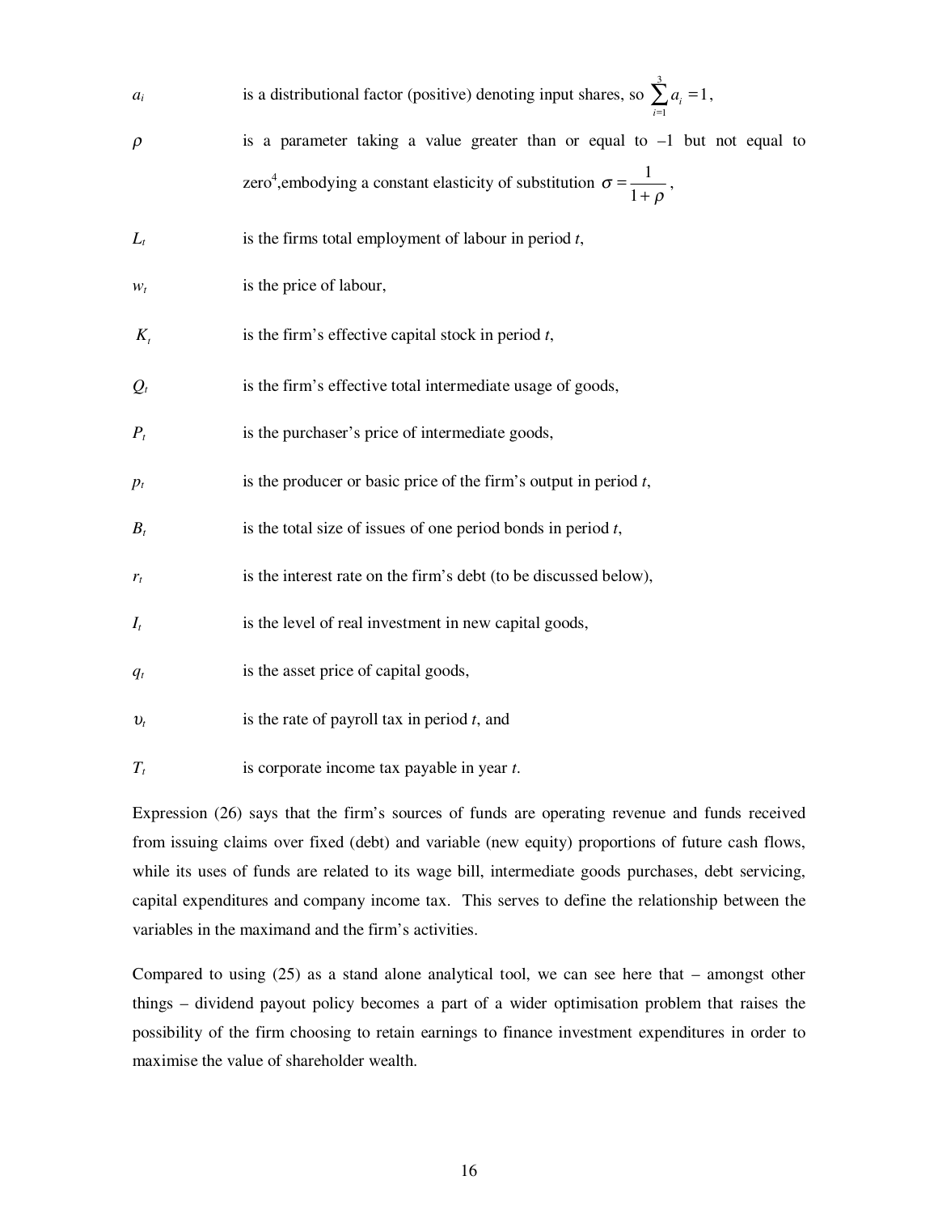$a_i$ is a distributional factor (positive) denoting input shares, so $\sum_{i=1}^{3} a_i = 1$,

$\rho$ is a parameter taking a value greater than or equal to –1 but not equal to zero[4], embodying a constant elasticity of substitution $\sigma = \frac{1}{1+\rho}$,

$L_t$ is the firms total employment of labour in period $t$,

$w_t$ is the price of labour,

$K_t$ is the firm's effective capital stock in period $t$,

$Q_t$ is the firm's effective total intermediate usage of goods,

$P_t$ is the purchaser's price of intermediate goods,

$p_t$ is the producer or basic price of the firm's output in period $t$,

$B_t$ is the total size of issues of one period bonds in period $t$,

$r_t$ is the interest rate on the firm's debt (to be discussed below),

$I_t$ is the level of real investment in new capital goods,

$q_t$ is the asset price of capital goods,

$\upsilon_t$ is the rate of payroll tax in period $t$, and

$T_t$ is corporate income tax payable in year $t$.

Expression (26) says that the firm's sources of funds are operating revenue and funds received from issuing claims over fixed (debt) and variable (new equity) proportions of future cash flows, while its uses of funds are related to its wage bill, intermediate goods purchases, debt servicing, capital expenditures and company income tax. This serves to define the relationship between the variables in the maximand and the firm's activities.

Compared to using (25) as a stand alone analytical tool, we can see here that – amongst other things – dividend payout policy becomes a part of a wider optimisation problem that raises the possibility of the firm choosing to retain earnings to finance investment expenditures in order to maximise the value of shareholder wealth.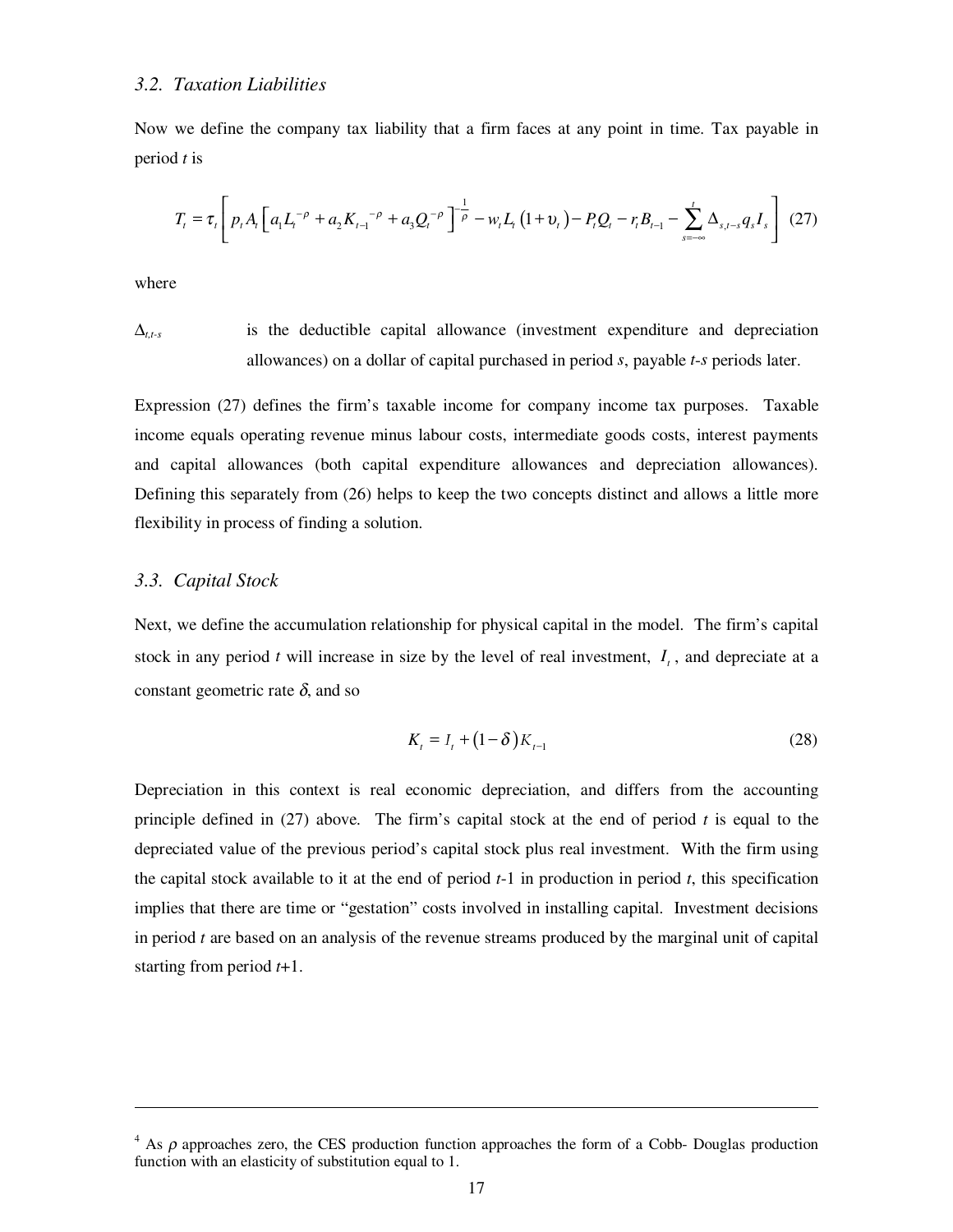### 3.2. *Taxation Liabilities*

Now we define the company tax liability that a firm faces at any point in time. Tax payable in period *t* is

$$T_t = \tau_t \left[ p_t A_t \left[ a_1 L_t^{-\rho} + a_2 K_{t-1}^{-\rho} + a_3 Q_t^{-\rho} \right]^{-\frac{1}{\rho}} - w_t L_t \left(1 + \upsilon_t\right) - P_t Q_t - r_t B_{t-1} - \sum_{s=-\infty}^{t} \Delta_{s,t-s} q_s I_s \right] \quad (27)$$

where

$\Delta_{t,t-s}$ is the deductible capital allowance (investment expenditure and depreciation allowances) on a dollar of capital purchased in period *s*, payable *t-s* periods later.

Expression (27) defines the firm's taxable income for company income tax purposes. Taxable income equals operating revenue minus labour costs, intermediate goods costs, interest payments and capital allowances (both capital expenditure allowances and depreciation allowances). Defining this separately from (26) helps to keep the two concepts distinct and allows a little more flexibility in process of finding a solution.

### 3.3. *Capital Stock*

Next, we define the accumulation relationship for physical capital in the model. The firm's capital stock in any period *t* will increase in size by the level of real investment, $I_t$, and depreciate at a constant geometric rate $\delta$, and so

$$K_t = I_t + \left(1 - \delta\right) K_{t-1} \quad (28)$$

Depreciation in this context is real economic depreciation, and differs from the accounting principle defined in (27) above. The firm's capital stock at the end of period *t* is equal to the depreciated value of the previous period's capital stock plus real investment. With the firm using the capital stock available to it at the end of period *t*-1 in production in period *t*, this specification implies that there are time or "gestation" costs involved in installing capital. Investment decisions in period *t* are based on an analysis of the revenue streams produced by the marginal unit of capital starting from period *t*+1.

---

[4] As $\rho$ approaches zero, the CES production function approaches the form of a Cobb- Douglas production function with an elasticity of substitution equal to 1.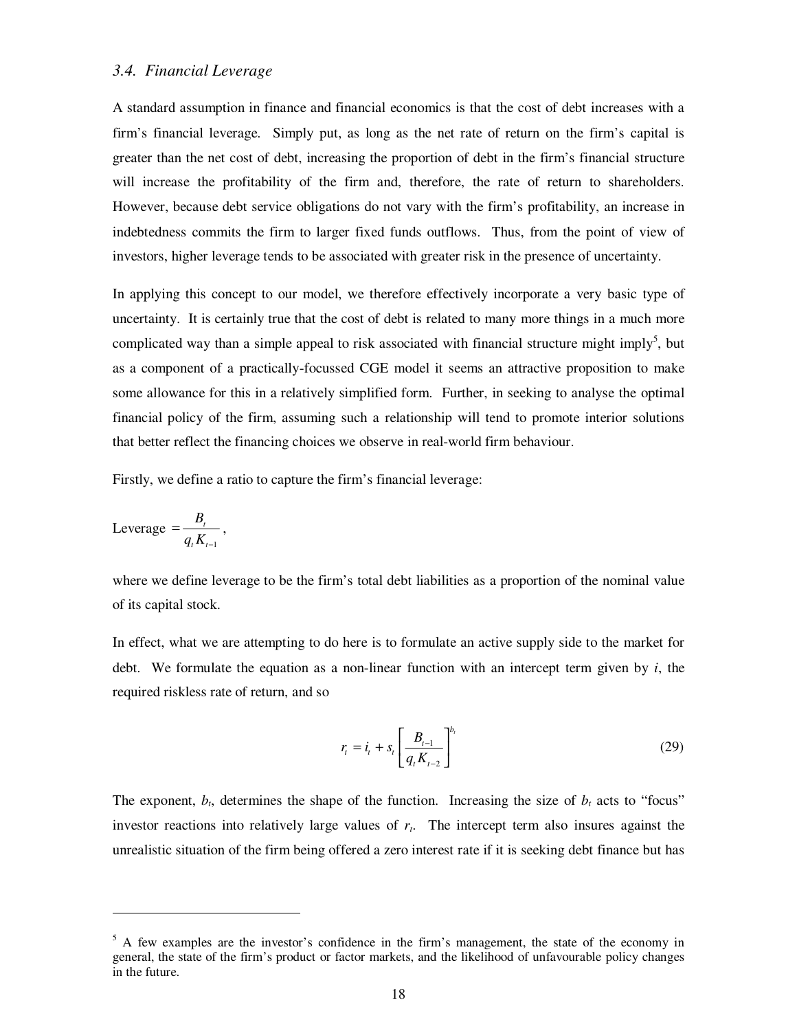### 3.4. Financial Leverage

A standard assumption in finance and financial economics is that the cost of debt increases with a firm's financial leverage. Simply put, as long as the net rate of return on the firm's capital is greater than the net cost of debt, increasing the proportion of debt in the firm's financial structure will increase the profitability of the firm and, therefore, the rate of return to shareholders. However, because debt service obligations do not vary with the firm's profitability, an increase in indebtedness commits the firm to larger fixed funds outflows. Thus, from the point of view of investors, higher leverage tends to be associated with greater risk in the presence of uncertainty.

In applying this concept to our model, we therefore effectively incorporate a very basic type of uncertainty. It is certainly true that the cost of debt is related to many more things in a much more complicated way than a simple appeal to risk associated with financial structure might imply[5], but as a component of a practically-focussed CGE model it seems an attractive proposition to make some allowance for this in a relatively simplified form. Further, in seeking to analyse the optimal financial policy of the firm, assuming such a relationship will tend to promote interior solutions that better reflect the financing choices we observe in real-world firm behaviour.

Firstly, we define a ratio to capture the firm's financial leverage:

$$\text{Leverage} = \frac{B_t}{q_t K_{t-1}},$$

where we define leverage to be the firm's total debt liabilities as a proportion of the nominal value of its capital stock.

In effect, what we are attempting to do here is to formulate an active supply side to the market for debt. We formulate the equation as a non-linear function with an intercept term given by $i$, the required riskless rate of return, and so

$$r_t = i_t + s_t \left[ \frac{B_{t-1}}{q_t K_{t-2}} \right]^{b_t} \tag{29}$$

The exponent, $b_t$, determines the shape of the function. Increasing the size of $b_t$ acts to "focus" investor reactions into relatively large values of $r_t$. The intercept term also insures against the unrealistic situation of the firm being offered a zero interest rate if it is seeking debt finance but has

---

[5] A few examples are the investor's confidence in the firm's management, the state of the economy in general, the state of the firm's product or factor markets, and the likelihood of unfavourable policy changes in the future.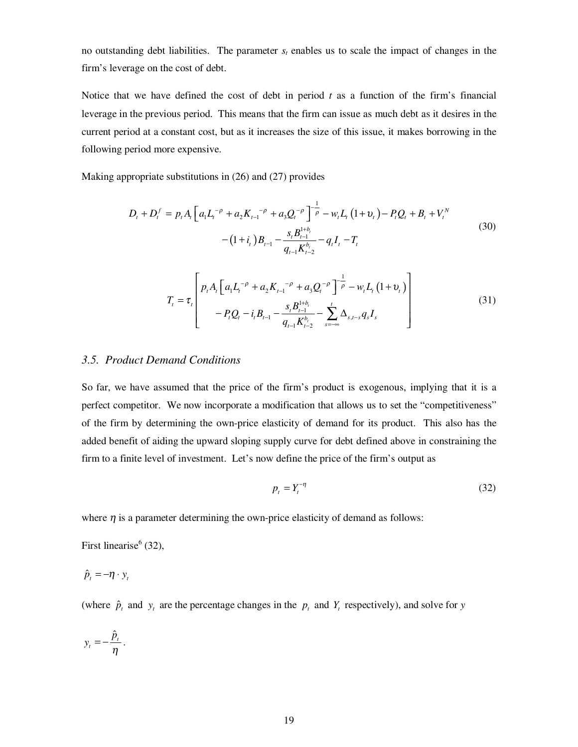no outstanding debt liabilities. The parameter $s_t$ enables us to scale the impact of changes in the firm's leverage on the cost of debt.

Notice that we have defined the cost of debt in period $t$ as a function of the firm's financial leverage in the previous period. This means that the firm can issue as much debt as it desires in the current period at a constant cost, but as it increases the size of this issue, it makes borrowing in the following period more expensive.

Making appropriate substitutions in (26) and (27) provides

$$
\begin{aligned}
D_t + D_t^f = \; & p_t A_t \left[ a_1 L_t^{-\rho} + a_2 K_{t-1}^{-\rho} + a_3 Q_t^{-\rho} \right]^{-\frac{1}{\rho}} - w_t L_t \left(1 + \upsilon_t\right) - P_t Q_t + B_t + V_t^N \\
& - \left(1 + i_t\right) B_{t-1} - \frac{s_t B_{t-1}^{1+b_t}}{q_{t-1} K_{t-2}^{b_t}} - q_t I_t - T_t
\end{aligned}
\tag{30}
$$

$$
T_t = \tau_t \left[ \begin{aligned} & p_t A_t \left[ a_1 L_t^{-\rho} + a_2 K_{t-1}^{-\rho} + a_3 Q_t^{-\rho} \right]^{-\frac{1}{\rho}} - w_t L_t \left(1 + \upsilon_t\right) \\ & - P_t Q_t - i_t B_{t-1} - \frac{s_t B_{t-1}^{1+b_t}}{q_{t-1} K_{t-2}^{b_t}} - \sum_{s=-\infty}^{t} \Delta_{s,t-s} q_s I_s \end{aligned} \right]
\tag{31}
$$

### *3.5. Product Demand Conditions*

So far, we have assumed that the price of the firm's product is exogenous, implying that it is a perfect competitor. We now incorporate a modification that allows us to set the "competitiveness" of the firm by determining the own-price elasticity of demand for its product. This also has the added benefit of aiding the upward sloping supply curve for debt defined above in constraining the firm to a finite level of investment. Let's now define the price of the firm's output as

$$
p_t = Y_t^{-\eta} \tag{32}
$$

where $\eta$ is a parameter determining the own-price elasticity of demand as follows:

First linearise[6] (32),

$$\hat{p}_t = -\eta \cdot y_t$$

(where $\hat{p}_t$ and $y_t$ are the percentage changes in the $p_t$ and $Y_t$ respectively), and solve for $y$

$$y_t = -\frac{\hat{p}_t}{\eta}.$$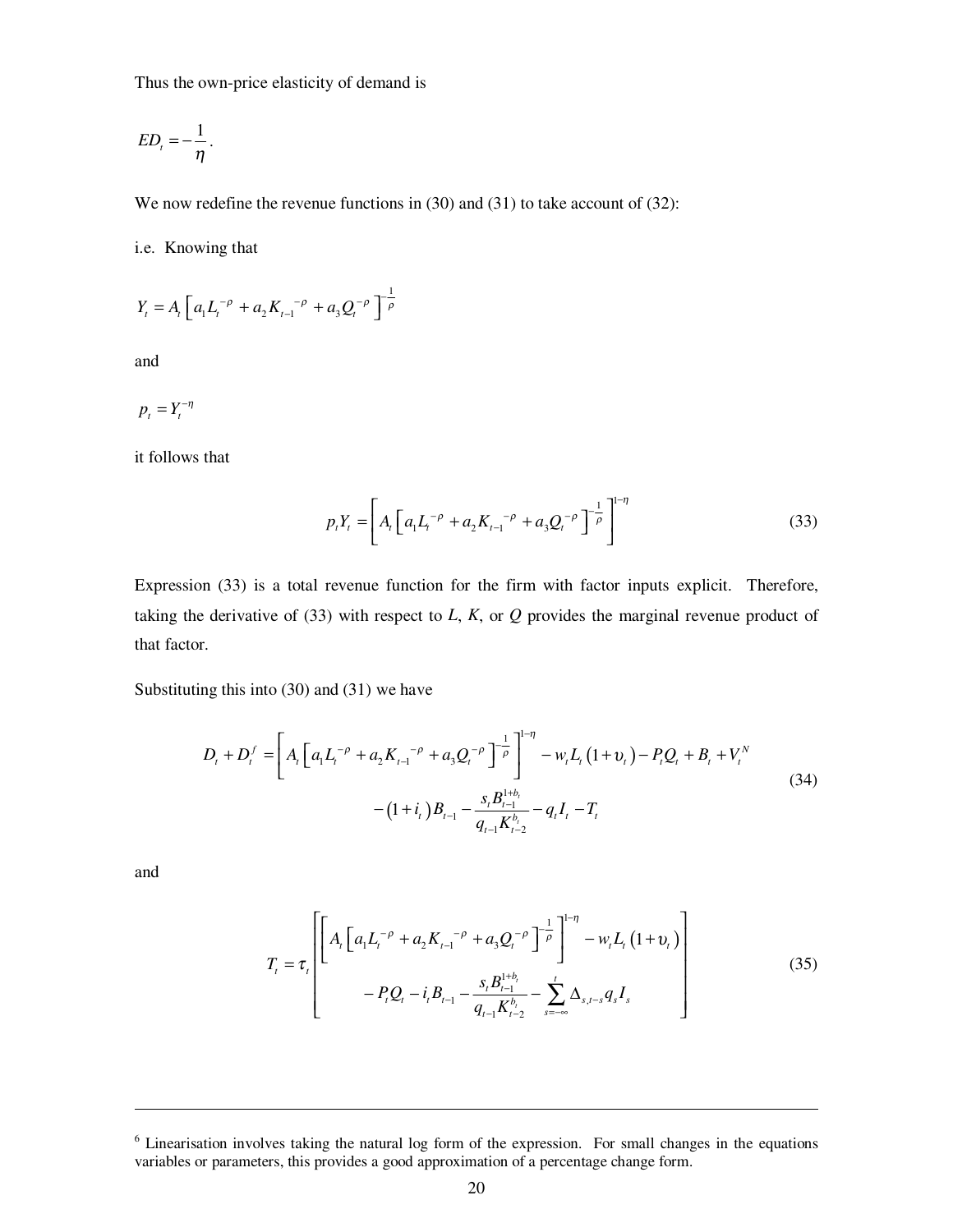Thus the own-price elasticity of demand is

$$ED_t = -\frac{1}{\eta}.$$

We now redefine the revenue functions in (30) and (31) to take account of (32):

i.e. Knowing that

$$Y_t = A_t\left[a_1 L_t^{-\rho} + a_2 K_{t-1}^{-\rho} + a_3 Q_t^{-\rho}\right]^{-\frac{1}{\rho}}$$

and

$$p_t = Y_t^{-\eta}$$

it follows that

$$p_t Y_t = \left[A_t\left[a_1 L_t^{-\rho} + a_2 K_{t-1}^{-\rho} + a_3 Q_t^{-\rho}\right]^{-\frac{1}{\rho}}\right]^{1-\eta} \tag{33}$$

Expression (33) is a total revenue function for the firm with factor inputs explicit. Therefore, taking the derivative of (33) with respect to $L$, $K$, or $Q$ provides the marginal revenue product of that factor.

Substituting this into (30) and (31) we have

$$\begin{aligned} D_t + D_t^f = &\left[A_t\left[a_1 L_t^{-\rho} + a_2 K_{t-1}^{-\rho} + a_3 Q_t^{-\rho}\right]^{-\frac{1}{\rho}}\right]^{1-\eta} - w_t L_t\left(1+\upsilon_t\right) - P_t Q_t + B_t + V_t^N \\ &- \left(1+i_t\right)B_{t-1} - \frac{s_t B_{t-1}^{1+b_t}}{q_{t-1}K_{t-2}^{b_t}} - q_t I_t - T_t \end{aligned} \tag{34}$$

and

$$T_t = \tau_t\left[\begin{aligned} &\left[A_t\left[a_1 L_t^{-\rho} + a_2 K_{t-1}^{-\rho} + a_3 Q_t^{-\rho}\right]^{-\frac{1}{\rho}}\right]^{1-\eta} - w_t L_t\left(1+\upsilon_t\right) \\ &- P_t Q_t - i_t B_{t-1} - \frac{s_t B_{t-1}^{1+b_t}}{q_{t-1}K_{t-2}^{b_t}} - \sum_{s=-\infty}^{t}\Delta_{s,t-s} q_s I_s \end{aligned}\right] \tag{35}$$

---

[6] Linearisation involves taking the natural log form of the expression. For small changes in the equations variables or parameters, this provides a good approximation of a percentage change form.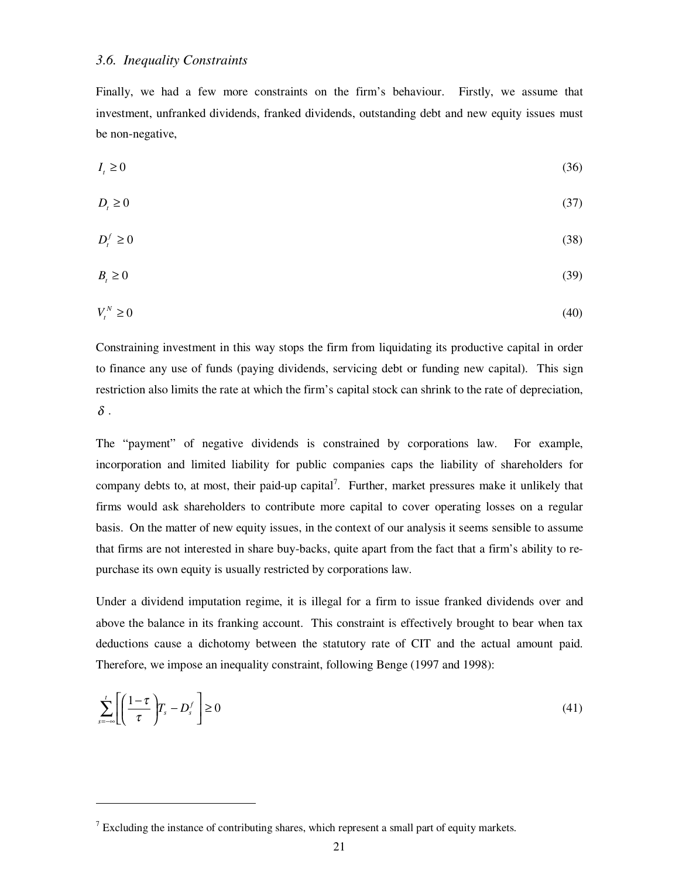### *3.6. Inequality Constraints*

Finally, we had a few more constraints on the firm's behaviour. Firstly, we assume that investment, unfranked dividends, franked dividends, outstanding debt and new equity issues must be non-negative,

$$I_t \geq 0 \tag{36}$$

$$D_t \geq 0 \tag{37}$$

$$D_t^f \geq 0 \tag{38}$$

$$B_t \geq 0 \tag{39}$$

$$V_t^N \geq 0 \tag{40}$$

Constraining investment in this way stops the firm from liquidating its productive capital in order to finance any use of funds (paying dividends, servicing debt or funding new capital). This sign restriction also limits the rate at which the firm's capital stock can shrink to the rate of depreciation, $\delta$.

The "payment" of negative dividends is constrained by corporations law. For example, incorporation and limited liability for public companies caps the liability of shareholders for company debts to, at most, their paid-up capital[7]. Further, market pressures make it unlikely that firms would ask shareholders to contribute more capital to cover operating losses on a regular basis. On the matter of new equity issues, in the context of our analysis it seems sensible to assume that firms are not interested in share buy-backs, quite apart from the fact that a firm's ability to re-purchase its own equity is usually restricted by corporations law.

Under a dividend imputation regime, it is illegal for a firm to issue franked dividends over and above the balance in its franking account. This constraint is effectively brought to bear when tax deductions cause a dichotomy between the statutory rate of CIT and the actual amount paid. Therefore, we impose an inequality constraint, following Benge (1997 and 1998):

$$\sum_{s=-\infty}^{t} \left[ \left( \frac{1-\tau}{\tau} \right) T_s - D_s^f \right] \geq 0 \tag{41}$$

---

[7] Excluding the instance of contributing shares, which represent a small part of equity markets.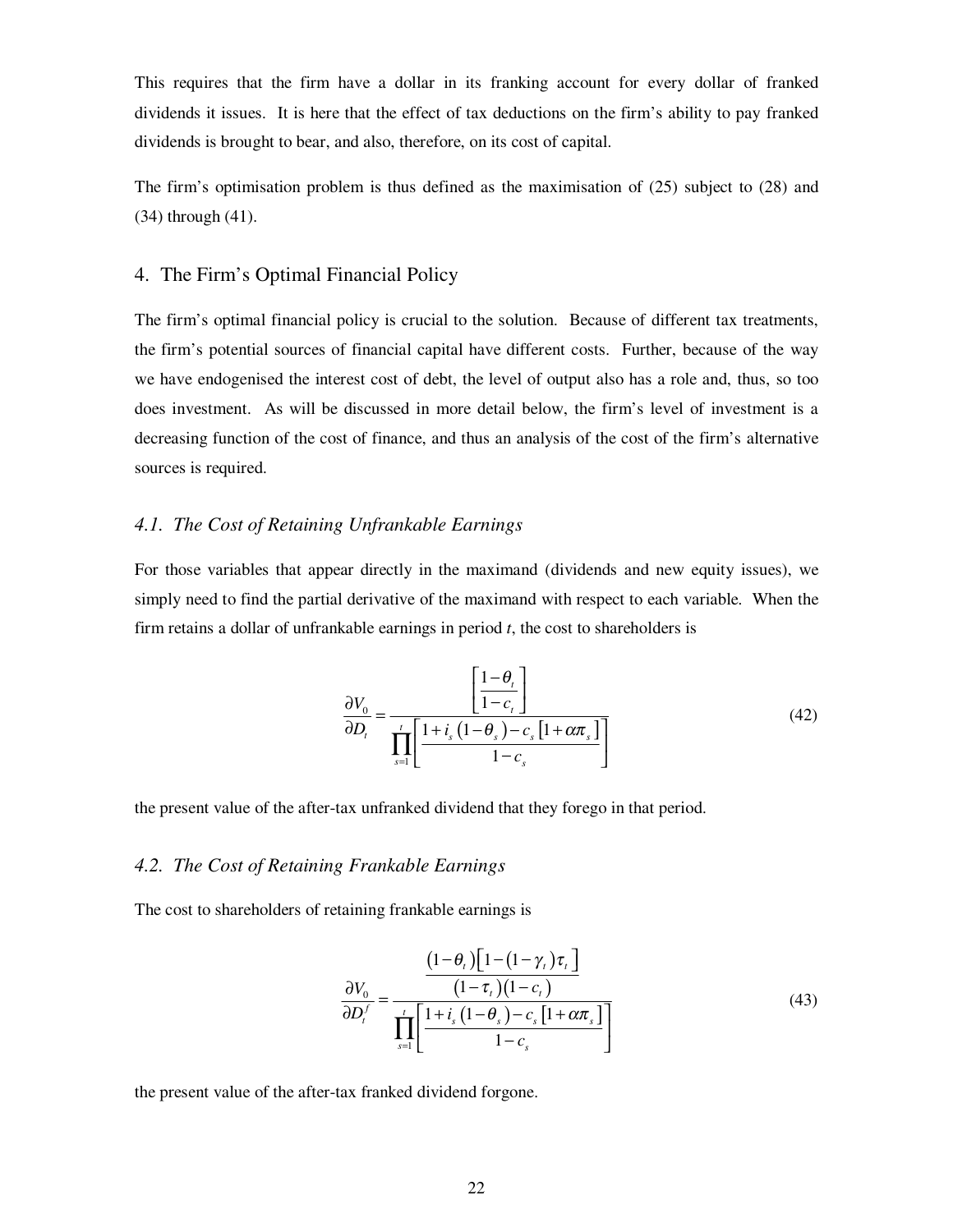This requires that the firm have a dollar in its franking account for every dollar of franked dividends it issues. It is here that the effect of tax deductions on the firm's ability to pay franked dividends is brought to bear, and also, therefore, on its cost of capital.

The firm's optimisation problem is thus defined as the maximisation of (25) subject to (28) and (34) through (41).

## 4. The Firm's Optimal Financial Policy

The firm's optimal financial policy is crucial to the solution. Because of different tax treatments, the firm's potential sources of financial capital have different costs. Further, because of the way we have endogenised the interest cost of debt, the level of output also has a role and, thus, so too does investment. As will be discussed in more detail below, the firm's level of investment is a decreasing function of the cost of finance, and thus an analysis of the cost of the firm's alternative sources is required.

### *4.1. The Cost of Retaining Unfrankable Earnings*

For those variables that appear directly in the maximand (dividends and new equity issues), we simply need to find the partial derivative of the maximand with respect to each variable. When the firm retains a dollar of unfrankable earnings in period *t*, the cost to shareholders is

$$\frac{\partial V_0}{\partial D_t} = \frac{\left[\dfrac{1-\theta_t}{1-c_t}\right]}{\prod_{s=1}^{t}\left[\dfrac{1+i_s\left(1-\theta_s\right)-c_s\left[1+\alpha\pi_s\right]}{1-c_s}\right]} \tag{42}$$

the present value of the after-tax unfranked dividend that they forego in that period.

### *4.2. The Cost of Retaining Frankable Earnings*

The cost to shareholders of retaining frankable earnings is

$$\frac{\partial V_0}{\partial D_t^f} = \frac{\dfrac{\left(1-\theta_t\right)\left[1-\left(1-\gamma_t\right)\tau_t\right]}{\left(1-\tau_t\right)\left(1-c_t\right)}}{\prod_{s=1}^{t}\left[\dfrac{1+i_s\left(1-\theta_s\right)-c_s\left[1+\alpha\pi_s\right]}{1-c_s}\right]} \tag{43}$$

the present value of the after-tax franked dividend forgone.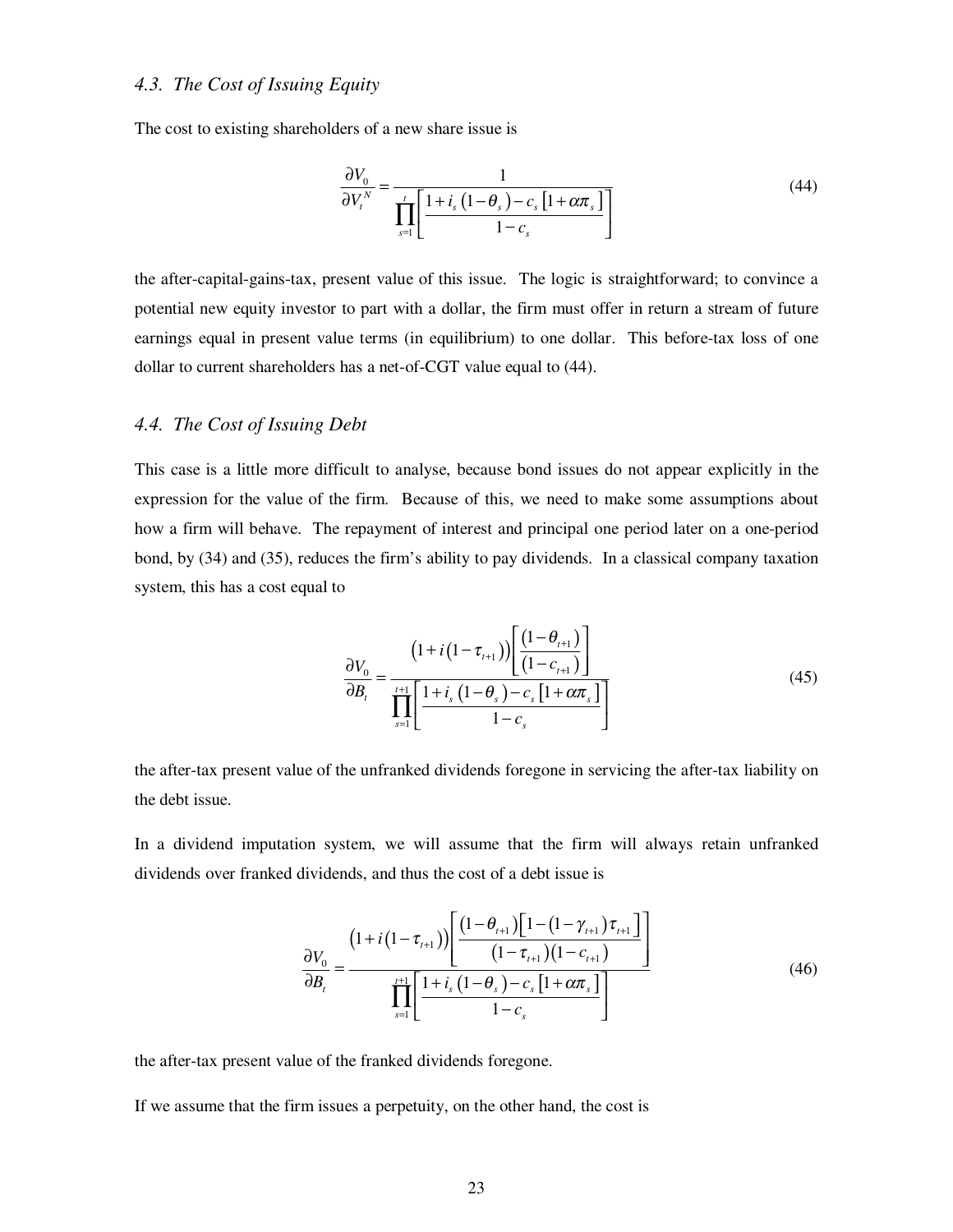### 4.3. The Cost of Issuing Equity

The cost to existing shareholders of a new share issue is

$$\frac{\partial V_0}{\partial V_t^N} = \frac{1}{\prod_{s=1}^{t} \left[ \frac{1 + i_s (1 - \theta_s) - c_s [1 + \alpha \pi_s]}{1 - c_s} \right]} \tag{44}$$

the after-capital-gains-tax, present value of this issue. The logic is straightforward; to convince a potential new equity investor to part with a dollar, the firm must offer in return a stream of future earnings equal in present value terms (in equilibrium) to one dollar. This before-tax loss of one dollar to current shareholders has a net-of-CGT value equal to (44).

### 4.4. The Cost of Issuing Debt

This case is a little more difficult to analyse, because bond issues do not appear explicitly in the expression for the value of the firm. Because of this, we need to make some assumptions about how a firm will behave. The repayment of interest and principal one period later on a one-period bond, by (34) and (35), reduces the firm's ability to pay dividends. In a classical company taxation system, this has a cost equal to

$$\frac{\partial V_0}{\partial B_t} = \frac{\left(1 + i\left(1 - \tau_{t+1}\right)\right) \left[ \frac{\left(1 - \theta_{t+1}\right)}{\left(1 - c_{t+1}\right)} \right]}{\prod_{s=1}^{t+1} \left[ \frac{1 + i_s (1 - \theta_s) - c_s [1 + \alpha \pi_s]}{1 - c_s} \right]} \tag{45}$$

the after-tax present value of the unfranked dividends foregone in servicing the after-tax liability on the debt issue.

In a dividend imputation system, we will assume that the firm will always retain unfranked dividends over franked dividends, and thus the cost of a debt issue is

$$\frac{\partial V_0}{\partial B_t} = \frac{\left(1 + i\left(1 - \tau_{t+1}\right)\right) \left[ \frac{\left(1 - \theta_{t+1}\right)\left[1 - \left(1 - \gamma_{t+1}\right)\tau_{t+1}\right]}{\left(1 - \tau_{t+1}\right)\left(1 - c_{t+1}\right)} \right]}{\prod_{s=1}^{t+1} \left[ \frac{1 + i_s (1 - \theta_s) - c_s [1 + \alpha \pi_s]}{1 - c_s} \right]} \tag{46}$$

the after-tax present value of the franked dividends foregone.

If we assume that the firm issues a perpetuity, on the other hand, the cost is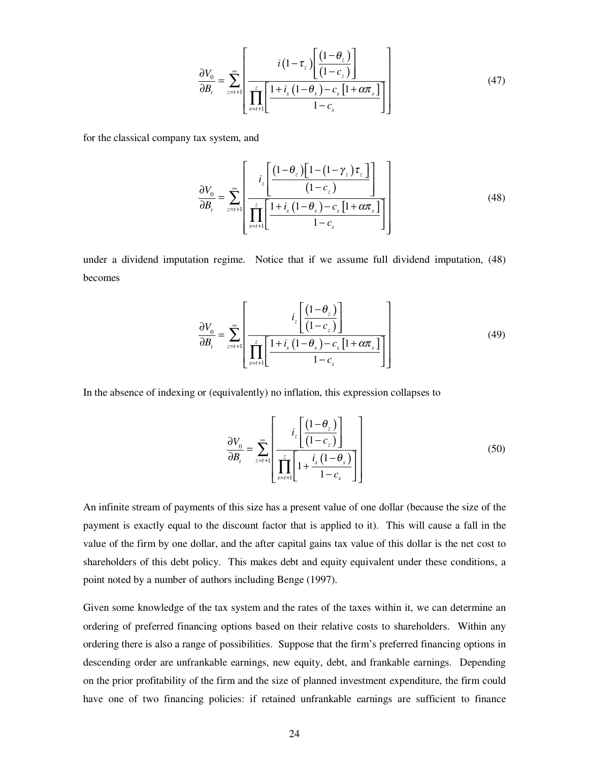$$\frac{\partial V_0}{\partial B_t} = \sum_{z=t+1}^{\infty} \left[ \frac{i\left(1-\tau_z\right)\left[\frac{\left(1-\theta_z\right)}{\left(1-c_z\right)}\right]}{\prod_{s=t+1}^{z}\left[\frac{1+i_s\left(1-\theta_s\right)-c_s\left[1+\alpha\pi_s\right]}{1-c_s}\right]} \right] \tag{47}$$

for the classical company tax system, and

$$\frac{\partial V_0}{\partial B_t} = \sum_{z=t+1}^{\infty} \left[ \frac{i_z\left[\frac{\left(1-\theta_z\right)\left[1-\left(1-\gamma_z\right)\tau_z\right]}{\left(1-c_z\right)}\right]}{\prod_{s=t+1}^{z}\left[\frac{1+i_s\left(1-\theta_s\right)-c_s\left[1+\alpha\pi_s\right]}{1-c_s}\right]} \right] \tag{48}$$

under a dividend imputation regime. Notice that if we assume full dividend imputation, (48) becomes

$$\frac{\partial V_0}{\partial B_t} = \sum_{z=t+1}^{\infty} \left[ \frac{i_z\left[\frac{\left(1-\theta_z\right)}{\left(1-c_z\right)}\right]}{\prod_{s=t+1}^{z}\left[\frac{1+i_s\left(1-\theta_s\right)-c_s\left[1+\alpha\pi_s\right]}{1-c_s}\right]} \right] \tag{49}$$

In the absence of indexing or (equivalently) no inflation, this expression collapses to

$$\frac{\partial V_0}{\partial B_t} = \sum_{z=t+1}^{\infty} \left[ \frac{i_z\left[\frac{\left(1-\theta_z\right)}{\left(1-c_z\right)}\right]}{\prod_{s=t+1}^{z}\left[1+\frac{i_s\left(1-\theta_s\right)}{1-c_s}\right]} \right] \tag{50}$$

An infinite stream of payments of this size has a present value of one dollar (because the size of the payment is exactly equal to the discount factor that is applied to it). This will cause a fall in the value of the firm by one dollar, and the after capital gains tax value of this dollar is the net cost to shareholders of this debt policy. This makes debt and equity equivalent under these conditions, a point noted by a number of authors including Benge (1997).

Given some knowledge of the tax system and the rates of the taxes within it, we can determine an ordering of preferred financing options based on their relative costs to shareholders. Within any ordering there is also a range of possibilities. Suppose that the firm's preferred financing options in descending order are unfrankable earnings, new equity, debt, and frankable earnings. Depending on the prior profitability of the firm and the size of planned investment expenditure, the firm could have one of two financing policies: if retained unfrankable earnings are sufficient to finance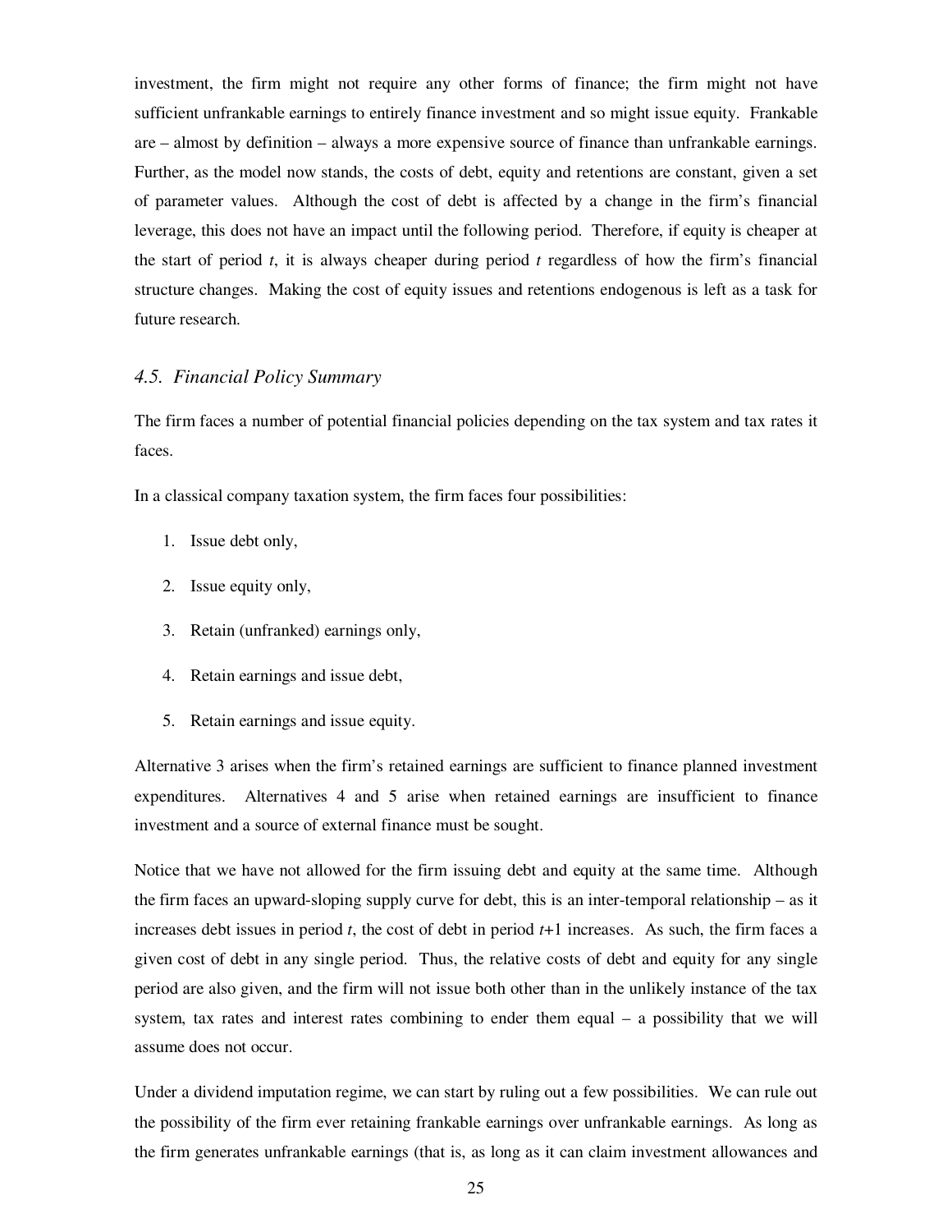investment, the firm might not require any other forms of finance; the firm might not have sufficient unfrankable earnings to entirely finance investment and so might issue equity. Frankable are – almost by definition – always a more expensive source of finance than unfrankable earnings. Further, as the model now stands, the costs of debt, equity and retentions are constant, given a set of parameter values. Although the cost of debt is affected by a change in the firm's financial leverage, this does not have an impact until the following period. Therefore, if equity is cheaper at the start of period $t$, it is always cheaper during period $t$ regardless of how the firm's financial structure changes. Making the cost of equity issues and retentions endogenous is left as a task for future research.

### *4.5. Financial Policy Summary*

The firm faces a number of potential financial policies depending on the tax system and tax rates it faces.

In a classical company taxation system, the firm faces four possibilities:

1. Issue debt only,
2. Issue equity only,
3. Retain (unfranked) earnings only,
4. Retain earnings and issue debt,
5. Retain earnings and issue equity.

Alternative 3 arises when the firm's retained earnings are sufficient to finance planned investment expenditures. Alternatives 4 and 5 arise when retained earnings are insufficient to finance investment and a source of external finance must be sought.

Notice that we have not allowed for the firm issuing debt and equity at the same time. Although the firm faces an upward-sloping supply curve for debt, this is an inter-temporal relationship – as it increases debt issues in period $t$, the cost of debt in period $t$+1 increases. As such, the firm faces a given cost of debt in any single period. Thus, the relative costs of debt and equity for any single period are also given, and the firm will not issue both other than in the unlikely instance of the tax system, tax rates and interest rates combining to ender them equal – a possibility that we will assume does not occur.

Under a dividend imputation regime, we can start by ruling out a few possibilities. We can rule out the possibility of the firm ever retaining frankable earnings over unfrankable earnings. As long as the firm generates unfrankable earnings (that is, as long as it can claim investment allowances and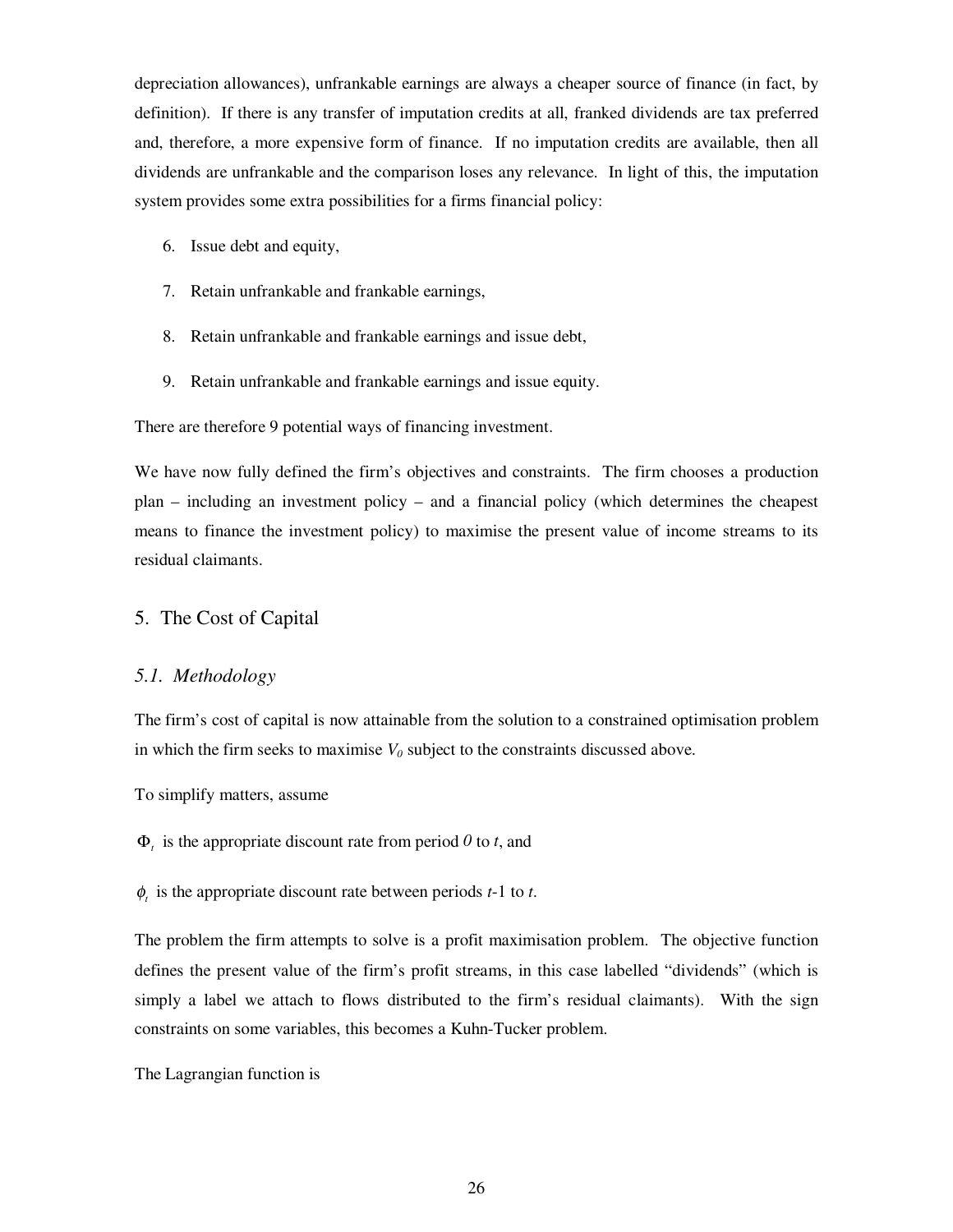depreciation allowances), unfrankable earnings are always a cheaper source of finance (in fact, by definition). If there is any transfer of imputation credits at all, franked dividends are tax preferred and, therefore, a more expensive form of finance. If no imputation credits are available, then all dividends are unfrankable and the comparison loses any relevance. In light of this, the imputation system provides some extra possibilities for a firms financial policy:

6. Issue debt and equity,
7. Retain unfrankable and frankable earnings,
8. Retain unfrankable and frankable earnings and issue debt,
9. Retain unfrankable and frankable earnings and issue equity.

There are therefore 9 potential ways of financing investment.

We have now fully defined the firm's objectives and constraints. The firm chooses a production plan – including an investment policy – and a financial policy (which determines the cheapest means to finance the investment policy) to maximise the present value of income streams to its residual claimants.

## 5. The Cost of Capital

### *5.1. Methodology*

The firm's cost of capital is now attainable from the solution to a constrained optimisation problem in which the firm seeks to maximise $V_0$ subject to the constraints discussed above.

To simplify matters, assume

$\Phi_t$ is the appropriate discount rate from period $0$ to $t$, and

$\phi_t$ is the appropriate discount rate between periods $t$-1 to $t$.

The problem the firm attempts to solve is a profit maximisation problem. The objective function defines the present value of the firm's profit streams, in this case labelled "dividends" (which is simply a label we attach to flows distributed to the firm's residual claimants). With the sign constraints on some variables, this becomes a Kuhn-Tucker problem.

The Lagrangian function is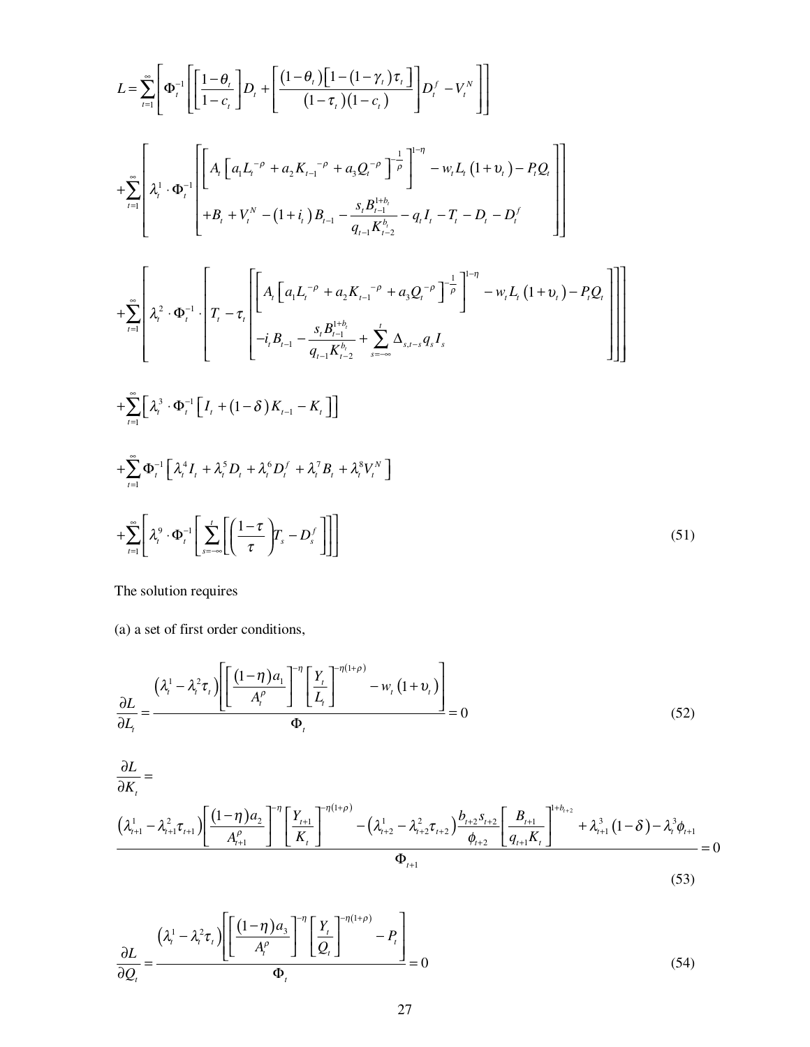$$
L = \sum_{t=1}^{\infty} \left[ \Phi_t^{-1} \left[ \left[ \frac{1-\theta_t}{1-c_t} \right] D_t + \left[ \frac{(1-\theta_t)\left[1-(1-\gamma_t)\tau_t\right]}{(1-\tau_t)(1-c_t)} \right] D_t^f - V_t^N \right] \right]
$$

$$
+ \sum_{t=1}^{\infty} \left[ \lambda_t^1 \cdot \Phi_t^{-1} \left[ \begin{array}{l} \left[ A_t \left[ a_1 L_t^{-\rho} + a_2 K_{t-1}^{-\rho} + a_3 Q_t^{-\rho} \right]^{-\frac{1}{\rho}} \right]^{1-\eta} - w_t L_t (1+\upsilon_t) - P_t Q_t \\ + B_t + V_t^N - (1+i_t) B_{t-1} - \dfrac{s_t B_{t-1}^{1+b_t}}{q_{t-1} K_{t-2}^{b_t}} - q_t I_t - T_t - D_t - D_t^f \end{array} \right] \right]
$$

$$
+ \sum_{t=1}^{\infty} \left[ \lambda_t^2 \cdot \Phi_t^{-1} \cdot \left[ T_t - \tau_t \left[ \begin{array}{l} \left[ A_t \left[ a_1 L_t^{-\rho} + a_2 K_{t-1}^{-\rho} + a_3 Q_t^{-\rho} \right]^{-\frac{1}{\rho}} \right]^{1-\eta} - w_t L_t (1+\upsilon_t) - P_t Q_t \\ - i_t B_{t-1} - \dfrac{s_t B_{t-1}^{1+b_t}}{q_{t-1} K_{t-2}^{b_t}} + \displaystyle\sum_{s=-\infty}^{t} \Delta_{s,t-s} q_s I_s \end{array} \right] \right] \right]
$$

$$
+ \sum_{t=1}^{\infty} \left[ \lambda_t^3 \cdot \Phi_t^{-1} \left[ I_t + (1-\delta) K_{t-1} - K_t \right] \right]
$$

$$
+ \sum_{t=1}^{\infty} \Phi_t^{-1} \left[ \lambda_t^4 I_t + \lambda_t^5 D_t + \lambda_t^6 D_t^f + \lambda_t^7 B_t + \lambda_t^8 V_t^N \right]
$$

$$
+ \sum_{t=1}^{\infty} \left[ \lambda_t^9 \cdot \Phi_t^{-1} \left[ \sum_{s=-\infty}^{t} \left[ \left( \frac{1-\tau}{\tau} \right) T_s - D_s^f \right] \right] \right] \tag{51}
$$

The solution requires

(a) a set of first order conditions,

$$
\frac{\partial L}{\partial L_t} = \frac{\left(\lambda_t^1 - \lambda_t^2 \tau_t\right) \left[ \left[ \dfrac{(1-\eta) a_1}{A_t^{\rho}} \right]^{-\eta} \left[ \dfrac{Y_t}{L_t} \right]^{-\eta(1+\rho)} - w_t (1+\upsilon_t) \right]}{\Phi_t} = 0 \tag{52}
$$

$$
\frac{\partial L}{\partial K_t} =
$$

$$
\frac{\left(\lambda_{t+1}^1 - \lambda_{t+1}^2 \tau_{t+1}\right) \left[ \dfrac{(1-\eta) a_2}{A_{t+1}^{\rho}} \right]^{-\eta} \left[ \dfrac{Y_{t+1}}{K_t} \right]^{-\eta(1+\rho)} - \left(\lambda_{t+2}^1 - \lambda_{t+2}^2 \tau_{t+2}\right) \dfrac{b_{t+2} s_{t+2}}{\phi_{t+2}} \left[ \dfrac{B_{t+1}}{q_{t+1} K_t} \right]^{1+b_{t+2}} + \lambda_{t+1}^3 (1-\delta) - \lambda_t^3 \phi_{t+1}}{\Phi_{t+1}} = 0 \tag{53}
$$

$$
\frac{\partial L}{\partial Q_t} = \frac{\left(\lambda_t^1 - \lambda_t^2 \tau_t\right) \left[ \left[ \dfrac{(1-\eta) a_3}{A_t^{\rho}} \right]^{-\eta} \left[ \dfrac{Y_t}{Q_t} \right]^{-\eta(1+\rho)} - P_t \right]}{\Phi_t} = 0 \tag{54}
$$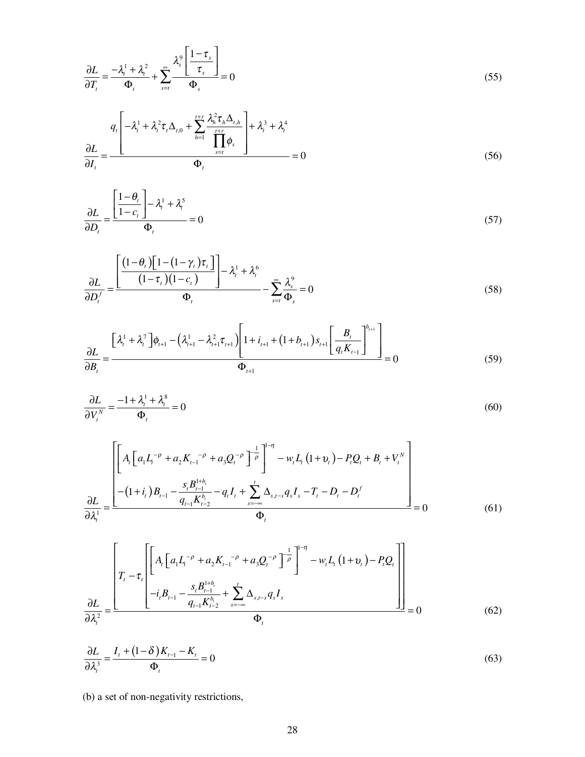$$\frac{\partial L}{\partial T_t} = \frac{-\lambda_t^1 + \lambda_t^2}{\Phi_t} + \sum_{s=t}^{\infty} \frac{\lambda_s^9 \left[\dfrac{1-\tau_s}{\tau_s}\right]}{\Phi_s} = 0 \tag{55}$$

$$\frac{\partial L}{\partial I_t} = \frac{q_t\left[-\lambda_t^1 + \lambda_t^2 \tau_t \Delta_{t,0} + \displaystyle\sum_{h=1}^{t+r} \frac{\lambda_h^2 \tau_h \Delta_{t,h}}{\displaystyle\prod_{s=t}^{t+r} \phi_s}\right] + \lambda_t^3 + \lambda_t^4}{\Phi_t} = 0 \tag{56}$$

$$\frac{\partial L}{\partial D_t} = \frac{\left[\dfrac{1-\theta_t}{1-c_t}\right] - \lambda_t^1 + \lambda_t^5}{\Phi_t} = 0 \tag{57}$$

$$\frac{\partial L}{\partial D_t^f} = \frac{\left[\dfrac{(1-\theta_t)\left[1-(1-\gamma_t)\tau_t\right]}{(1-\tau_t)(1-c_t)}\right] - \lambda_t^1 + \lambda_t^6}{\Phi_t} - \sum_{s=t}^{\infty} \frac{\lambda_s^9}{\Phi_s} = 0 \tag{58}$$

$$\frac{\partial L}{\partial B_t} = \frac{\left[\lambda_t^1 + \lambda_t^7\right]\phi_{t+1} - \left(\lambda_{t+1}^1 - \lambda_{t+1}^2 \tau_{t+1}\right)\left[1 + i_{t+1} + (1+b_{t+1}) s_{t+1} \left[\dfrac{B_t}{q_t K_{t-1}}\right]^{b_{t+1}}\right]}{\Phi_{t+1}} = 0 \tag{59}$$

$$\frac{\partial L}{\partial V_t^N} = \frac{-1 + \lambda_t^1 + \lambda_t^8}{\Phi_t} = 0 \tag{60}$$

$$\frac{\partial L}{\partial \lambda_t^1} = \frac{\begin{bmatrix} \left[A_t\left[a_1 L_t^{-\rho} + a_2 K_{t-1}^{-\rho} + a_3 Q_t^{-\rho}\right]^{-\frac{1}{\rho}}\right]^{1-\eta} - w_t L_t(1+\upsilon_t) - P_t Q_t + B_t + V_t^N \\ -(1+i_t) B_{t-1} - \dfrac{s_t B_{t-1}^{1+b_t}}{q_{t-1} K_{t-2}^{b_t}} - q_t I_t + \displaystyle\sum_{s=-\infty}^{t} \Delta_{s,t-s} q_s I_s - T_t - D_t - D_t^f \end{bmatrix}}{\Phi_t} = 0 \tag{61}$$

$$\frac{\partial L}{\partial \lambda_t^2} = \frac{\left[T_t - \tau_t \begin{bmatrix} \left[A_t\left[a_1 L_t^{-\rho} + a_2 K_{t-1}^{-\rho} + a_3 Q_t^{-\rho}\right]^{-\frac{1}{\rho}}\right]^{1-\eta} - w_t L_t(1+\upsilon_t) - P_t Q_t \\ -i_t B_{t-1} - \dfrac{s_t B_{t-1}^{1+b_t}}{q_{t-1} K_{t-2}^{b_t}} + \displaystyle\sum_{s=-\infty}^{t} \Delta_{s,t-s} q_s I_s \end{bmatrix}\right]}{\Phi_t} = 0 \tag{62}$$

$$\frac{\partial L}{\partial \lambda_t^3} = \frac{I_t + (1-\delta) K_{t-1} - K_t}{\Phi_t} = 0 \tag{63}$$

(b) a set of non-negativity restrictions,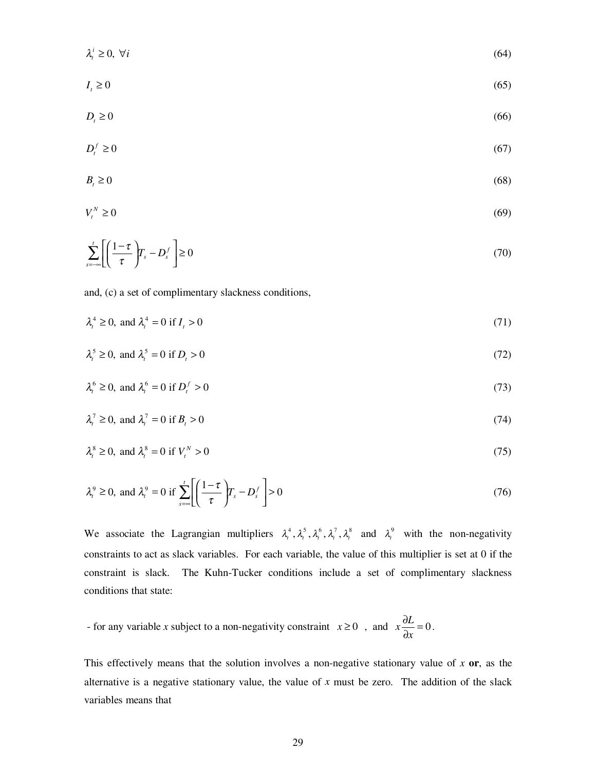$$\lambda_t^i \geq 0, \ \forall i \tag{64}$$

$$I_t \geq 0 \tag{65}$$

$$D_t \geq 0 \tag{66}$$

$$D_t^f \geq 0 \tag{67}$$

$$B_t \geq 0 \tag{68}$$

$$V_t^N \geq 0 \tag{69}$$

$$\sum_{s=-\infty}^{t}\left[\left(\frac{1-\tau}{\tau}\right)T_s - D_s^f\right] \geq 0 \tag{70}$$

and, (c) a set of complimentary slackness conditions,

$$\lambda_t^4 \geq 0, \text{ and } \lambda_t^4 = 0 \text{ if } I_t > 0 \tag{71}$$

$$\lambda_t^5 \geq 0, \text{ and } \lambda_t^5 = 0 \text{ if } D_t > 0 \tag{72}$$

$$\lambda_t^6 \geq 0, \text{ and } \lambda_t^6 = 0 \text{ if } D_t^f > 0 \tag{73}$$

$$\lambda_t^7 \geq 0, \text{ and } \lambda_t^7 = 0 \text{ if } B_t > 0 \tag{74}$$

$$\lambda_t^8 \geq 0, \text{ and } \lambda_t^8 = 0 \text{ if } V_t^N > 0 \tag{75}$$

$$\lambda_t^9 \geq 0, \text{ and } \lambda_t^9 = 0 \text{ if } \sum_{s=\infty}^{t}\left[\left(\frac{1-\tau}{\tau}\right)T_s - D_s^f\right] > 0 \tag{76}$$

We associate the Lagrangian multipliers $\lambda_t^4, \lambda_t^5, \lambda_t^6, \lambda_t^7, \lambda_t^8$ and $\lambda_t^9$ with the non-negativity constraints to act as slack variables. For each variable, the value of this multiplier is set at 0 if the constraint is slack. The Kuhn-Tucker conditions include a set of complimentary slackness conditions that state:

- for any variable *x* subject to a non-negativity constraint $x \geq 0$ , and $x\frac{\partial L}{\partial x} = 0$.

This effectively means that the solution involves a non-negative stationary value of *x* **or**, as the alternative is a negative stationary value, the value of *x* must be zero. The addition of the slack variables means that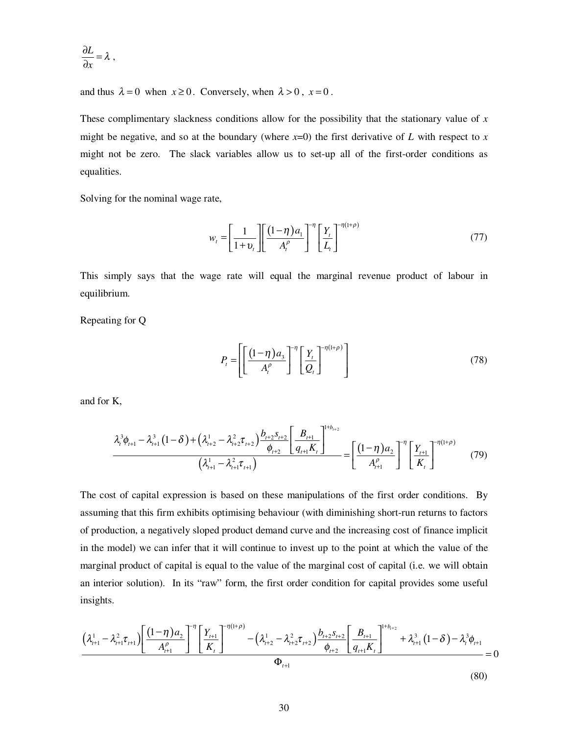$$\frac{\partial L}{\partial x} = \lambda \ ,$$

and thus $\lambda = 0$ when $x \geq 0$. Conversely, when $\lambda > 0$, $x = 0$.

These complimentary slackness conditions allow for the possibility that the stationary value of *x* might be negative, and so at the boundary (where *x*=0) the first derivative of *L* with respect to *x* might not be zero. The slack variables allow us to set-up all of the first-order conditions as equalities.

Solving for the nominal wage rate,

$$w_t = \left[\frac{1}{1+\upsilon_t}\right]\left[\frac{(1-\eta)a_1}{A_t^\rho}\right]^{-\eta}\left[\frac{Y_t}{L_t}\right]^{-\eta(1+\rho)} \tag{77}$$

This simply says that the wage rate will equal the marginal revenue product of labour in equilibrium.

Repeating for Q

$$P_t = \left[\left[\frac{(1-\eta)a_3}{A_t^\rho}\right]^{-\eta}\left[\frac{Y_t}{Q_t}\right]^{-\eta(1+\rho)}\right] \tag{78}$$

and for K,

$$\frac{\lambda_t^3\phi_{t+1} - \lambda_{t+1}^3(1-\delta) + \left(\lambda_{t+2}^1 - \lambda_{t+2}^2\tau_{t+2}\right)\dfrac{b_{t+2}s_{t+2}}{\phi_{t+2}}\left[\dfrac{B_{t+1}}{q_{t+1}K_t}\right]^{1+b_{t+2}}}{\left(\lambda_{t+1}^1 - \lambda_{t+1}^2\tau_{t+1}\right)} = \left[\frac{(1-\eta)a_2}{A_{t+1}^\rho}\right]^{-\eta}\left[\frac{Y_{t+1}}{K_t}\right]^{-\eta(1+\rho)} \tag{79}$$

The cost of capital expression is based on these manipulations of the first order conditions. By assuming that this firm exhibits optimising behaviour (with diminishing short-run returns to factors of production, a negatively sloped product demand curve and the increasing cost of finance implicit in the model) we can infer that it will continue to invest up to the point at which the value of the marginal product of capital is equal to the value of the marginal cost of capital (i.e. we will obtain an interior solution). In its "raw" form, the first order condition for capital provides some useful insights.

$$\frac{\left(\lambda_{t+1}^1 - \lambda_{t+1}^2\tau_{t+1}\right)\left[\dfrac{(1-\eta)a_2}{A_{t+1}^\rho}\right]^{-\eta}\left[\dfrac{Y_{t+1}}{K_t}\right]^{-\eta(1+\rho)} - \left(\lambda_{t+2}^1 - \lambda_{t+2}^2\tau_{t+2}\right)\dfrac{b_{t+2}s_{t+2}}{\phi_{t+2}}\left[\dfrac{B_{t+1}}{q_{t+1}K_t}\right]^{1+b_{t+2}} + \lambda_{t+1}^3(1-\delta) - \lambda_t^3\phi_{t+1}}{\Phi_{t+1}} = 0 \tag{80}$$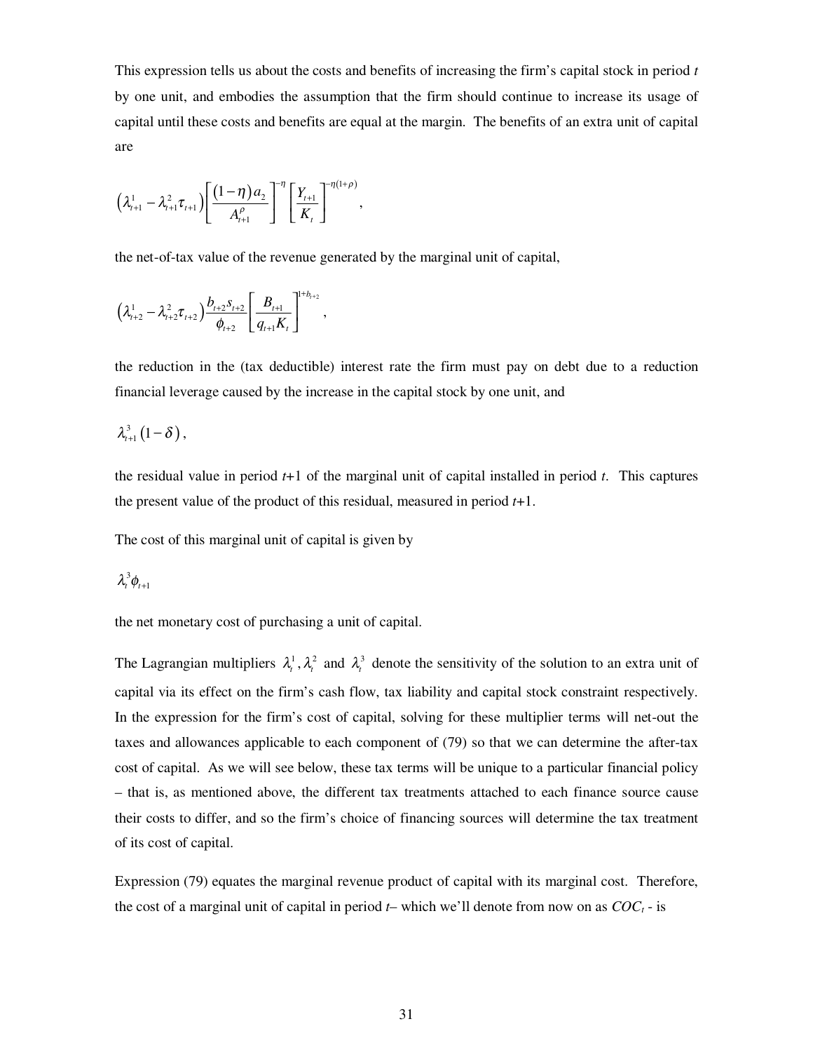This expression tells us about the costs and benefits of increasing the firm's capital stock in period $t$ by one unit, and embodies the assumption that the firm should continue to increase its usage of capital until these costs and benefits are equal at the margin. The benefits of an extra unit of capital are

$$\left(\lambda_{t+1}^{1}-\lambda_{t+1}^{2}\tau_{t+1}\right)\left[\frac{(1-\eta)a_{2}}{A_{t+1}^{\rho}}\right]^{-\eta}\left[\frac{Y_{t+1}}{K_{t}}\right]^{-\eta(1+\rho)},$$

the net-of-tax value of the revenue generated by the marginal unit of capital,

$$\left(\lambda_{t+2}^{1}-\lambda_{t+2}^{2}\tau_{t+2}\right)\frac{b_{t+2}s_{t+2}}{\phi_{t+2}}\left[\frac{B_{t+1}}{q_{t+1}K_{t}}\right]^{1+b_{t+2}},$$

the reduction in the (tax deductible) interest rate the firm must pay on debt due to a reduction financial leverage caused by the increase in the capital stock by one unit, and

$$\lambda_{t+1}^{3}(1-\delta),$$

the residual value in period $t$+1 of the marginal unit of capital installed in period $t$. This captures the present value of the product of this residual, measured in period $t$+1.

The cost of this marginal unit of capital is given by

$$\lambda_{t}^{3}\phi_{t+1}$$

the net monetary cost of purchasing a unit of capital.

The Lagrangian multipliers $\lambda_t^1, \lambda_t^2$ and $\lambda_t^3$ denote the sensitivity of the solution to an extra unit of capital via its effect on the firm's cash flow, tax liability and capital stock constraint respectively. In the expression for the firm's cost of capital, solving for these multiplier terms will net-out the taxes and allowances applicable to each component of (79) so that we can determine the after-tax cost of capital. As we will see below, these tax terms will be unique to a particular financial policy – that is, as mentioned above, the different tax treatments attached to each finance source cause their costs to differ, and so the firm's choice of financing sources will determine the tax treatment of its cost of capital.

Expression (79) equates the marginal revenue product of capital with its marginal cost. Therefore, the cost of a marginal unit of capital in period $t$– which we'll denote from now on as $COC_t$ - is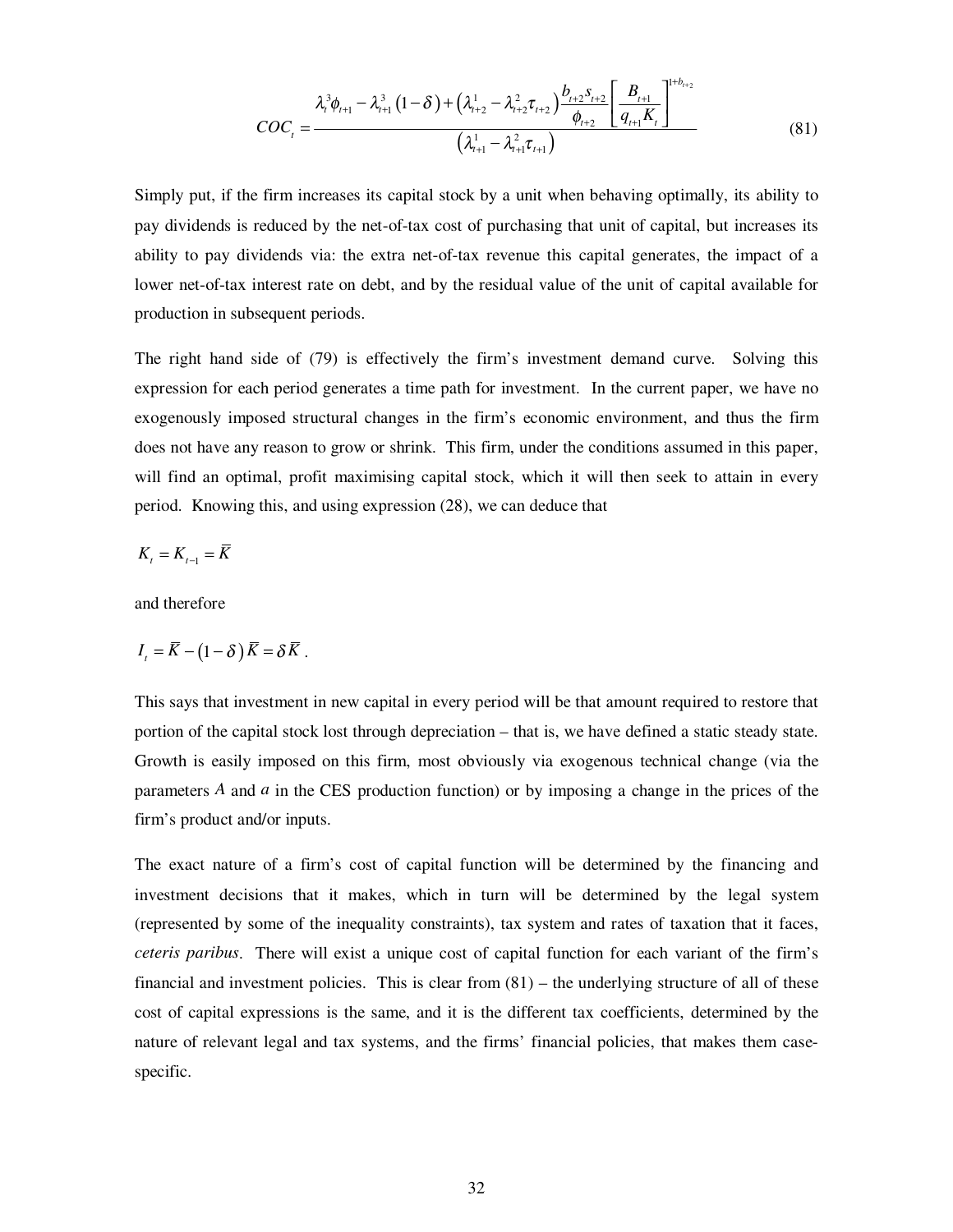$$COC_t = \frac{\lambda_t^3 \phi_{t+1} - \lambda_{t+1}^3 (1-\delta) + \left(\lambda_{t+2}^1 - \lambda_{t+2}^2 \tau_{t+2}\right) \frac{b_{t+2} s_{t+2}}{\phi_{t+2}} \left[\frac{B_{t+1}}{q_{t+1} K_t}\right]^{1+b_{t+2}}}{\left(\lambda_{t+1}^1 - \lambda_{t+1}^2 \tau_{t+1}\right)} \tag{81}$$

Simply put, if the firm increases its capital stock by a unit when behaving optimally, its ability to pay dividends is reduced by the net-of-tax cost of purchasing that unit of capital, but increases its ability to pay dividends via: the extra net-of-tax revenue this capital generates, the impact of a lower net-of-tax interest rate on debt, and by the residual value of the unit of capital available for production in subsequent periods.

The right hand side of (79) is effectively the firm's investment demand curve. Solving this expression for each period generates a time path for investment. In the current paper, we have no exogenously imposed structural changes in the firm's economic environment, and thus the firm does not have any reason to grow or shrink. This firm, under the conditions assumed in this paper, will find an optimal, profit maximising capital stock, which it will then seek to attain in every period. Knowing this, and using expression (28), we can deduce that

$$K_t = K_{t-1} = \bar{K}$$

and therefore

$$I_t = \bar{K} - (1-\delta)\bar{K} = \delta \bar{K}.$$

This says that investment in new capital in every period will be that amount required to restore that portion of the capital stock lost through depreciation – that is, we have defined a static steady state. Growth is easily imposed on this firm, most obviously via exogenous technical change (via the parameters $A$ and $a$ in the CES production function) or by imposing a change in the prices of the firm's product and/or inputs.

The exact nature of a firm's cost of capital function will be determined by the financing and investment decisions that it makes, which in turn will be determined by the legal system (represented by some of the inequality constraints), tax system and rates of taxation that it faces, *ceteris paribus*. There will exist a unique cost of capital function for each variant of the firm's financial and investment policies. This is clear from (81) – the underlying structure of all of these cost of capital expressions is the same, and it is the different tax coefficients, determined by the nature of relevant legal and tax systems, and the firms' financial policies, that makes them case-specific.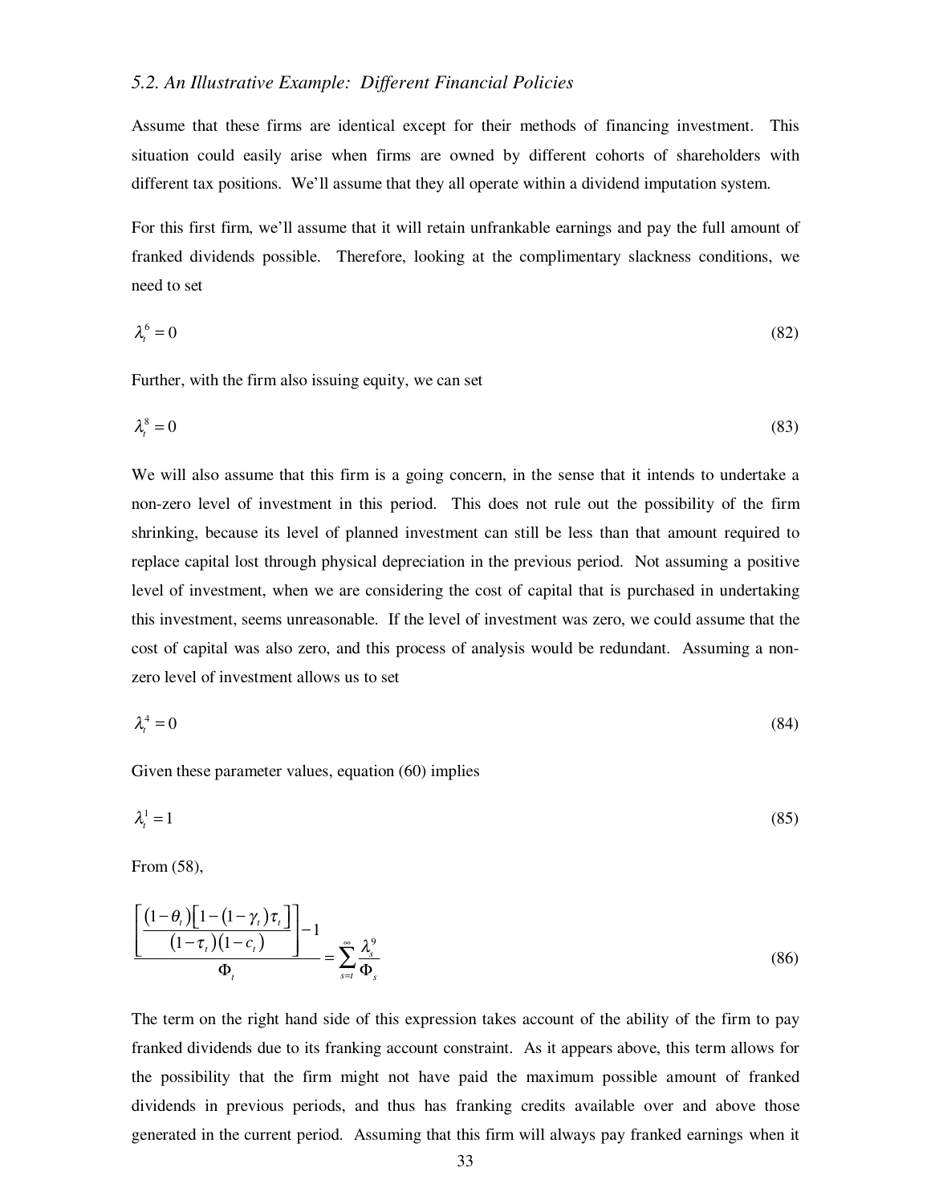### *5.2. An Illustrative Example: Different Financial Policies*

Assume that these firms are identical except for their methods of financing investment. This situation could easily arise when firms are owned by different cohorts of shareholders with different tax positions. We'll assume that they all operate within a dividend imputation system.

For this first firm, we'll assume that it will retain unfrankable earnings and pay the full amount of franked dividends possible. Therefore, looking at the complimentary slackness conditions, we need to set

$$\lambda_t^6 = 0 \tag{82}$$

Further, with the firm also issuing equity, we can set

$$\lambda_t^8 = 0 \tag{83}$$

We will also assume that this firm is a going concern, in the sense that it intends to undertake a non-zero level of investment in this period. This does not rule out the possibility of the firm shrinking, because its level of planned investment can still be less than that amount required to replace capital lost through physical depreciation in the previous period. Not assuming a positive level of investment, when we are considering the cost of capital that is purchased in undertaking this investment, seems unreasonable. If the level of investment was zero, we could assume that the cost of capital was also zero, and this process of analysis would be redundant. Assuming a non-zero level of investment allows us to set

$$\lambda_t^4 = 0 \tag{84}$$

Given these parameter values, equation (60) implies

$$\lambda_t^1 = 1 \tag{85}$$

From (58),

$$\frac{\left[\dfrac{(1-\theta_t)\left[1-(1-\gamma_t)\tau_t\right]}{(1-\tau_t)(1-c_t)}\right]-1}{\Phi_t} = \sum_{s=t}^{\infty} \frac{\lambda_s^9}{\Phi_s} \tag{86}$$

The term on the right hand side of this expression takes account of the ability of the firm to pay franked dividends due to its franking account constraint. As it appears above, this term allows for the possibility that the firm might not have paid the maximum possible amount of franked dividends in previous periods, and thus has franking credits available over and above those generated in the current period. Assuming that this firm will always pay franked earnings when it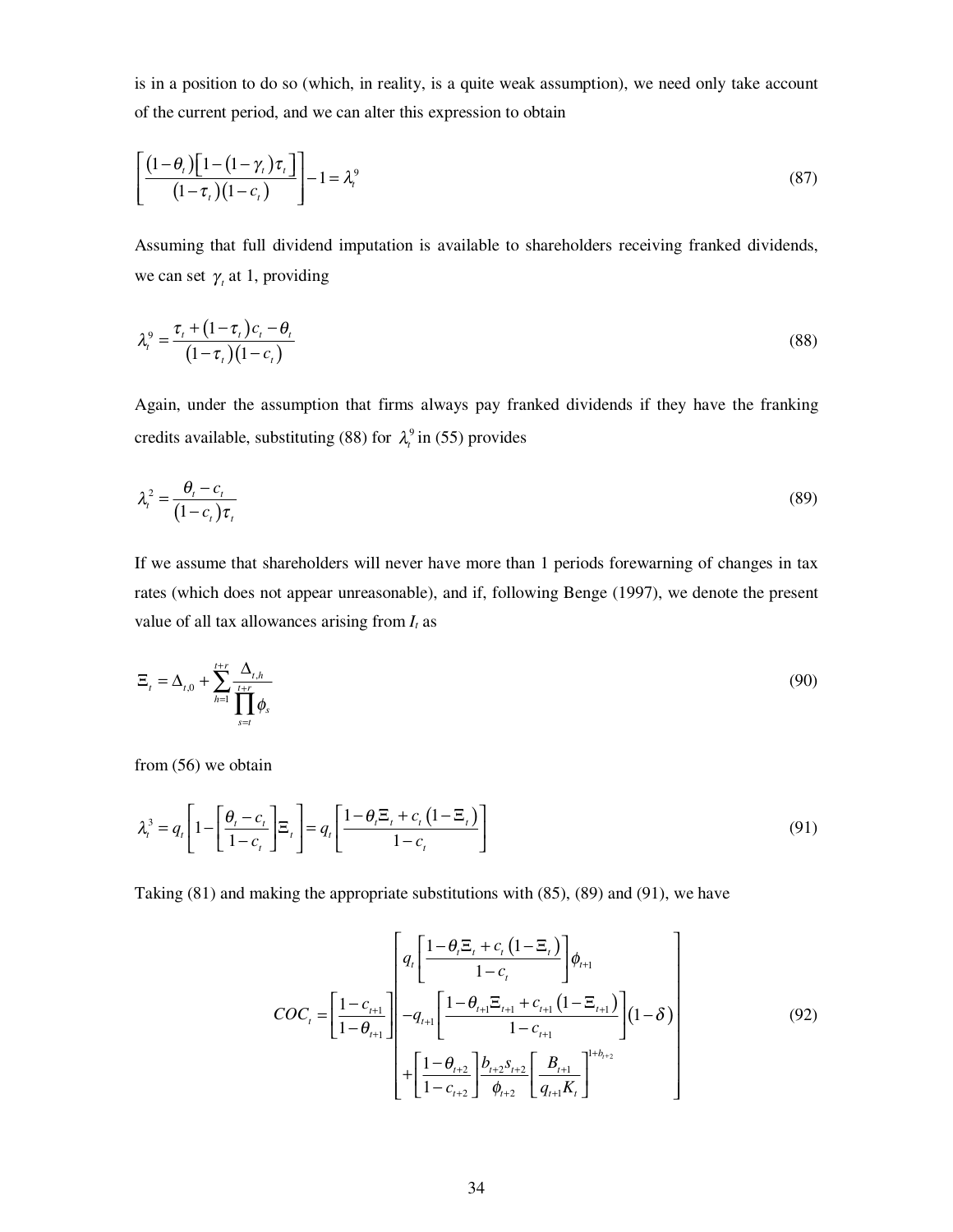is in a position to do so (which, in reality, is a quite weak assumption), we need only take account of the current period, and we can alter this expression to obtain

$$\left[\frac{(1-\theta_t)\left[1-(1-\gamma_t)\tau_t\right]}{(1-\tau_t)(1-c_t)}\right]-1=\lambda_t^9 \tag{87}$$

Assuming that full dividend imputation is available to shareholders receiving franked dividends, we can set $\gamma_t$ at 1, providing

$$\lambda_t^9=\frac{\tau_t+(1-\tau_t)c_t-\theta_t}{(1-\tau_t)(1-c_t)} \tag{88}$$

Again, under the assumption that firms always pay franked dividends if they have the franking credits available, substituting (88) for $\lambda_t^9$ in (55) provides

$$\lambda_t^2=\frac{\theta_t-c_t}{(1-c_t)\tau_t} \tag{89}$$

If we assume that shareholders will never have more than 1 periods forewarning of changes in tax rates (which does not appear unreasonable), and if, following Benge (1997), we denote the present value of all tax allowances arising from $I_t$ as

$$\Xi_t=\Delta_{t,0}+\sum_{h=1}^{t+r}\frac{\Delta_{t,h}}{\prod_{s=t}^{t+r}\phi_s} \tag{90}$$

from (56) we obtain

$$\lambda_t^3=q_t\left[1-\left[\frac{\theta_t-c_t}{1-c_t}\right]\Xi_t\right]=q_t\left[\frac{1-\theta_t\Xi_t+c_t(1-\Xi_t)}{1-c_t}\right] \tag{91}$$

Taking (81) and making the appropriate substitutions with (85), (89) and (91), we have

$$COC_t=\left[\frac{1-c_{t+1}}{1-\theta_{t+1}}\right]\left[\begin{array}{l} q_t\left[\dfrac{1-\theta_t\Xi_t+c_t(1-\Xi_t)}{1-c_t}\right]\phi_{t+1} \\ -q_{t+1}\left[\dfrac{1-\theta_{t+1}\Xi_{t+1}+c_{t+1}(1-\Xi_{t+1})}{1-c_{t+1}}\right](1-\delta) \\ +\left[\dfrac{1-\theta_{t+2}}{1-c_{t+2}}\right]\dfrac{b_{t+2}s_{t+2}}{\phi_{t+2}}\left[\dfrac{B_{t+1}}{q_{t+1}K_t}\right]^{1+b_{t+2}} \end{array}\right] \tag{92}$$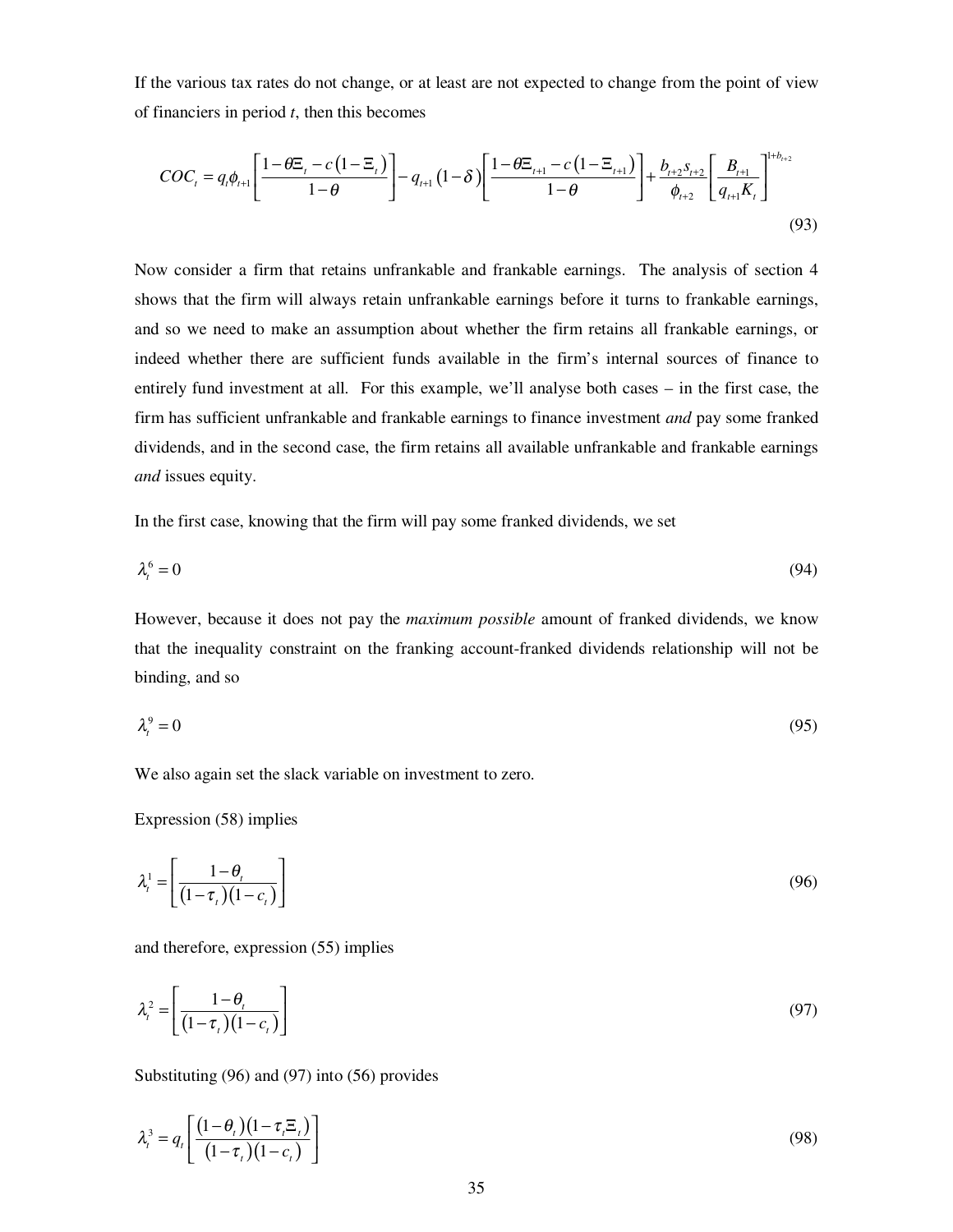If the various tax rates do not change, or at least are not expected to change from the point of view of financiers in period *t*, then this becomes

$$COC_t = q_t\phi_{t+1}\left[\frac{1-\theta\Xi_t - c\left(1-\Xi_t\right)}{1-\theta}\right] - q_{t+1}\left(1-\delta\right)\left[\frac{1-\theta\Xi_{t+1} - c\left(1-\Xi_{t+1}\right)}{1-\theta}\right] + \frac{b_{t+2}s_{t+2}}{\phi_{t+2}}\left[\frac{B_{t+1}}{q_{t+1}K_t}\right]^{1+b_{t+2}} \tag{93}$$

Now consider a firm that retains unfrankable and frankable earnings. The analysis of section 4 shows that the firm will always retain unfrankable earnings before it turns to frankable earnings, and so we need to make an assumption about whether the firm retains all frankable earnings, or indeed whether there are sufficient funds available in the firm's internal sources of finance to entirely fund investment at all. For this example, we'll analyse both cases – in the first case, the firm has sufficient unfrankable and frankable earnings to finance investment *and* pay some franked dividends, and in the second case, the firm retains all available unfrankable and frankable earnings *and* issues equity.

In the first case, knowing that the firm will pay some franked dividends, we set

$$\lambda_t^6 = 0 \tag{94}$$

However, because it does not pay the *maximum possible* amount of franked dividends, we know that the inequality constraint on the franking account-franked dividends relationship will not be binding, and so

$$\lambda_t^9 = 0 \tag{95}$$

We also again set the slack variable on investment to zero.

Expression (58) implies

$$\lambda_t^1 = \left[\frac{1-\theta_t}{\left(1-\tau_t\right)\left(1-c_t\right)}\right] \tag{96}$$

and therefore, expression (55) implies

$$\lambda_t^2 = \left[\frac{1-\theta_t}{\left(1-\tau_t\right)\left(1-c_t\right)}\right] \tag{97}$$

Substituting (96) and (97) into (56) provides

$$\lambda_t^3 = q_t\left[\frac{\left(1-\theta_t\right)\left(1-\tau_t\Xi_t\right)}{\left(1-\tau_t\right)\left(1-c_t\right)}\right] \tag{98}$$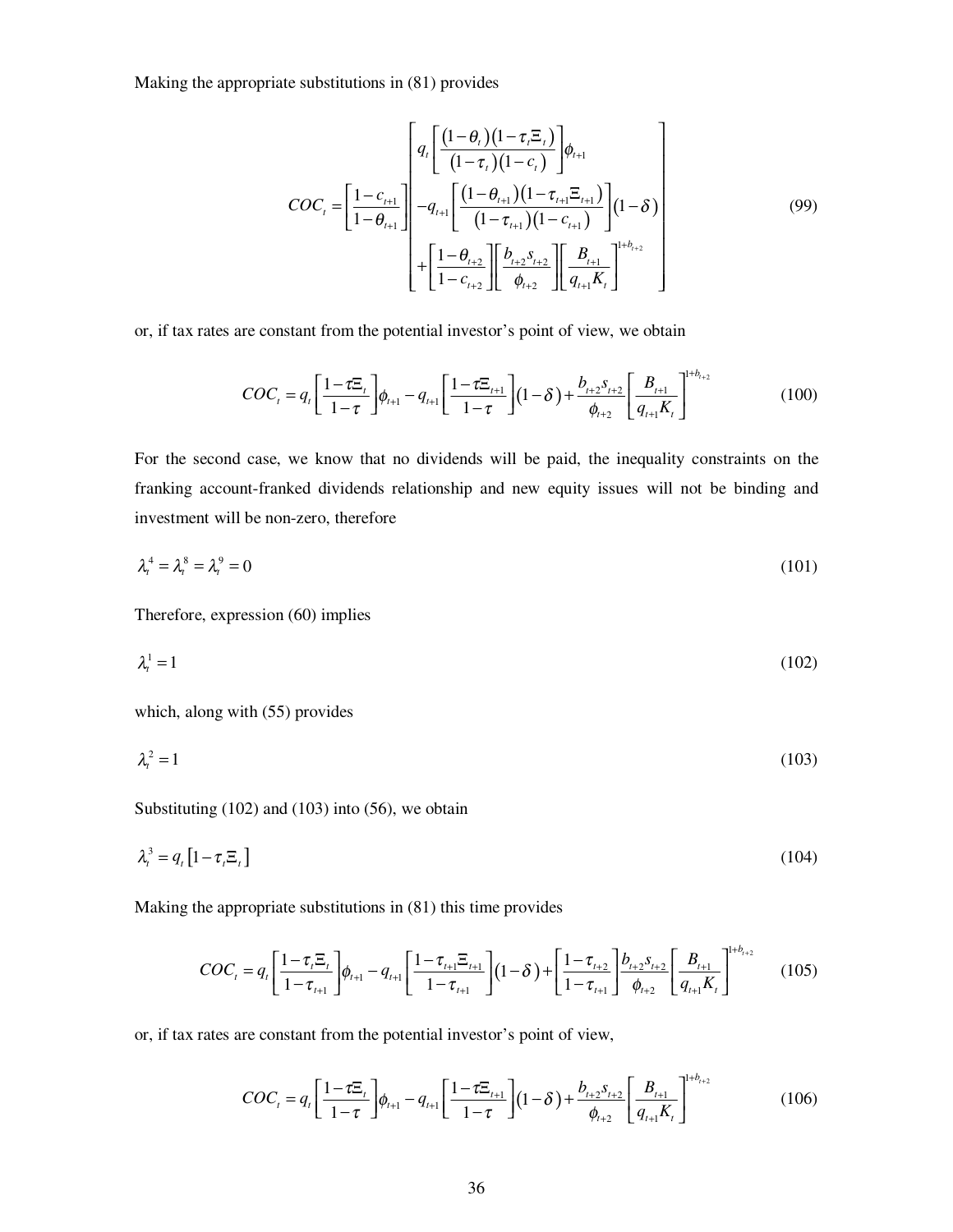Making the appropriate substitutions in (81) provides

$$COC_t = \left[\frac{1-c_{t+1}}{1-\theta_{t+1}}\right] \left[\begin{array}{l} q_t \left[\dfrac{(1-\theta_t)(1-\tau_t \Xi_t)}{(1-\tau_t)(1-c_t)}\right]\phi_{t+1} \\ -q_{t+1}\left[\dfrac{(1-\theta_{t+1})(1-\tau_{t+1}\Xi_{t+1})}{(1-\tau_{t+1})(1-c_{t+1})}\right](1-\delta) \\ +\left[\dfrac{1-\theta_{t+2}}{1-c_{t+2}}\right]\left[\dfrac{b_{t+2}s_{t+2}}{\phi_{t+2}}\right]\left[\dfrac{B_{t+1}}{q_{t+1}K_t}\right]^{1+b_{t+2}} \end{array}\right] \tag{99}$$

or, if tax rates are constant from the potential investor's point of view, we obtain

$$COC_t = q_t \left[\frac{1-\tau\Xi_t}{1-\tau}\right]\phi_{t+1} - q_{t+1}\left[\frac{1-\tau\Xi_{t+1}}{1-\tau}\right](1-\delta) + \frac{b_{t+2}s_{t+2}}{\phi_{t+2}}\left[\frac{B_{t+1}}{q_{t+1}K_t}\right]^{1+b_{t+2}} \tag{100}$$

For the second case, we know that no dividends will be paid, the inequality constraints on the franking account-franked dividends relationship and new equity issues will not be binding and investment will be non-zero, therefore

$$\lambda_t^4 = \lambda_t^8 = \lambda_t^9 = 0 \tag{101}$$

Therefore, expression (60) implies

$$\lambda_t^1 = 1 \tag{102}$$

which, along with (55) provides

$$\lambda_t^2 = 1 \tag{103}$$

Substituting (102) and (103) into (56), we obtain

$$\lambda_t^3 = q_t\left[1-\tau_t\Xi_t\right] \tag{104}$$

Making the appropriate substitutions in (81) this time provides

$$COC_t = q_t \left[\frac{1-\tau_t\Xi_t}{1-\tau_{t+1}}\right]\phi_{t+1} - q_{t+1}\left[\frac{1-\tau_{t+1}\Xi_{t+1}}{1-\tau_{t+1}}\right](1-\delta) + \left[\frac{1-\tau_{t+2}}{1-\tau_{t+1}}\right]\frac{b_{t+2}s_{t+2}}{\phi_{t+2}}\left[\frac{B_{t+1}}{q_{t+1}K_t}\right]^{1+b_{t+2}} \tag{105}$$

or, if tax rates are constant from the potential investor's point of view,

$$COC_t = q_t \left[\frac{1-\tau\Xi_t}{1-\tau}\right]\phi_{t+1} - q_{t+1}\left[\frac{1-\tau\Xi_{t+1}}{1-\tau}\right](1-\delta) + \frac{b_{t+2}s_{t+2}}{\phi_{t+2}}\left[\frac{B_{t+1}}{q_{t+1}K_t}\right]^{1+b_{t+2}} \tag{106}$$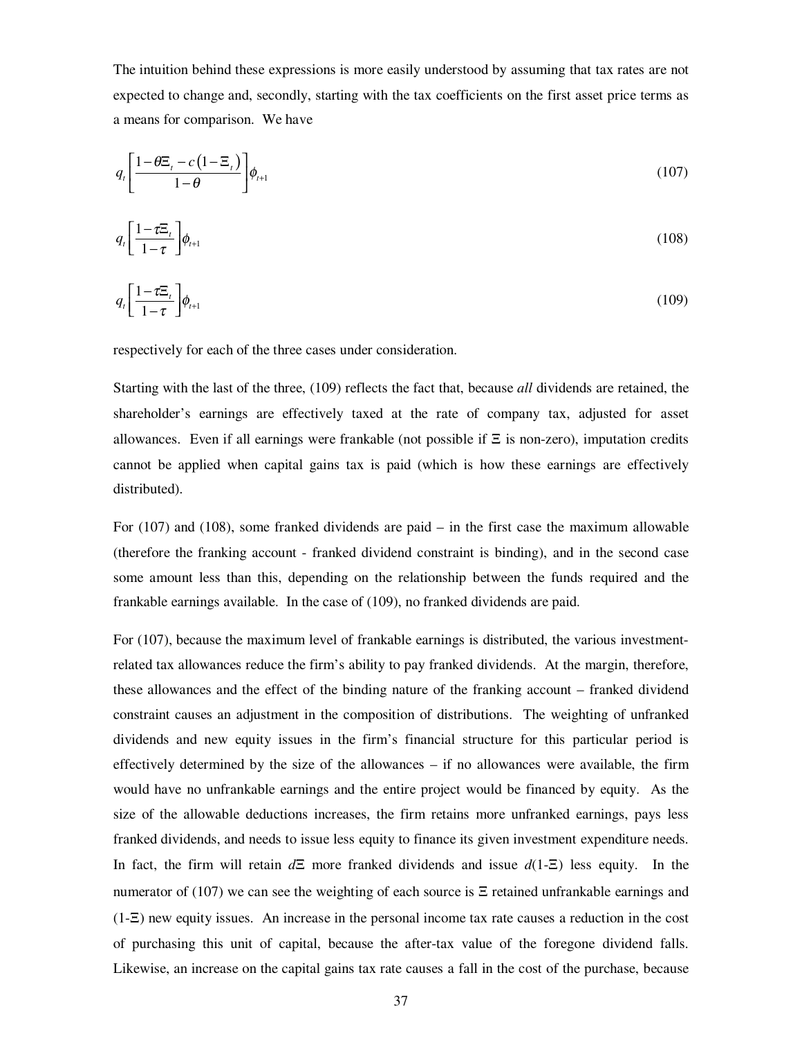The intuition behind these expressions is more easily understood by assuming that tax rates are not expected to change and, secondly, starting with the tax coefficients on the first asset price terms as a means for comparison. We have

$$q_t \left[ \frac{1 - \theta \Xi_t - c\left(1 - \Xi_t\right)}{1 - \theta} \right] \phi_{t+1} \tag{107}$$

$$q_t \left[ \frac{1 - \tau \Xi_t}{1 - \tau} \right] \phi_{t+1} \tag{108}$$

$$q_t \left[ \frac{1 - \tau \Xi_t}{1 - \tau} \right] \phi_{t+1} \tag{109}$$

respectively for each of the three cases under consideration.

Starting with the last of the three, (109) reflects the fact that, because *all* dividends are retained, the shareholder's earnings are effectively taxed at the rate of company tax, adjusted for asset allowances. Even if all earnings were frankable (not possible if $\Xi$ is non-zero), imputation credits cannot be applied when capital gains tax is paid (which is how these earnings are effectively distributed).

For (107) and (108), some franked dividends are paid – in the first case the maximum allowable (therefore the franking account - franked dividend constraint is binding), and in the second case some amount less than this, depending on the relationship between the funds required and the frankable earnings available. In the case of (109), no franked dividends are paid.

For (107), because the maximum level of frankable earnings is distributed, the various investment-related tax allowances reduce the firm's ability to pay franked dividends. At the margin, therefore, these allowances and the effect of the binding nature of the franking account – franked dividend constraint causes an adjustment in the composition of distributions. The weighting of unfranked dividends and new equity issues in the firm's financial structure for this particular period is effectively determined by the size of the allowances – if no allowances were available, the firm would have no unfrankable earnings and the entire project would be financed by equity. As the size of the allowable deductions increases, the firm retains more unfranked earnings, pays less franked dividends, and needs to issue less equity to finance its given investment expenditure needs. In fact, the firm will retain $d\Xi$ more franked dividends and issue $d(1\text{-}\Xi)$ less equity. In the numerator of (107) we can see the weighting of each source is $\Xi$ retained unfrankable earnings and $(1\text{-}\Xi)$ new equity issues. An increase in the personal income tax rate causes a reduction in the cost of purchasing this unit of capital, because the after-tax value of the foregone dividend falls. Likewise, an increase on the capital gains tax rate causes a fall in the cost of the purchase, because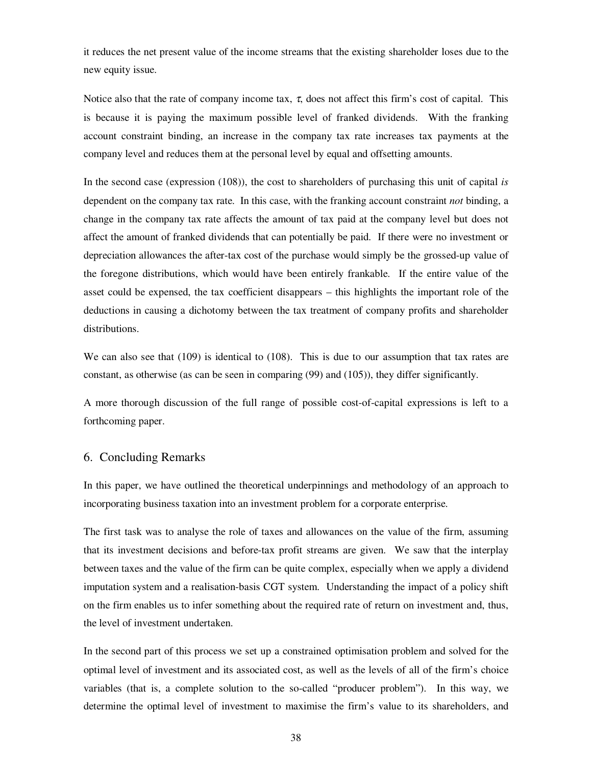it reduces the net present value of the income streams that the existing shareholder loses due to the new equity issue.

Notice also that the rate of company income tax, $\tau$, does not affect this firm's cost of capital. This is because it is paying the maximum possible level of franked dividends. With the franking account constraint binding, an increase in the company tax rate increases tax payments at the company level and reduces them at the personal level by equal and offsetting amounts.

In the second case (expression (108)), the cost to shareholders of purchasing this unit of capital *is* dependent on the company tax rate. In this case, with the franking account constraint *not* binding, a change in the company tax rate affects the amount of tax paid at the company level but does not affect the amount of franked dividends that can potentially be paid. If there were no investment or depreciation allowances the after-tax cost of the purchase would simply be the grossed-up value of the foregone distributions, which would have been entirely frankable. If the entire value of the asset could be expensed, the tax coefficient disappears – this highlights the important role of the deductions in causing a dichotomy between the tax treatment of company profits and shareholder distributions.

We can also see that (109) is identical to (108). This is due to our assumption that tax rates are constant, as otherwise (as can be seen in comparing (99) and (105)), they differ significantly.

A more thorough discussion of the full range of possible cost-of-capital expressions is left to a forthcoming paper.

## 6. Concluding Remarks

In this paper, we have outlined the theoretical underpinnings and methodology of an approach to incorporating business taxation into an investment problem for a corporate enterprise.

The first task was to analyse the role of taxes and allowances on the value of the firm, assuming that its investment decisions and before-tax profit streams are given. We saw that the interplay between taxes and the value of the firm can be quite complex, especially when we apply a dividend imputation system and a realisation-basis CGT system. Understanding the impact of a policy shift on the firm enables us to infer something about the required rate of return on investment and, thus, the level of investment undertaken.

In the second part of this process we set up a constrained optimisation problem and solved for the optimal level of investment and its associated cost, as well as the levels of all of the firm's choice variables (that is, a complete solution to the so-called "producer problem"). In this way, we determine the optimal level of investment to maximise the firm's value to its shareholders, and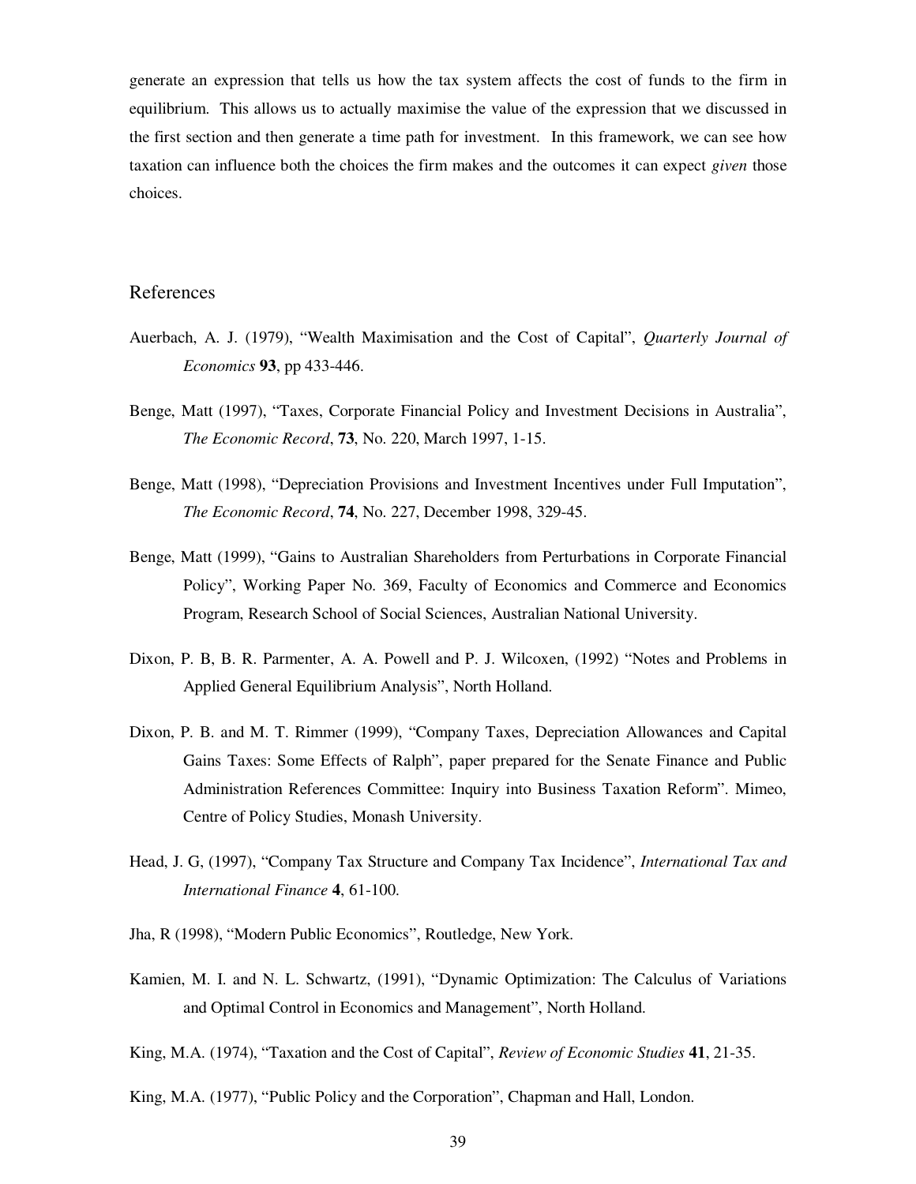generate an expression that tells us how the tax system affects the cost of funds to the firm in equilibrium. This allows us to actually maximise the value of the expression that we discussed in the first section and then generate a time path for investment. In this framework, we can see how taxation can influence both the choices the firm makes and the outcomes it can expect *given* those choices.

## References

Auerbach, A. J. (1979), "Wealth Maximisation and the Cost of Capital", *Quarterly Journal of Economics* **93**, pp 433-446.

Benge, Matt (1997), "Taxes, Corporate Financial Policy and Investment Decisions in Australia", *The Economic Record*, **73**, No. 220, March 1997, 1-15.

Benge, Matt (1998), "Depreciation Provisions and Investment Incentives under Full Imputation", *The Economic Record*, **74**, No. 227, December 1998, 329-45.

Benge, Matt (1999), "Gains to Australian Shareholders from Perturbations in Corporate Financial Policy", Working Paper No. 369, Faculty of Economics and Commerce and Economics Program, Research School of Social Sciences, Australian National University.

Dixon, P. B, B. R. Parmenter, A. A. Powell and P. J. Wilcoxen, (1992) "Notes and Problems in Applied General Equilibrium Analysis", North Holland.

Dixon, P. B. and M. T. Rimmer (1999), "Company Taxes, Depreciation Allowances and Capital Gains Taxes: Some Effects of Ralph", paper prepared for the Senate Finance and Public Administration References Committee: Inquiry into Business Taxation Reform". Mimeo, Centre of Policy Studies, Monash University.

Head, J. G, (1997), "Company Tax Structure and Company Tax Incidence", *International Tax and International Finance* **4**, 61-100.

Jha, R (1998), "Modern Public Economics", Routledge, New York.

Kamien, M. I. and N. L. Schwartz, (1991), "Dynamic Optimization: The Calculus of Variations and Optimal Control in Economics and Management", North Holland.

King, M.A. (1974), "Taxation and the Cost of Capital", *Review of Economic Studies* **41**, 21-35.

King, M.A. (1977), "Public Policy and the Corporation", Chapman and Hall, London.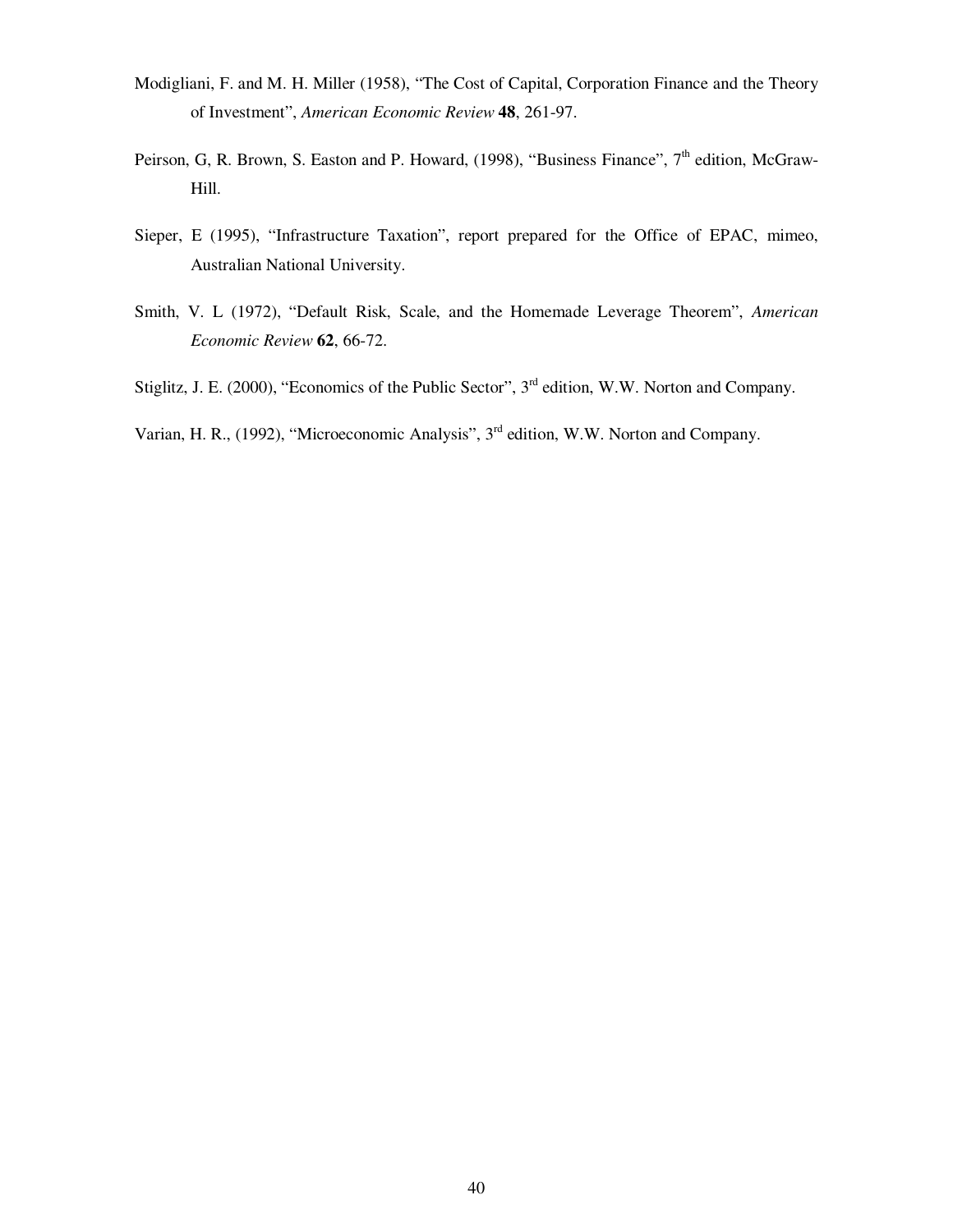Modigliani, F. and M. H. Miller (1958), "The Cost of Capital, Corporation Finance and the Theory of Investment", *American Economic Review* **48**, 261-97.

Peirson, G, R. Brown, S. Easton and P. Howard, (1998), "Business Finance", 7th edition, McGraw-Hill.

Sieper, E (1995), "Infrastructure Taxation", report prepared for the Office of EPAC, mimeo, Australian National University.

Smith, V. L (1972), "Default Risk, Scale, and the Homemade Leverage Theorem", *American Economic Review* **62**, 66-72.

Stiglitz, J. E. (2000), "Economics of the Public Sector", 3rd edition, W.W. Norton and Company.

Varian, H. R., (1992), "Microeconomic Analysis", 3rd edition, W.W. Norton and Company.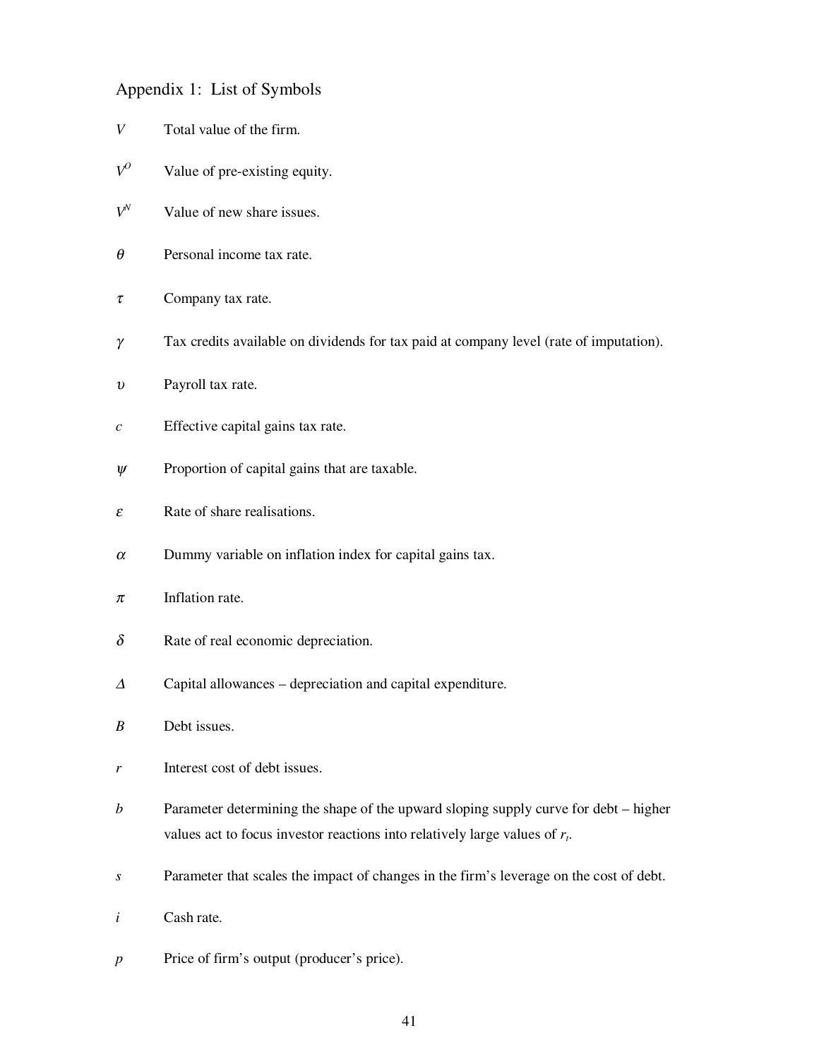## Appendix 1: List of Symbols

$V$ Total value of the firm.

$V^O$ Value of pre-existing equity.

$V^N$ Value of new share issues.

$\theta$ Personal income tax rate.

$\tau$ Company tax rate.

$\gamma$ Tax credits available on dividends for tax paid at company level (rate of imputation).

$\upsilon$ Payroll tax rate.

$c$ Effective capital gains tax rate.

$\psi$ Proportion of capital gains that are taxable.

$\varepsilon$ Rate of share realisations.

$\alpha$ Dummy variable on inflation index for capital gains tax.

$\pi$ Inflation rate.

$\delta$ Rate of real economic depreciation.

$\Delta$ Capital allowances – depreciation and capital expenditure.

$B$ Debt issues.

$r$ Interest cost of debt issues.

$b$ Parameter determining the shape of the upward sloping supply curve for debt – higher values act to focus investor reactions into relatively large values of $r_t$.

$s$ Parameter that scales the impact of changes in the firm's leverage on the cost of debt.

$i$ Cash rate.

$p$ Price of firm's output (producer's price).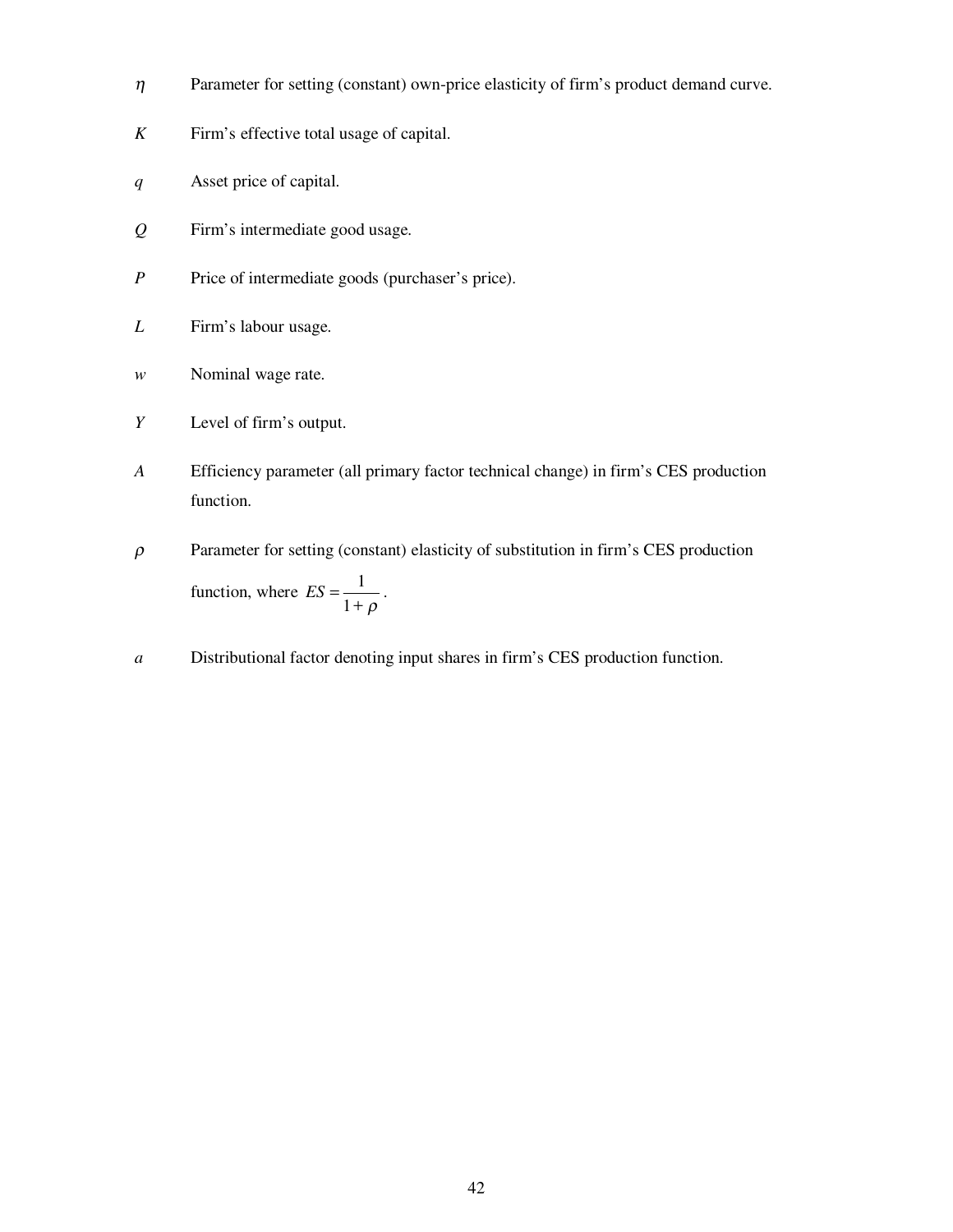$\eta$ Parameter for setting (constant) own-price elasticity of firm's product demand curve.

$K$ Firm's effective total usage of capital.

$q$ Asset price of capital.

$Q$ Firm's intermediate good usage.

$P$ Price of intermediate goods (purchaser's price).

$L$ Firm's labour usage.

$w$ Nominal wage rate.

$Y$ Level of firm's output.

$A$ Efficiency parameter (all primary factor technical change) in firm's CES production function.

$\rho$ Parameter for setting (constant) elasticity of substitution in firm's CES production function, where $ES = \dfrac{1}{1+\rho}$.

$a$ Distributional factor denoting input shares in firm's CES production function.